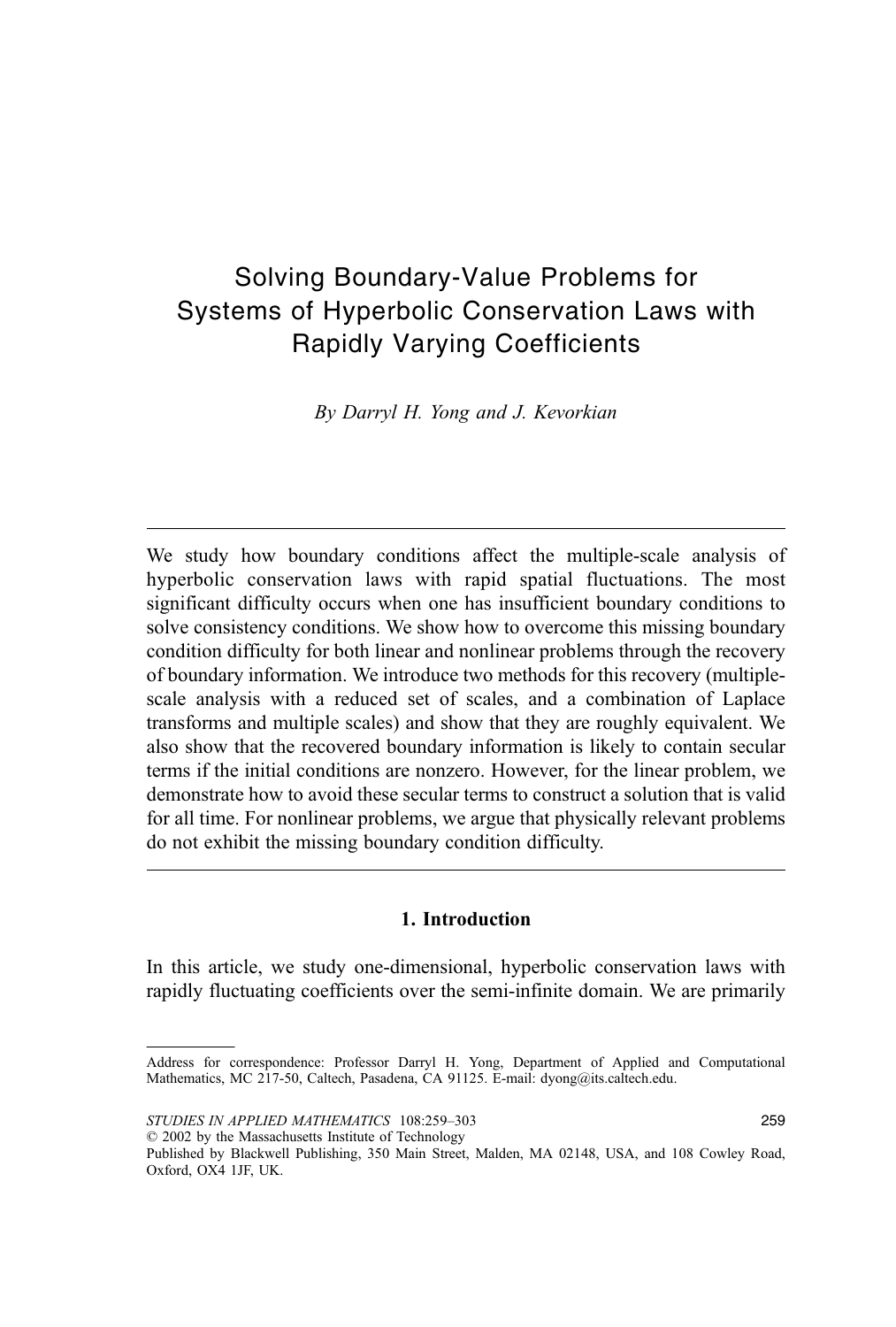# Solving Boundary-Value Problems for Systems of Hyperbolic Conservation Laws with Rapidly Varying Coefficients

*By Darryl H. Yong and J. Kevorkian*

---

We study how boundary conditions affect the multiple-scale analysis of hyperbolic conservation laws with rapid spatial fluctuations. The most significant difficulty occurs when one has insufficient boundary conditions to solve consistency conditions. We show how to overcome this missing boundary condition difficulty for both linear and nonlinear problems through the recovery of boundary information. We introduce two methods for this recovery (multiple-scale analysis with a reduced set of scales, and a combination of Laplace transforms and multiple scales) and show that they are roughly equivalent. We also show that the recovered boundary information is likely to contain secular terms if the initial conditions are nonzero. However, for the linear problem, we demonstrate how to avoid these secular terms to construct a solution that is valid for all time. For nonlinear problems, we argue that physically relevant problems do not exhibit the missing boundary condition difficulty.

---

## 1. Introduction

In this article, we study one-dimensional, hyperbolic conservation laws with rapidly fluctuating coefficients over the semi-infinite domain. We are primarily

---

Address for correspondence: Professor Darryl H. Yong, Department of Applied and Computational Mathematics, MC 217-50, Caltech, Pasadena, CA 91125. E-mail: dyong@its.caltech.edu.

© 2002 by the Massachusetts Institute of Technology

Published by Blackwell Publishing, 350 Main Street, Malden, MA 02148, USA, and 108 Cowley Road, Oxford, OX4 1JF, UK.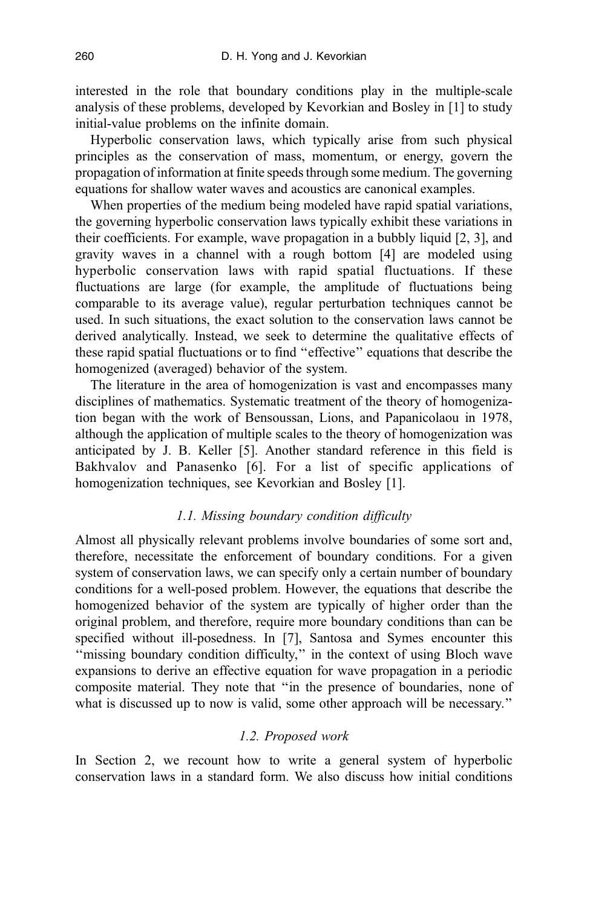interested in the role that boundary conditions play in the multiple-scale analysis of these problems, developed by Kevorkian and Bosley in [1] to study initial-value problems on the infinite domain.

Hyperbolic conservation laws, which typically arise from such physical principles as the conservation of mass, momentum, or energy, govern the propagation of information at finite speeds through some medium. The governing equations for shallow water waves and acoustics are canonical examples.

When properties of the medium being modeled have rapid spatial variations, the governing hyperbolic conservation laws typically exhibit these variations in their coefficients. For example, wave propagation in a bubbly liquid [2, 3], and gravity waves in a channel with a rough bottom [4] are modeled using hyperbolic conservation laws with rapid spatial fluctuations. If these fluctuations are large (for example, the amplitude of fluctuations being comparable to its average value), regular perturbation techniques cannot be used. In such situations, the exact solution to the conservation laws cannot be derived analytically. Instead, we seek to determine the qualitative effects of these rapid spatial fluctuations or to find "effective" equations that describe the homogenized (averaged) behavior of the system.

The literature in the area of homogenization is vast and encompasses many disciplines of mathematics. Systematic treatment of the theory of homogenization began with the work of Bensoussan, Lions, and Papanicolaou in 1978, although the application of multiple scales to the theory of homogenization was anticipated by J. B. Keller [5]. Another standard reference in this field is Bakhvalov and Panasenko [6]. For a list of specific applications of homogenization techniques, see Kevorkian and Bosley [1].

### *1.1. Missing boundary condition difficulty*

Almost all physically relevant problems involve boundaries of some sort and, therefore, necessitate the enforcement of boundary conditions. For a given system of conservation laws, we can specify only a certain number of boundary conditions for a well-posed problem. However, the equations that describe the homogenized behavior of the system are typically of higher order than the original problem, and therefore, require more boundary conditions than can be specified without ill-posedness. In [7], Santosa and Symes encounter this "missing boundary condition difficulty," in the context of using Bloch wave expansions to derive an effective equation for wave propagation in a periodic composite material. They note that "in the presence of boundaries, none of what is discussed up to now is valid, some other approach will be necessary."

### *1.2. Proposed work*

In Section 2, we recount how to write a general system of hyperbolic conservation laws in a standard form. We also discuss how initial conditions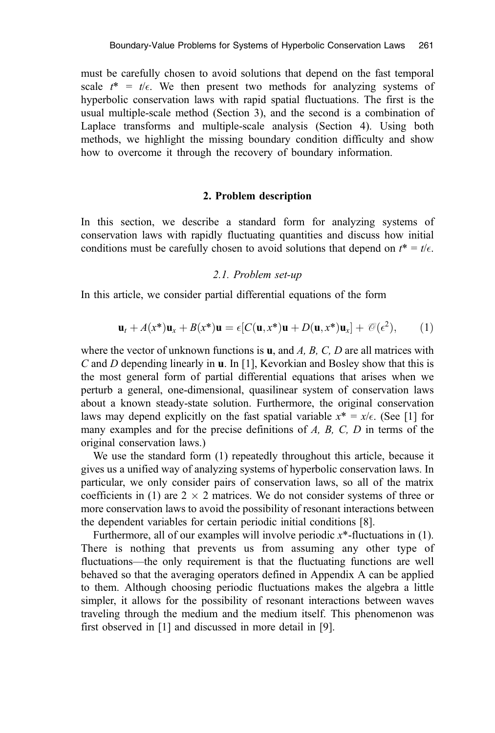must be carefully chosen to avoid solutions that depend on the fast temporal scale $t^* = t/\epsilon$. We then present two methods for analyzing systems of hyperbolic conservation laws with rapid spatial fluctuations. The first is the usual multiple-scale method (Section 3), and the second is a combination of Laplace transforms and multiple-scale analysis (Section 4). Using both methods, we highlight the missing boundary condition difficulty and show how to overcome it through the recovery of boundary information.

## 2. Problem description

In this section, we describe a standard form for analyzing systems of conservation laws with rapidly fluctuating quantities and discuss how initial conditions must be carefully chosen to avoid solutions that depend on $t^* = t/\epsilon$.

### 2.1. Problem set-up

In this article, we consider partial differential equations of the form

$$\mathbf{u}_t + A(x^*)\mathbf{u}_x + B(x^*)\mathbf{u} = \epsilon[C(\mathbf{u}, x^*)\mathbf{u} + D(\mathbf{u}, x^*)\mathbf{u}_x] + \mathcal{O}(\epsilon^2), \qquad (1)$$

where the vector of unknown functions is $\mathbf{u}$, and *A, B, C, D* are all matrices with *C* and *D* depending linearly in $\mathbf{u}$. In [1], Kevorkian and Bosley show that this is the most general form of partial differential equations that arises when we perturb a general, one-dimensional, quasilinear system of conservation laws about a known steady-state solution. Furthermore, the original conservation laws may depend explicitly on the fast spatial variable $x^* = x/\epsilon$. (See [1] for many examples and for the precise definitions of *A, B, C, D* in terms of the original conservation laws.)

We use the standard form (1) repeatedly throughout this article, because it gives us a unified way of analyzing systems of hyperbolic conservation laws. In particular, we only consider pairs of conservation laws, so all of the matrix coefficients in (1) are $2 \times 2$ matrices. We do not consider systems of three or more conservation laws to avoid the possibility of resonant interactions between the dependent variables for certain periodic initial conditions [8].

Furthermore, all of our examples will involve periodic $x^*$-fluctuations in (1). There is nothing that prevents us from assuming any other type of fluctuations—the only requirement is that the fluctuating functions are well behaved so that the averaging operators defined in Appendix A can be applied to them. Although choosing periodic fluctuations makes the algebra a little simpler, it allows for the possibility of resonant interactions between waves traveling through the medium and the medium itself. This phenomenon was first observed in [1] and discussed in more detail in [9].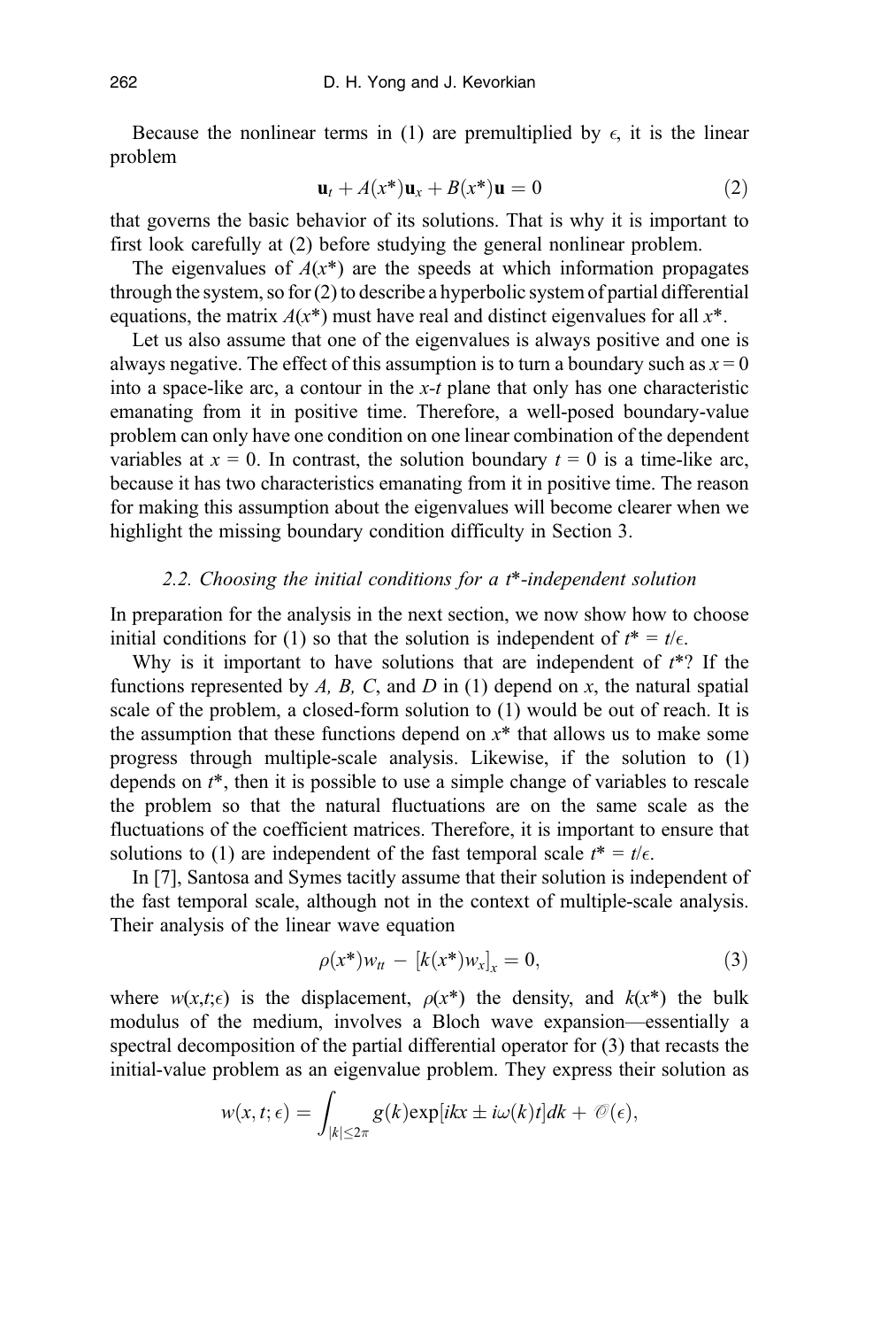Because the nonlinear terms in (1) are premultiplied by $\epsilon$, it is the linear problem

$$\mathbf{u}_t + A(x^*)\mathbf{u}_x + B(x^*)\mathbf{u} = 0 \tag{2}$$

that governs the basic behavior of its solutions. That is why it is important to first look carefully at (2) before studying the general nonlinear problem.

The eigenvalues of $A(x^*)$ are the speeds at which information propagates through the system, so for (2) to describe a hyperbolic system of partial differential equations, the matrix $A(x^*)$ must have real and distinct eigenvalues for all $x^*$.

Let us also assume that one of the eigenvalues is always positive and one is always negative. The effect of this assumption is to turn a boundary such as $x = 0$ into a space-like arc, a contour in the $x$-$t$ plane that only has one characteristic emanating from it in positive time. Therefore, a well-posed boundary-value problem can only have one condition on one linear combination of the dependent variables at $x = 0$. In contrast, the solution boundary $t = 0$ is a time-like arc, because it has two characteristics emanating from it in positive time. The reason for making this assumption about the eigenvalues will become clearer when we highlight the missing boundary condition difficulty in Section 3.

### 2.2. Choosing the initial conditions for a $t^*$-independent solution

In preparation for the analysis in the next section, we now show how to choose initial conditions for (1) so that the solution is independent of $t^* = t/\epsilon$.

Why is it important to have solutions that are independent of $t^*$? If the functions represented by $A$, $B$, $C$, and $D$ in (1) depend on $x$, the natural spatial scale of the problem, a closed-form solution to (1) would be out of reach. It is the assumption that these functions depend on $x^*$ that allows us to make some progress through multiple-scale analysis. Likewise, if the solution to (1) depends on $t^*$, then it is possible to use a simple change of variables to rescale the problem so that the natural fluctuations are on the same scale as the fluctuations of the coefficient matrices. Therefore, it is important to ensure that solutions to (1) are independent of the fast temporal scale $t^* = t/\epsilon$.

In [7], Santosa and Symes tacitly assume that their solution is independent of the fast temporal scale, although not in the context of multiple-scale analysis. Their analysis of the linear wave equation

$$\rho(x^*)w_{tt} - [k(x^*)w_x]_x = 0, \tag{3}$$

where $w(x,t;\epsilon)$ is the displacement, $\rho(x^*)$ the density, and $k(x^*)$ the bulk modulus of the medium, involves a Bloch wave expansion—essentially a spectral decomposition of the partial differential operator for (3) that recasts the initial-value problem as an eigenvalue problem. They express their solution as

$$w(x,t;\epsilon) = \int_{|k|\leq 2\pi} g(k)\exp[ikx \pm i\omega(k)t]dk + \mathcal{O}(\epsilon),$$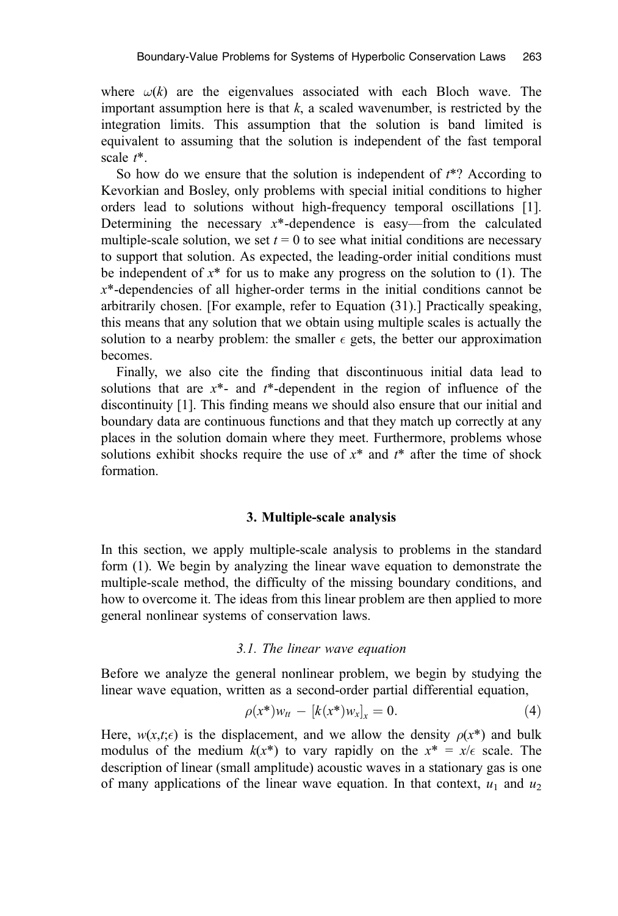where $\omega(k)$ are the eigenvalues associated with each Bloch wave. The important assumption here is that $k$, a scaled wavenumber, is restricted by the integration limits. This assumption that the solution is band limited is equivalent to assuming that the solution is independent of the fast temporal scale $t^*$.

So how do we ensure that the solution is independent of $t^*$? According to Kevorkian and Bosley, only problems with special initial conditions to higher orders lead to solutions without high-frequency temporal oscillations [1]. Determining the necessary $x^*$-dependence is easy—from the calculated multiple-scale solution, we set $t = 0$ to see what initial conditions are necessary to support that solution. As expected, the leading-order initial conditions must be independent of $x^*$ for us to make any progress on the solution to (1). The $x^*$-dependencies of all higher-order terms in the initial conditions cannot be arbitrarily chosen. [For example, refer to Equation (31).] Practically speaking, this means that any solution that we obtain using multiple scales is actually the solution to a nearby problem: the smaller $\epsilon$ gets, the better our approximation becomes.

Finally, we also cite the finding that discontinuous initial data lead to solutions that are $x^*$- and $t^*$-dependent in the region of influence of the discontinuity [1]. This finding means we should also ensure that our initial and boundary data are continuous functions and that they match up correctly at any places in the solution domain where they meet. Furthermore, problems whose solutions exhibit shocks require the use of $x^*$ and $t^*$ after the time of shock formation.

## 3. Multiple-scale analysis

In this section, we apply multiple-scale analysis to problems in the standard form (1). We begin by analyzing the linear wave equation to demonstrate the multiple-scale method, the difficulty of the missing boundary conditions, and how to overcome it. The ideas from this linear problem are then applied to more general nonlinear systems of conservation laws.

### *3.1. The linear wave equation*

Before we analyze the general nonlinear problem, we begin by studying the linear wave equation, written as a second-order partial differential equation,

$$\rho(x^*)w_{tt} - [k(x^*)w_x]_x = 0. \tag{4}$$

Here, $w(x,t;\epsilon)$ is the displacement, and we allow the density $\rho(x^*)$ and bulk modulus of the medium $k(x^*)$ to vary rapidly on the $x^* = x/\epsilon$ scale. The description of linear (small amplitude) acoustic waves in a stationary gas is one of many applications of the linear wave equation. In that context, $u_1$ and $u_2$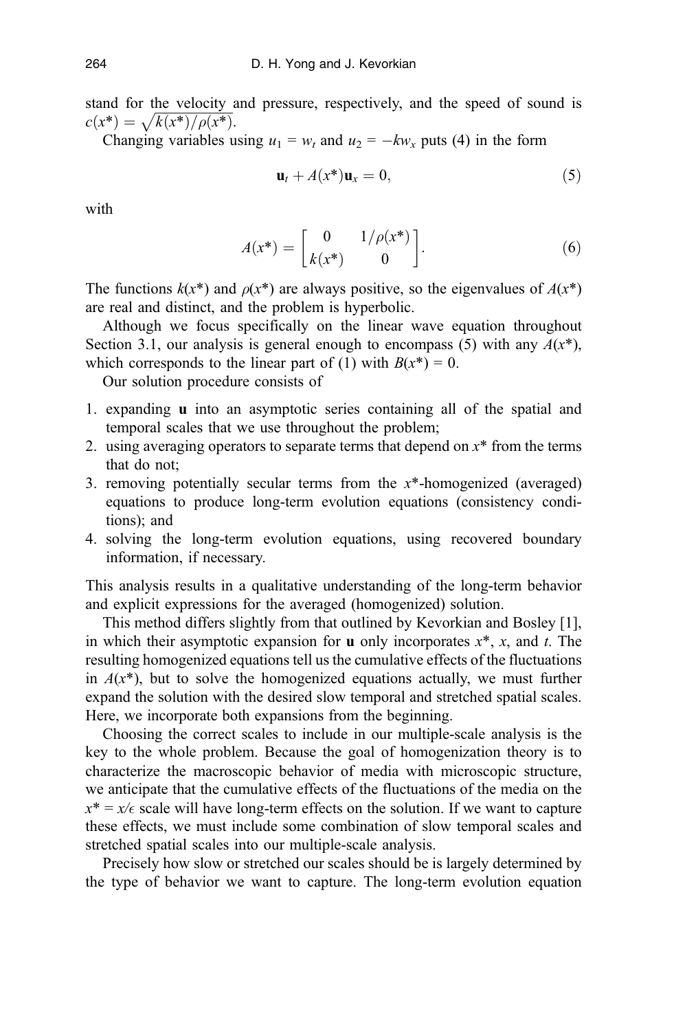stand for the velocity and pressure, respectively, and the speed of sound is $c(x^*) = \sqrt{k(x^*)/\rho(x^*)}$.

Changing variables using $u_1 = w_t$ and $u_2 = -kw_x$ puts (4) in the form

$$\mathbf{u}_t + A(x^*)\mathbf{u}_x = 0, \tag{5}$$

with

$$A(x^*) = \begin{bmatrix} 0 & 1/\rho(x^*) \\ k(x^*) & 0 \end{bmatrix}. \tag{6}$$

The functions $k(x^*)$ and $\rho(x^*)$ are always positive, so the eigenvalues of $A(x^*)$ are real and distinct, and the problem is hyperbolic.

Although we focus specifically on the linear wave equation throughout Section 3.1, our analysis is general enough to encompass (5) with any $A(x^*)$, which corresponds to the linear part of (1) with $B(x^*) = 0$.

Our solution procedure consists of

1. expanding $\mathbf{u}$ into an asymptotic series containing all of the spatial and temporal scales that we use throughout the problem;
2. using averaging operators to separate terms that depend on $x^*$ from the terms that do not;
3. removing potentially secular terms from the $x^*$-homogenized (averaged) equations to produce long-term evolution equations (consistency conditions); and
4. solving the long-term evolution equations, using recovered boundary information, if necessary.

This analysis results in a qualitative understanding of the long-term behavior and explicit expressions for the averaged (homogenized) solution.

This method differs slightly from that outlined by Kevorkian and Bosley [1], in which their asymptotic expansion for $\mathbf{u}$ only incorporates $x^*$, $x$, and $t$. The resulting homogenized equations tell us the cumulative effects of the fluctuations in $A(x^*)$, but to solve the homogenized equations actually, we must further expand the solution with the desired slow temporal and stretched spatial scales. Here, we incorporate both expansions from the beginning.

Choosing the correct scales to include in our multiple-scale analysis is the key to the whole problem. Because the goal of homogenization theory is to characterize the macroscopic behavior of media with microscopic structure, we anticipate that the cumulative effects of the fluctuations of the media on the $x^* = x/\epsilon$ scale will have long-term effects on the solution. If we want to capture these effects, we must include some combination of slow temporal scales and stretched spatial scales into our multiple-scale analysis.

Precisely how slow or stretched our scales should be is largely determined by the type of behavior we want to capture. The long-term evolution equation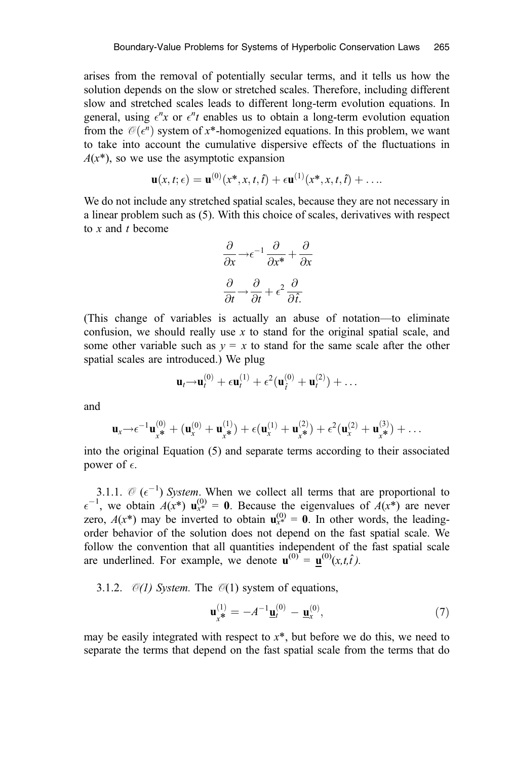arises from the removal of potentially secular terms, and it tells us how the solution depends on the slow or stretched scales. Therefore, including different slow and stretched scales leads to different long-term evolution equations. In general, using $\epsilon^n x$ or $\epsilon^n t$ enables us to obtain a long-term evolution equation from the $\mathcal{O}(\epsilon^n)$ system of $x^*$-homogenized equations. In this problem, we want to take into account the cumulative dispersive effects of the fluctuations in $A(x^*)$, so we use the asymptotic expansion

$$\mathbf{u}(x, t; \epsilon) = \mathbf{u}^{(0)}(x^*, x, t, \hat{t}) + \epsilon \mathbf{u}^{(1)}(x^*, x, t, \hat{t}) + \ldots.$$

We do not include any stretched spatial scales, because they are not necessary in a linear problem such as (5). With this choice of scales, derivatives with respect to $x$ and $t$ become

$$\frac{\partial}{\partial x} \to \epsilon^{-1} \frac{\partial}{\partial x^*} + \frac{\partial}{\partial x}$$

$$\frac{\partial}{\partial t} \to \frac{\partial}{\partial t} + \epsilon^2 \frac{\partial}{\partial \hat{t}}.$$

(This change of variables is actually an abuse of notation—to eliminate confusion, we should really use $x$ to stand for the original spatial scale, and some other variable such as $y = x$ to stand for the same scale after the other spatial scales are introduced.) We plug

$$\mathbf{u}_t \to \mathbf{u}_t^{(0)} + \epsilon \mathbf{u}_t^{(1)} + \epsilon^2 (\mathbf{u}_{\hat{t}}^{(0)} + \mathbf{u}_t^{(2)}) + \ldots$$

and

$$\mathbf{u}_x \to \epsilon^{-1} \mathbf{u}_{x^*}^{(0)} + (\mathbf{u}_x^{(0)} + \mathbf{u}_{x^*}^{(1)}) + \epsilon(\mathbf{u}_x^{(1)} + \mathbf{u}_{x^*}^{(2)}) + \epsilon^2(\mathbf{u}_x^{(2)} + \mathbf{u}_{x^*}^{(3)}) + \ldots$$

into the original Equation (5) and separate terms according to their associated power of $\epsilon$.

3.1.1. $\mathcal{O}(\epsilon^{-1})$ *System*. When we collect all terms that are proportional to $\epsilon^{-1}$, we obtain $A(x^*)\ \mathbf{u}_{x^*}^{(0)} = \mathbf{0}$. Because the eigenvalues of $A(x^*)$ are never zero, $A(x^*)$ may be inverted to obtain $\mathbf{u}_{x^*}^{(0)} = \mathbf{0}$. In other words, the leading-order behavior of the solution does not depend on the fast spatial scale. We follow the convention that all quantities independent of the fast spatial scale are underlined. For example, we denote $\mathbf{u}^{(0)} = \underline{\mathbf{u}}^{(0)}(x, t, \hat{t})$.

3.1.2. $\mathcal{O}(1)$ *System.* The $\mathcal{O}(1)$ system of equations,

$$\mathbf{u}_{x^*}^{(1)} = -A^{-1} \underline{\mathbf{u}}_t^{(0)} - \underline{\mathbf{u}}_x^{(0)}, \tag{7}$$

may be easily integrated with respect to $x^*$, but before we do this, we need to separate the terms that depend on the fast spatial scale from the terms that do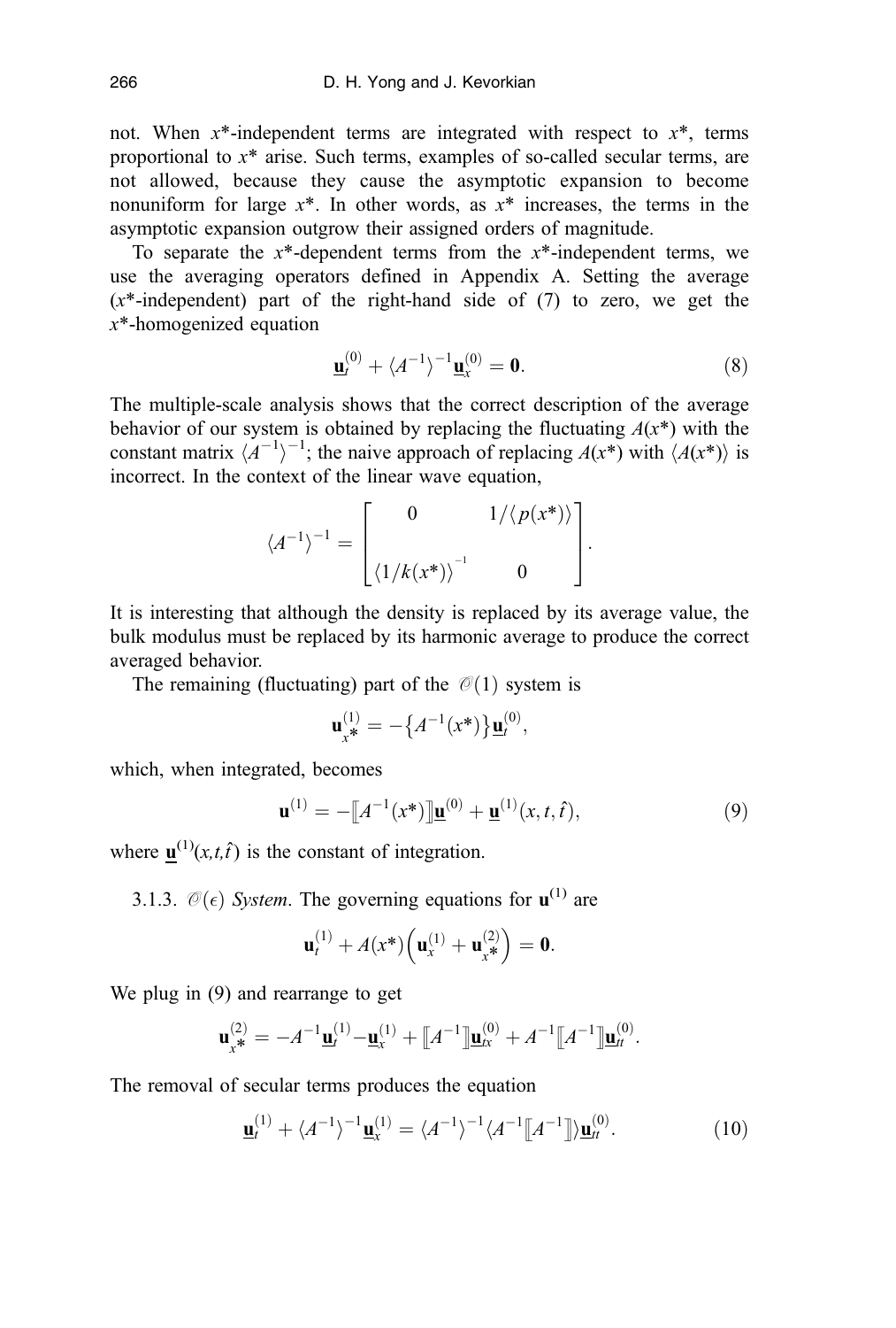not. When $x^*$-independent terms are integrated with respect to $x^*$, terms proportional to $x^*$ arise. Such terms, examples of so-called secular terms, are not allowed, because they cause the asymptotic expansion to become nonuniform for large $x^*$. In other words, as $x^*$ increases, the terms in the asymptotic expansion outgrow their assigned orders of magnitude.

To separate the $x^*$-dependent terms from the $x^*$-independent terms, we use the averaging operators defined in Appendix A. Setting the average ($x^*$-independent) part of the right-hand side of (7) to zero, we get the $x^*$-homogenized equation

$$\underline{\mathbf{u}}_t^{(0)} + \langle A^{-1} \rangle^{-1} \underline{\mathbf{u}}_x^{(0)} = \mathbf{0}. \tag{8}$$

The multiple-scale analysis shows that the correct description of the average behavior of our system is obtained by replacing the fluctuating $A(x^*)$ with the constant matrix $\langle A^{-1} \rangle^{-1}$; the naive approach of replacing $A(x^*)$ with $\langle A(x^*) \rangle$ is incorrect. In the context of the linear wave equation,

$$\langle A^{-1} \rangle^{-1} = \begin{bmatrix} 0 & 1/\langle p(x^*) \rangle \\ \langle 1/k(x^*) \rangle^{-1} & 0 \end{bmatrix}.$$

It is interesting that although the density is replaced by its average value, the bulk modulus must be replaced by its harmonic average to produce the correct averaged behavior.

The remaining (fluctuating) part of the $\mathcal{O}(1)$ system is

$$\mathbf{u}_{x^*}^{(1)} = -\{A^{-1}(x^*)\} \underline{\mathbf{u}}_t^{(0)},$$

which, when integrated, becomes

$$\mathbf{u}^{(1)} = -[\![A^{-1}(x^*)]\!] \underline{\mathbf{u}}^{(0)} + \underline{\mathbf{u}}^{(1)}(x, t, \hat{t}), \tag{9}$$

where $\underline{\mathbf{u}}^{(1)}(x, t, \hat{t})$ is the constant of integration.

3.1.3. $\mathcal{O}(\epsilon)$ *System*. The governing equations for $\mathbf{u}^{(1)}$ are

$$\mathbf{u}_t^{(1)} + A(x^*)\left(\mathbf{u}_x^{(1)} + \mathbf{u}_{x^*}^{(2)}\right) = \mathbf{0}.$$

We plug in (9) and rearrange to get

$$\mathbf{u}_{x^*}^{(2)} = -A^{-1}\underline{\mathbf{u}}_t^{(1)} - \underline{\mathbf{u}}_x^{(1)} + [\![A^{-1}]\!]\underline{\mathbf{u}}_{tx}^{(0)} + A^{-1}[\![A^{-1}]\!]\underline{\mathbf{u}}_{tt}^{(0)}.$$

The removal of secular terms produces the equation

$$\underline{\mathbf{u}}_t^{(1)} + \langle A^{-1} \rangle^{-1} \underline{\mathbf{u}}_x^{(1)} = \langle A^{-1} \rangle^{-1} \langle A^{-1} [\![A^{-1}]\!] \rangle \underline{\mathbf{u}}_{tt}^{(0)}. \tag{10}$$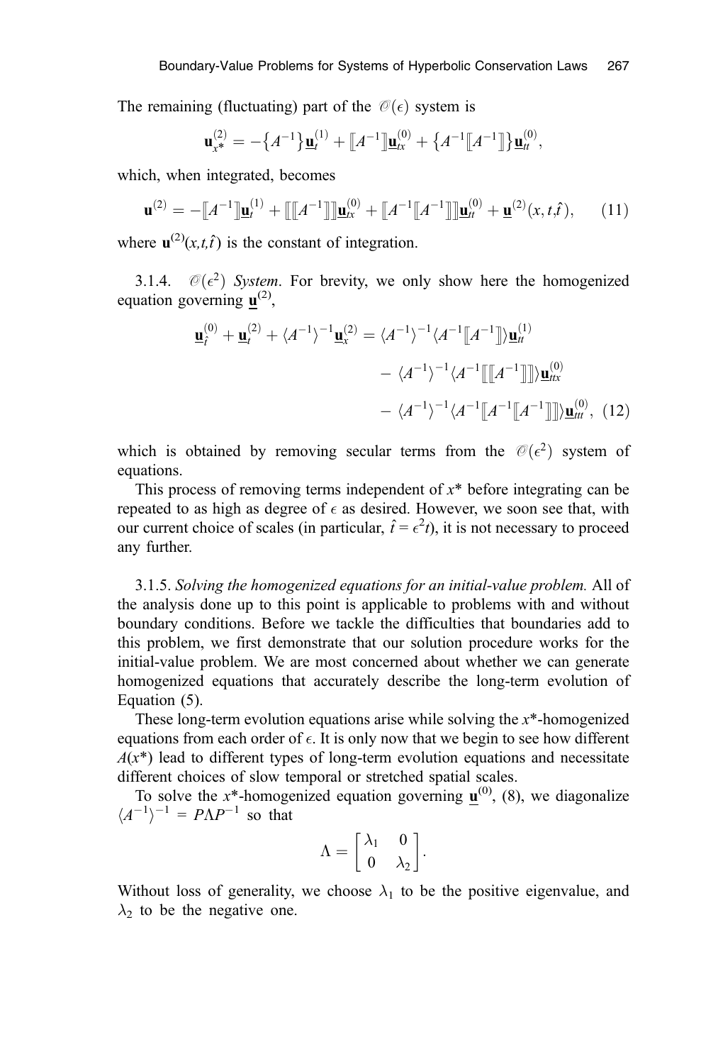The remaining (fluctuating) part of the $\mathcal{O}(\epsilon)$ system is

$$\mathbf{u}^{(2)}_{x^*} = -\{A^{-1}\}\underline{\mathbf{u}}^{(1)}_t + [\![A^{-1}]\!]\underline{\mathbf{u}}^{(0)}_{tx} + \{A^{-1}[\![A^{-1}]\!]\}\underline{\mathbf{u}}^{(0)}_{tt},$$

which, when integrated, becomes

$$\mathbf{u}^{(2)} = -[\![A^{-1}]\!]\underline{\mathbf{u}}^{(1)}_t + [\![[\![A^{-1}]\!]]\!]\underline{\mathbf{u}}^{(0)}_{tx} + [\![A^{-1}[\![A^{-1}]\!]]\!]\underline{\mathbf{u}}^{(0)}_{tt} + \underline{\mathbf{u}}^{(2)}(x, t, \hat{t}), \qquad (11)$$

where $\mathbf{u}^{(2)}(x,t,\hat{t})$ is the constant of integration.

3.1.4. $\mathcal{O}(\epsilon^2)$ *System*. For brevity, we only show here the homogenized equation governing $\underline{\mathbf{u}}^{(2)}$,

$$\begin{aligned}
\underline{\mathbf{u}}^{(0)}_{\hat{t}} + \underline{\mathbf{u}}^{(2)}_t + \langle A^{-1}\rangle^{-1}\underline{\mathbf{u}}^{(2)}_x = {} & \langle A^{-1}\rangle^{-1}\langle A^{-1}[\![A^{-1}]\!]\rangle\underline{\mathbf{u}}^{(1)}_{tt} \\
& - \langle A^{-1}\rangle^{-1}\langle A^{-1}[\![[\![A^{-1}]\!]]\!]\rangle\underline{\mathbf{u}}^{(0)}_{ttx} \\
& - \langle A^{-1}\rangle^{-1}\langle A^{-1}[\![A^{-1}[\![A^{-1}]\!]]\!]\rangle\underline{\mathbf{u}}^{(0)}_{ttt}, \quad (12)
\end{aligned}$$

which is obtained by removing secular terms from the $\mathcal{O}(\epsilon^2)$ system of equations.

This process of removing terms independent of $x^*$ before integrating can be repeated to as high as degree of $\epsilon$ as desired. However, we soon see that, with our current choice of scales (in particular, $\hat{t} = \epsilon^2 t$), it is not necessary to proceed any further.

3.1.5. *Solving the homogenized equations for an initial-value problem.* All of the analysis done up to this point is applicable to problems with and without boundary conditions. Before we tackle the difficulties that boundaries add to this problem, we first demonstrate that our solution procedure works for the initial-value problem. We are most concerned about whether we can generate homogenized equations that accurately describe the long-term evolution of Equation (5).

These long-term evolution equations arise while solving the $x^*$-homogenized equations from each order of $\epsilon$. It is only now that we begin to see how different $A(x^*)$ lead to different types of long-term evolution equations and necessitate different choices of slow temporal or stretched spatial scales.

To solve the $x^*$-homogenized equation governing $\underline{\mathbf{u}}^{(0)}$, (8), we diagonalize $\langle A^{-1}\rangle^{-1} = P\Lambda P^{-1}$ so that

$$\Lambda = \begin{bmatrix} \lambda_1 & 0 \\ 0 & \lambda_2 \end{bmatrix}.$$

Without loss of generality, we choose $\lambda_1$ to be the positive eigenvalue, and $\lambda_2$ to be the negative one.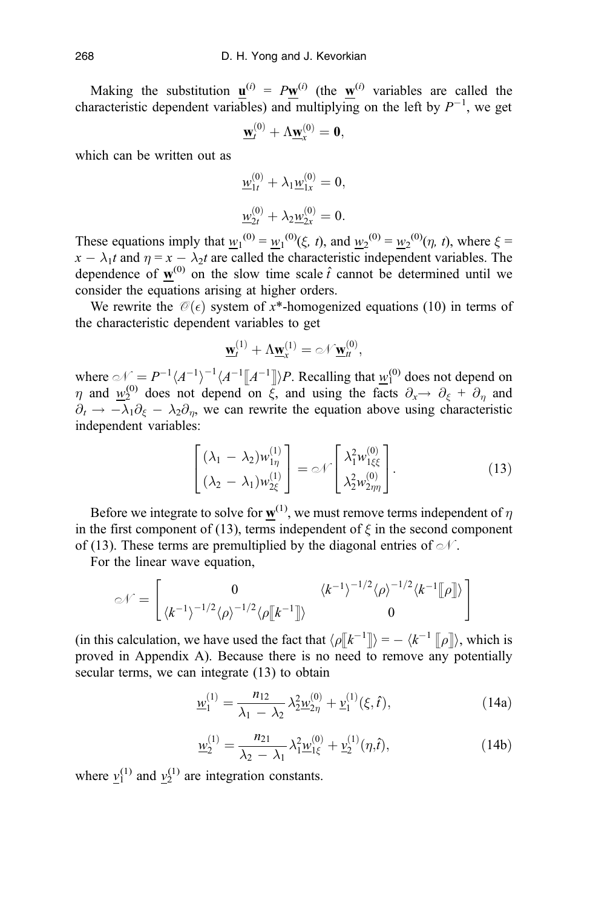Making the substitution $\underline{\mathbf{u}}^{(i)} = P\underline{\mathbf{w}}^{(i)}$ (the $\underline{\mathbf{w}}^{(i)}$ variables are called the characteristic dependent variables) and multiplying on the left by $P^{-1}$, we get

$$\underline{\mathbf{w}}_t^{(0)} + \Lambda \underline{\mathbf{w}}_x^{(0)} = \mathbf{0},$$

which can be written out as

$$\underline{w}_{1t}^{(0)} + \lambda_1 \underline{w}_{1x}^{(0)} = 0,$$

$$\underline{w}_{2t}^{(0)} + \lambda_2 \underline{w}_{2x}^{(0)} = 0.$$

These equations imply that $\underline{w}_1{}^{(0)} = \underline{w}_1{}^{(0)}(\xi, t)$, and $\underline{w}_2{}^{(0)} = \underline{w}_2{}^{(0)}(\eta, t)$, where $\xi = x - \lambda_1 t$ and $\eta = x - \lambda_2 t$ are called the characteristic independent variables. The dependence of $\underline{\mathbf{w}}^{(0)}$ on the slow time scale $\hat{t}$ cannot be determined until we consider the equations arising at higher orders.

We rewrite the $\mathcal{O}(\epsilon)$ system of $x$*-homogenized equations (10) in terms of the characteristic dependent variables to get

$$\underline{\mathbf{w}}_t^{(1)} + \Lambda \underline{\mathbf{w}}_x^{(1)} = \mathcal{N} \underline{\mathbf{w}}_{tt}^{(0)},$$

where $\mathcal{N} = P^{-1} \langle A^{-1} \rangle^{-1} \langle A^{-1} [\![ A^{-1} ]\!] \rangle P$. Recalling that $\underline{w}_1^{(0)}$ does not depend on $\eta$ and $\underline{w}_2^{(0)}$ does not depend on $\xi$, and using the facts $\partial_x \rightarrow \partial_\xi + \partial_\eta$ and $\partial_t \rightarrow -\lambda_1 \partial_\xi - \lambda_2 \partial_\eta$, we can rewrite the equation above using characteristic independent variables:

$$\begin{bmatrix} (\lambda_1 - \lambda_2) w_{1\eta}^{(1)} \\ (\lambda_2 - \lambda_1) w_{2\xi}^{(1)} \end{bmatrix} = \mathcal{N} \begin{bmatrix} \lambda_1^2 w_{1\xi\xi}^{(0)} \\ \lambda_2^2 w_{2\eta\eta}^{(0)} \end{bmatrix}. \tag{13}$$

Before we integrate to solve for $\underline{\mathbf{w}}^{(1)}$, we must remove terms independent of $\eta$ in the first component of (13), terms independent of $\xi$ in the second component of (13). These terms are premultiplied by the diagonal entries of $\mathcal{N}$.

For the linear wave equation,

$$\mathcal{N} = \begin{bmatrix} 0 & \langle k^{-1} \rangle^{-1/2} \langle \rho \rangle^{-1/2} \langle k^{-1} [\![ \rho ]\!] \rangle \\ \langle k^{-1} \rangle^{-1/2} \langle \rho \rangle^{-1/2} \langle \rho [\![ k^{-1} ]\!] \rangle & 0 \end{bmatrix}$$

(in this calculation, we have used the fact that $\langle \rho [\![ k^{-1} ]\!] \rangle = - \langle k^{-1} [\![ \rho ]\!] \rangle$, which is proved in Appendix A). Because there is no need to remove any potentially secular terms, we can integrate (13) to obtain

$$\underline{w}_1^{(1)} = \frac{n_{12}}{\lambda_1 - \lambda_2} \lambda_2^2 \underline{w}_{2\eta}^{(0)} + \underline{v}_1^{(1)}(\xi, \hat{t}), \tag{14a}$$

$$\underline{w}_2^{(1)} = \frac{n_{21}}{\lambda_2 - \lambda_1} \lambda_1^2 \underline{w}_{1\xi}^{(0)} + \underline{v}_2^{(1)}(\eta, \hat{t}), \tag{14b}$$

where $\underline{v}_1^{(1)}$ and $\underline{v}_2^{(1)}$ are integration constants.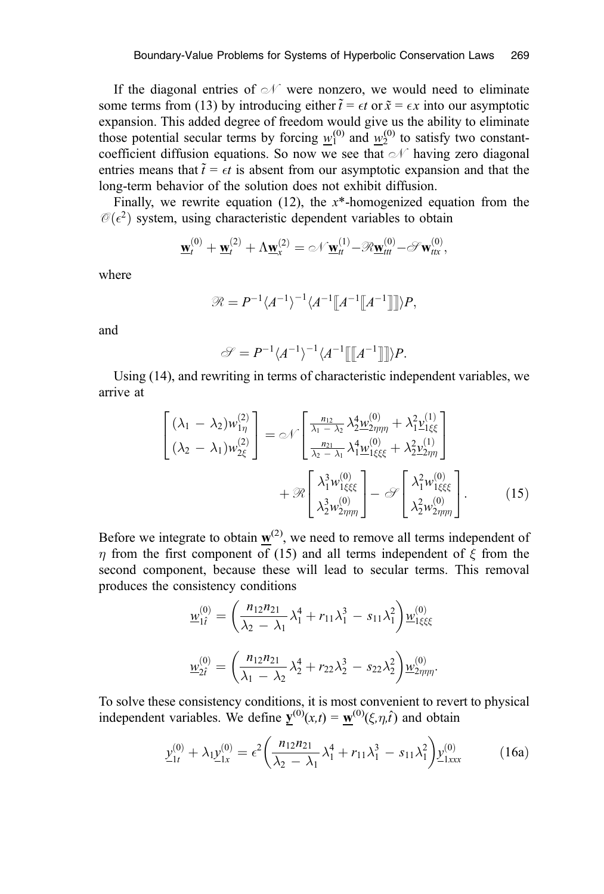If the diagonal entries of $\mathscr{N}$ were nonzero, we would need to eliminate some terms from (13) by introducing either $\tilde{t} = \epsilon t$ or $\tilde{x} = \epsilon x$ into our asymptotic expansion. This added degree of freedom would give us the ability to eliminate those potential secular terms by forcing $\underline{w}_1^{(0)}$ and $\underline{w}_2^{(0)}$ to satisfy two constant-coefficient diffusion equations. So now we see that $\mathscr{N}$ having zero diagonal entries means that $\tilde{t} = \epsilon t$ is absent from our asymptotic expansion and that the long-term behavior of the solution does not exhibit diffusion.

Finally, we rewrite equation (12), the $x$*-homogenized equation from the $\mathscr{O}(\epsilon^2)$ system, using characteristic dependent variables to obtain

$$
\underline{\mathbf{w}}_{\hat{t}}^{(0)} + \underline{\mathbf{w}}_t^{(2)} + \Lambda \underline{\mathbf{w}}_x^{(2)} = \mathscr{N}\underline{\mathbf{w}}_{tt}^{(1)} - \mathscr{R}\underline{\mathbf{w}}_{ttt}^{(0)} - \mathscr{S}\mathbf{w}_{ttx}^{(0)},
$$

where

$$
\mathscr{R} = P^{-1}\langle A^{-1}\rangle^{-1}\langle A^{-1}[\![A^{-1}[\![A^{-1}]\!]]\!]\rangle P,
$$

and

$$
\mathscr{S} = P^{-1}\langle A^{-1}\rangle^{-1}\langle A^{-1}[\![[\![A^{-1}]\!]]\!]\rangle P.
$$

Using (14), and rewriting in terms of characteristic independent variables, we arrive at

$$
\begin{bmatrix} (\lambda_1 - \lambda_2) w_{1\eta}^{(2)} \\ (\lambda_2 - \lambda_1) w_{2\xi}^{(2)} \end{bmatrix} = \mathscr{N} \begin{bmatrix} \frac{n_{12}}{\lambda_1 - \lambda_2} \lambda_2^4 \underline{w}_{2\eta\eta\eta}^{(0)} + \lambda_1^2 \underline{v}_{1\xi\xi}^{(1)} \\ \frac{n_{21}}{\lambda_2 - \lambda_1} \lambda_1^4 \underline{w}_{1\xi\xi\xi}^{(0)} + \lambda_2^2 \underline{v}_{2\eta\eta}^{(1)} \end{bmatrix} + \mathscr{R} \begin{bmatrix} \lambda_1^3 w_{1\xi\xi\xi}^{(0)} \\ \lambda_2^3 w_{2\eta\eta\eta}^{(0)} \end{bmatrix} - \mathscr{S} \begin{bmatrix} \lambda_1^2 w_{1\xi\xi\xi}^{(0)} \\ \lambda_2^2 w_{2\eta\eta\eta}^{(0)} \end{bmatrix}. \tag{15}
$$

Before we integrate to obtain $\underline{\mathbf{w}}^{(2)}$, we need to remove all terms independent of $\eta$ from the first component of (15) and all terms independent of $\xi$ from the second component, because these will lead to secular terms. This removal produces the consistency conditions

$$
\underline{w}_{1\hat{t}}^{(0)} = \left( \frac{n_{12} n_{21}}{\lambda_2 - \lambda_1} \lambda_1^4 + r_{11} \lambda_1^3 - s_{11} \lambda_1^2 \right) \underline{w}_{1\xi\xi\xi}^{(0)}
$$

$$
\underline{w}_{2\hat{t}}^{(0)} = \left( \frac{n_{12} n_{21}}{\lambda_1 - \lambda_2} \lambda_2^4 + r_{22} \lambda_2^3 - s_{22} \lambda_2^2 \right) \underline{w}_{2\eta\eta\eta}^{(0)}.
$$

To solve these consistency conditions, it is most convenient to revert to physical independent variables. We define $\underline{\mathbf{y}}^{(0)}(x,t) = \underline{\mathbf{w}}^{(0)}(\xi,\eta,\hat{t})$ and obtain

$$
\underline{y}_{1t}^{(0)} + \lambda_1 \underline{y}_{1x}^{(0)} = \epsilon^2 \left( \frac{n_{12} n_{21}}{\lambda_2 - \lambda_1} \lambda_1^4 + r_{11} \lambda_1^3 - s_{11} \lambda_1^2 \right) \underline{y}_{1xxx}^{(0)} \tag{16a}
$$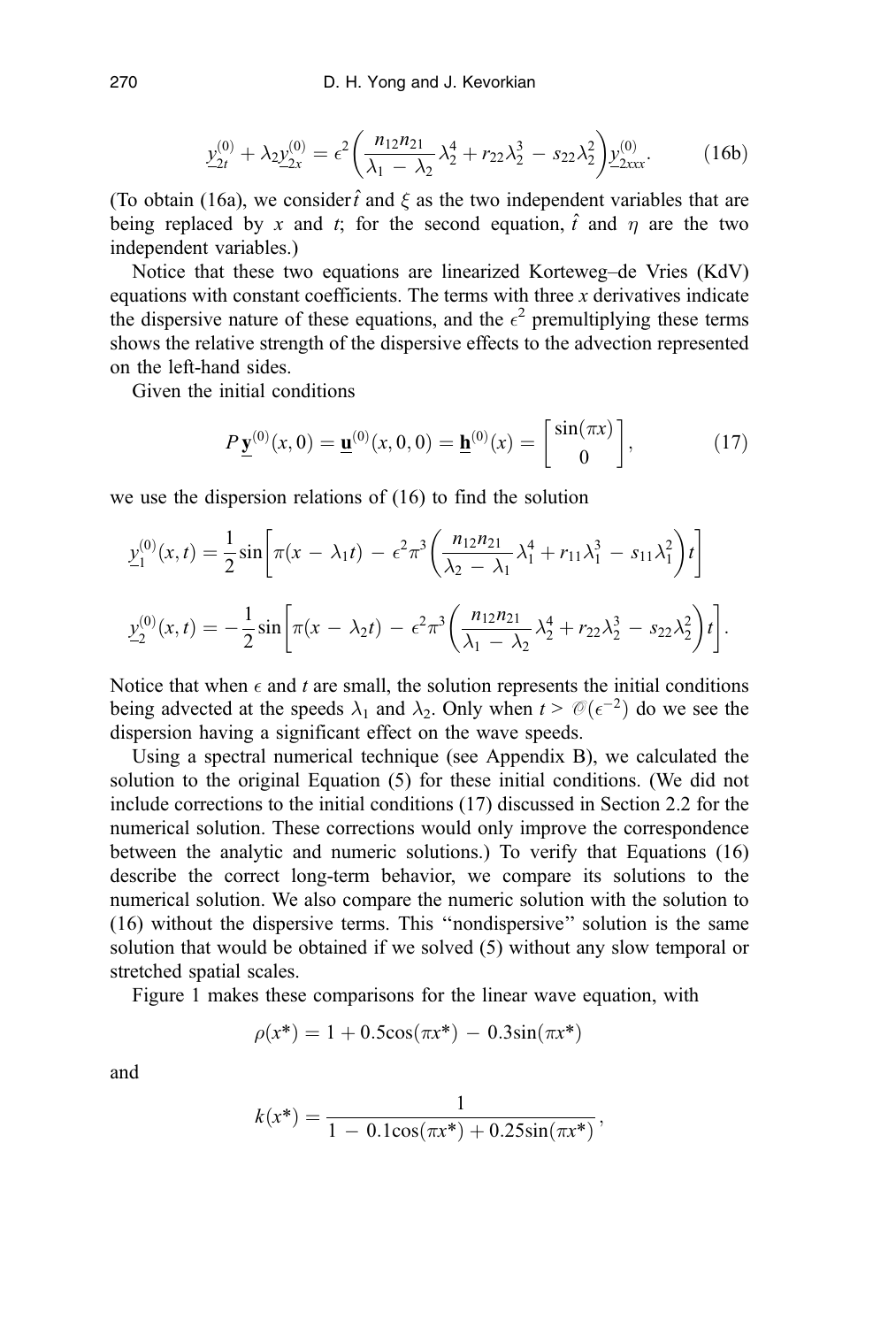$$\underline{y}_{2t}^{(0)} + \lambda_2 \underline{y}_{2x}^{(0)} = \epsilon^2 \left( \frac{n_{12} n_{21}}{\lambda_1 - \lambda_2} \lambda_2^4 + r_{22} \lambda_2^3 - s_{22} \lambda_2^2 \right) \underline{y}_{2xxx}^{(0)}. \tag{16b}$$

(To obtain (16a), we consider $\hat{t}$ and $\xi$ as the two independent variables that are being replaced by $x$ and $t$; for the second equation, $\hat{t}$ and $\eta$ are the two independent variables.)

Notice that these two equations are linearized Korteweg–de Vries (KdV) equations with constant coefficients. The terms with three $x$ derivatives indicate the dispersive nature of these equations, and the $\epsilon^2$ premultiplying these terms shows the relative strength of the dispersive effects to the advection represented on the left-hand sides.

Given the initial conditions

$$P\,\underline{\mathbf{y}}^{(0)}(x, 0) = \underline{\mathbf{u}}^{(0)}(x, 0, 0) = \underline{\mathbf{h}}^{(0)}(x) = \begin{bmatrix} \sin(\pi x) \\ 0 \end{bmatrix}, \tag{17}$$

we use the dispersion relations of (16) to find the solution

$$\underline{y}_1^{(0)}(x, t) = \frac{1}{2} \sin\left[ \pi(x - \lambda_1 t) - \epsilon^2 \pi^3 \left( \frac{n_{12} n_{21}}{\lambda_2 - \lambda_1} \lambda_1^4 + r_{11} \lambda_1^3 - s_{11} \lambda_1^2 \right) t \right]$$

$$\underline{y}_2^{(0)}(x, t) = -\frac{1}{2} \sin\left[ \pi(x - \lambda_2 t) - \epsilon^2 \pi^3 \left( \frac{n_{12} n_{21}}{\lambda_1 - \lambda_2} \lambda_2^4 + r_{22} \lambda_2^3 - s_{22} \lambda_2^2 \right) t \right].$$

Notice that when $\epsilon$ and $t$ are small, the solution represents the initial conditions being advected at the speeds $\lambda_1$ and $\lambda_2$. Only when $t > \mathcal{O}(\epsilon^{-2})$ do we see the dispersion having a significant effect on the wave speeds.

Using a spectral numerical technique (see Appendix B), we calculated the solution to the original Equation (5) for these initial conditions. (We did not include corrections to the initial conditions (17) discussed in Section 2.2 for the numerical solution. These corrections would only improve the correspondence between the analytic and numeric solutions.) To verify that Equations (16) describe the correct long-term behavior, we compare its solutions to the numerical solution. We also compare the numeric solution with the solution to (16) without the dispersive terms. This "nondispersive" solution is the same solution that would be obtained if we solved (5) without any slow temporal or stretched spatial scales.

Figure 1 makes these comparisons for the linear wave equation, with

$$\rho(x^*) = 1 + 0.5\cos(\pi x^*) - 0.3\sin(\pi x^*)$$

and

$$k(x^*) = \frac{1}{1 - 0.1\cos(\pi x^*) + 0.25\sin(\pi x^*)},$$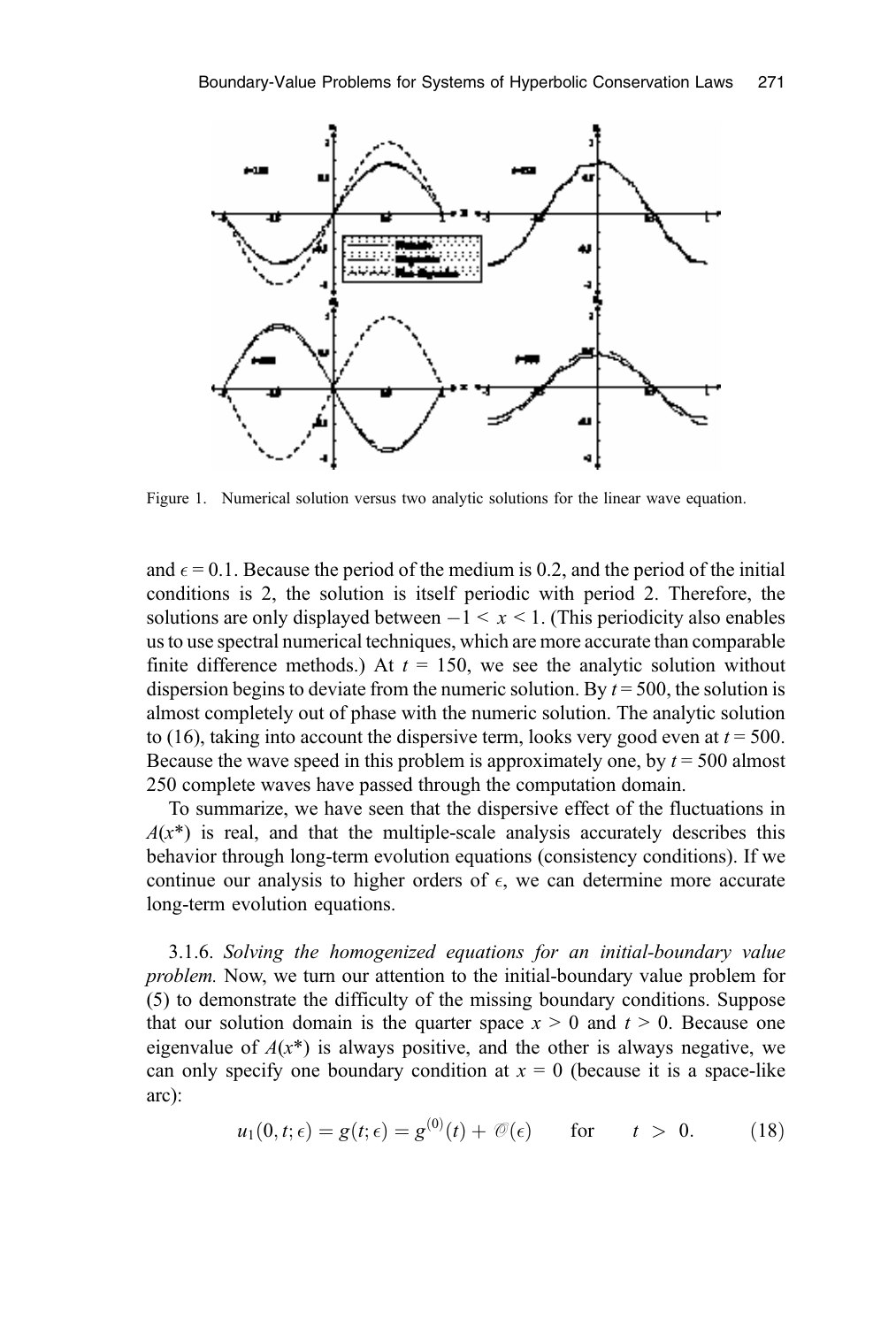Figure 1. Numerical solution versus two analytic solutions for the linear wave equation.

and $\epsilon = 0.1$. Because the period of the medium is 0.2, and the period of the initial conditions is 2, the solution is itself periodic with period 2. Therefore, the solutions are only displayed between $-1 < x < 1$. (This periodicity also enables us to use spectral numerical techniques, which are more accurate than comparable finite difference methods.) At $t = 150$, we see the analytic solution without dispersion begins to deviate from the numeric solution. By $t = 500$, the solution is almost completely out of phase with the numeric solution. The analytic solution to (16), taking into account the dispersive term, looks very good even at $t = 500$. Because the wave speed in this problem is approximately one, by $t = 500$ almost 250 complete waves have passed through the computation domain.

To summarize, we have seen that the dispersive effect of the fluctuations in $A(x^*)$ is real, and that the multiple-scale analysis accurately describes this behavior through long-term evolution equations (consistency conditions). If we continue our analysis to higher orders of $\epsilon$, we can determine more accurate long-term evolution equations.

3.1.6. *Solving the homogenized equations for an initial-boundary value problem.* Now, we turn our attention to the initial-boundary value problem for (5) to demonstrate the difficulty of the missing boundary conditions. Suppose that our solution domain is the quarter space $x > 0$ and $t > 0$. Because one eigenvalue of $A(x^*)$ is always positive, and the other is always negative, we can only specify one boundary condition at $x = 0$ (because it is a space-like arc):

$$u_1(0, t; \epsilon) = g(t; \epsilon) = g^{(0)}(t) + \mathcal{O}(\epsilon) \qquad \text{for} \qquad t > 0. \tag{18}$$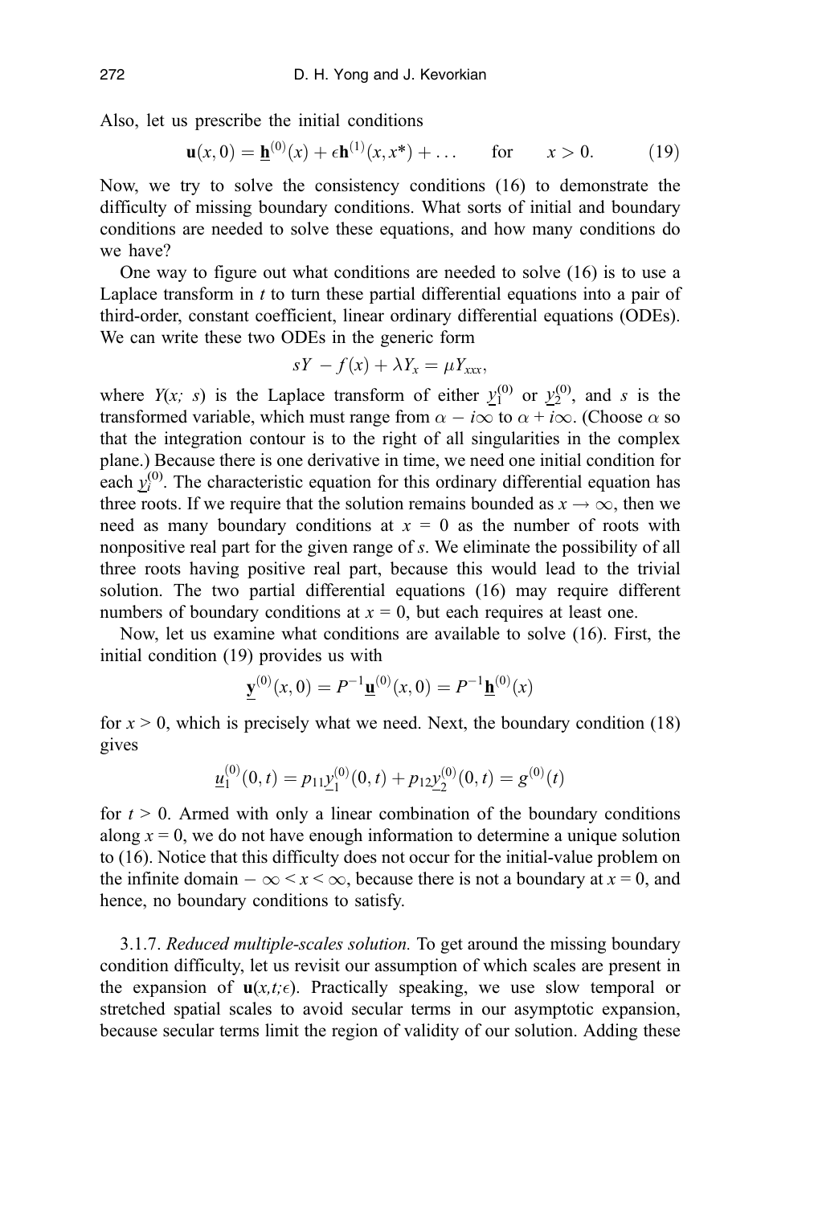Also, let us prescribe the initial conditions

$$\mathbf{u}(x,0) = \underline{\mathbf{h}}^{(0)}(x) + \epsilon \mathbf{h}^{(1)}(x,x^*) + \ldots \qquad \text{for} \qquad x > 0. \tag{19}$$

Now, we try to solve the consistency conditions (16) to demonstrate the difficulty of missing boundary conditions. What sorts of initial and boundary conditions are needed to solve these equations, and how many conditions do we have?

One way to figure out what conditions are needed to solve (16) is to use a Laplace transform in $t$ to turn these partial differential equations into a pair of third-order, constant coefficient, linear ordinary differential equations (ODEs). We can write these two ODEs in the generic form

$$sY - f(x) + \lambda Y_x = \mu Y_{xxx},$$

where $Y(x;\ s)$ is the Laplace transform of either $\underline{y}_1^{(0)}$ or $\underline{y}_2^{(0)}$, and $s$ is the transformed variable, which must range from $\alpha - i\infty$ to $\alpha + i\infty$. (Choose $\alpha$ so that the integration contour is to the right of all singularities in the complex plane.) Because there is one derivative in time, we need one initial condition for each $\underline{y}_i^{(0)}$. The characteristic equation for this ordinary differential equation has three roots. If we require that the solution remains bounded as $x \to \infty$, then we need as many boundary conditions at $x = 0$ as the number of roots with nonpositive real part for the given range of $s$. We eliminate the possibility of all three roots having positive real part, because this would lead to the trivial solution. The two partial differential equations (16) may require different numbers of boundary conditions at $x = 0$, but each requires at least one.

Now, let us examine what conditions are available to solve (16). First, the initial condition (19) provides us with

$$\underline{\mathbf{y}}^{(0)}(x,0) = P^{-1}\underline{\mathbf{u}}^{(0)}(x,0) = P^{-1}\underline{\mathbf{h}}^{(0)}(x)$$

for $x > 0$, which is precisely what we need. Next, the boundary condition (18) gives

$$\underline{u}_1^{(0)}(0,t) = p_{11}\underline{y}_1^{(0)}(0,t) + p_{12}\underline{y}_2^{(0)}(0,t) = g^{(0)}(t)$$

for $t > 0$. Armed with only a linear combination of the boundary conditions along $x = 0$, we do not have enough information to determine a unique solution to (16). Notice that this difficulty does not occur for the initial-value problem on the infinite domain $-\infty < x < \infty$, because there is not a boundary at $x = 0$, and hence, no boundary conditions to satisfy.

3.1.7. *Reduced multiple-scales solution.* To get around the missing boundary condition difficulty, let us revisit our assumption of which scales are present in the expansion of $\mathbf{u}(x,t;\epsilon)$. Practically speaking, we use slow temporal or stretched spatial scales to avoid secular terms in our asymptotic expansion, because secular terms limit the region of validity of our solution. Adding these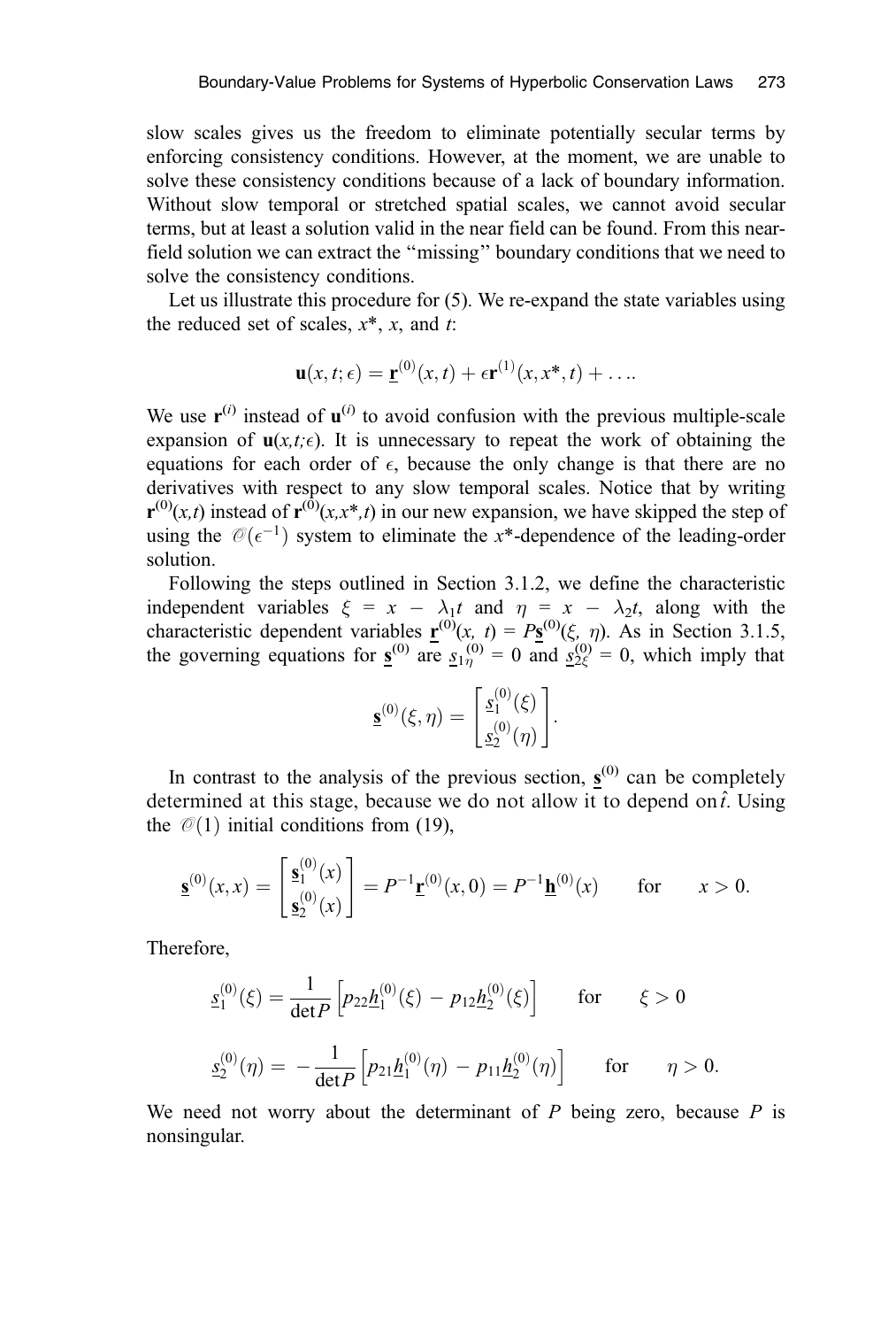slow scales gives us the freedom to eliminate potentially secular terms by enforcing consistency conditions. However, at the moment, we are unable to solve these consistency conditions because of a lack of boundary information. Without slow temporal or stretched spatial scales, we cannot avoid secular terms, but at least a solution valid in the near field can be found. From this near-field solution we can extract the "missing" boundary conditions that we need to solve the consistency conditions.

Let us illustrate this procedure for (5). We re-expand the state variables using the reduced set of scales, $x^*$, $x$, and $t$:

$$\mathbf{u}(x,t;\epsilon) = \underline{\mathbf{r}}^{(0)}(x,t) + \epsilon \mathbf{r}^{(1)}(x,x^*,t) + \ldots.$$

We use $\mathbf{r}^{(i)}$ instead of $\mathbf{u}^{(i)}$ to avoid confusion with the previous multiple-scale expansion of $\mathbf{u}(x,t;\epsilon)$. It is unnecessary to repeat the work of obtaining the equations for each order of $\epsilon$, because the only change is that there are no derivatives with respect to any slow temporal scales. Notice that by writing $\mathbf{r}^{(0)}(x,t)$ instead of $\mathbf{r}^{(0)}(x,x^*,t)$ in our new expansion, we have skipped the step of using the $\mathcal{O}(\epsilon^{-1})$ system to eliminate the $x^*$-dependence of the leading-order solution.

Following the steps outlined in Section 3.1.2, we define the characteristic independent variables $\xi = x - \lambda_1 t$ and $\eta = x - \lambda_2 t$, along with the characteristic dependent variables $\underline{\mathbf{r}}^{(0)}(x, t) = P\underline{\mathbf{s}}^{(0)}(\xi, \eta)$. As in Section 3.1.5, the governing equations for $\underline{\mathbf{s}}^{(0)}$ are $\underline{s}_{1\eta}^{(0)} = 0$ and $\underline{s}_{2\xi}^{(0)} = 0$, which imply that

$$\underline{\mathbf{s}}^{(0)}(\xi,\eta) = \begin{bmatrix} \underline{s}_1^{(0)}(\xi) \\ \underline{s}_2^{(0)}(\eta) \end{bmatrix}.$$

In contrast to the analysis of the previous section, $\underline{\mathbf{s}}^{(0)}$ can be completely determined at this stage, because we do not allow it to depend on $\hat{t}$. Using the $\mathcal{O}(1)$ initial conditions from (19),

$$\underline{\mathbf{s}}^{(0)}(x,x) = \begin{bmatrix} \underline{\mathbf{s}}_1^{(0)}(x) \\ \underline{\mathbf{s}}_2^{(0)}(x) \end{bmatrix} = P^{-1}\underline{\mathbf{r}}^{(0)}(x,0) = P^{-1}\underline{\mathbf{h}}^{(0)}(x) \qquad \text{for} \qquad x > 0.$$

Therefore,

$$\underline{s}_1^{(0)}(\xi) = \frac{1}{\det P}\left[p_{22}\underline{h}_1^{(0)}(\xi) - p_{12}\underline{h}_2^{(0)}(\xi)\right] \qquad \text{for} \qquad \xi > 0$$

$$\underline{s}_2^{(0)}(\eta) = -\frac{1}{\det P}\left[p_{21}\underline{h}_1^{(0)}(\eta) - p_{11}\underline{h}_2^{(0)}(\eta)\right] \qquad \text{for} \qquad \eta > 0.$$

We need not worry about the determinant of $P$ being zero, because $P$ is nonsingular.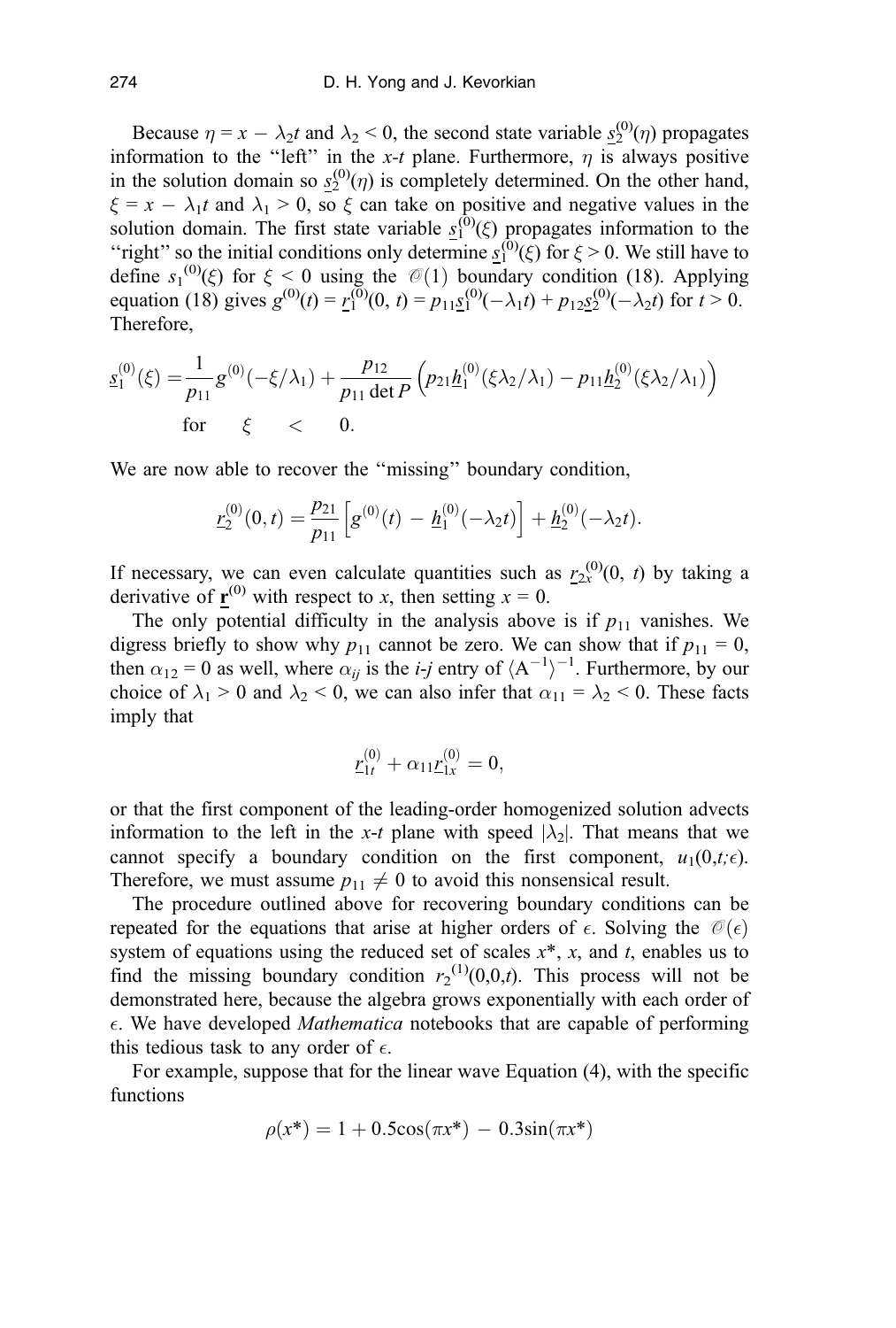Because $\eta = x - \lambda_2 t$ and $\lambda_2 < 0$, the second state variable $\underline{s}_2^{(0)}(\eta)$ propagates information to the "left" in the $x$-$t$ plane. Furthermore, $\eta$ is always positive in the solution domain so $\underline{s}_2^{(0)}(\eta)$ is completely determined. On the other hand, $\xi = x - \lambda_1 t$ and $\lambda_1 > 0$, so $\xi$ can take on positive and negative values in the solution domain. The first state variable $\underline{s}_1^{(0)}(\xi)$ propagates information to the "right" so the initial conditions only determine $\underline{s}_1^{(0)}(\xi)$ for $\xi > 0$. We still have to define $s_1^{(0)}(\xi)$ for $\xi < 0$ using the $\mathcal{O}(1)$ boundary condition (18). Applying equation (18) gives $g^{(0)}(t) = \underline{r}_1^{(0)}(0, t) = p_{11}\underline{s}_1^{(0)}(-\lambda_1 t) + p_{12}\underline{s}_2^{(0)}(-\lambda_2 t)$ for $t > 0$. Therefore,

$$\underline{s}_1^{(0)}(\xi) = \frac{1}{p_{11}} g^{(0)}(-\xi/\lambda_1) + \frac{p_{12}}{p_{11}\det P}\left(p_{21}\underline{h}_1^{(0)}(\xi\lambda_2/\lambda_1) - p_{11}\underline{h}_2^{(0)}(\xi\lambda_2/\lambda_1)\right)$$
$$\text{for} \quad \xi \quad < \quad 0.$$

We are now able to recover the "missing" boundary condition,

$$\underline{r}_2^{(0)}(0, t) = \frac{p_{21}}{p_{11}}\left[g^{(0)}(t) - \underline{h}_1^{(0)}(-\lambda_2 t)\right] + \underline{h}_2^{(0)}(-\lambda_2 t).$$

If necessary, we can even calculate quantities such as $\underline{r}_{2x}^{(0)}(0, t)$ by taking a derivative of $\underline{\mathbf{r}}^{(0)}$ with respect to $x$, then setting $x = 0$.

The only potential difficulty in the analysis above is if $p_{11}$ vanishes. We digress briefly to show why $p_{11}$ cannot be zero. We can show that if $p_{11} = 0$, then $\alpha_{12} = 0$ as well, where $\alpha_{ij}$ is the $i$-$j$ entry of $\langle \mathrm{A}^{-1}\rangle^{-1}$. Furthermore, by our choice of $\lambda_1 > 0$ and $\lambda_2 < 0$, we can also infer that $\alpha_{11} = \lambda_2 < 0$. These facts imply that

$$\underline{r}_{1t}^{(0)} + \alpha_{11}\underline{r}_{1x}^{(0)} = 0,$$

or that the first component of the leading-order homogenized solution advects information to the left in the $x$-$t$ plane with speed $|\lambda_2|$. That means that we cannot specify a boundary condition on the first component, $u_1(0,t;\epsilon)$. Therefore, we must assume $p_{11} \neq 0$ to avoid this nonsensical result.

The procedure outlined above for recovering boundary conditions can be repeated for the equations that arise at higher orders of $\epsilon$. Solving the $\mathcal{O}(\epsilon)$ system of equations using the reduced set of scales $x^*$, $x$, and $t$, enables us to find the missing boundary condition $r_2^{(1)}(0,0,t)$. This process will not be demonstrated here, because the algebra grows exponentially with each order of $\epsilon$. We have developed *Mathematica* notebooks that are capable of performing this tedious task to any order of $\epsilon$.

For example, suppose that for the linear wave Equation (4), with the specific functions

$$\rho(x^*) = 1 + 0.5\cos(\pi x^*) - 0.3\sin(\pi x^*)$$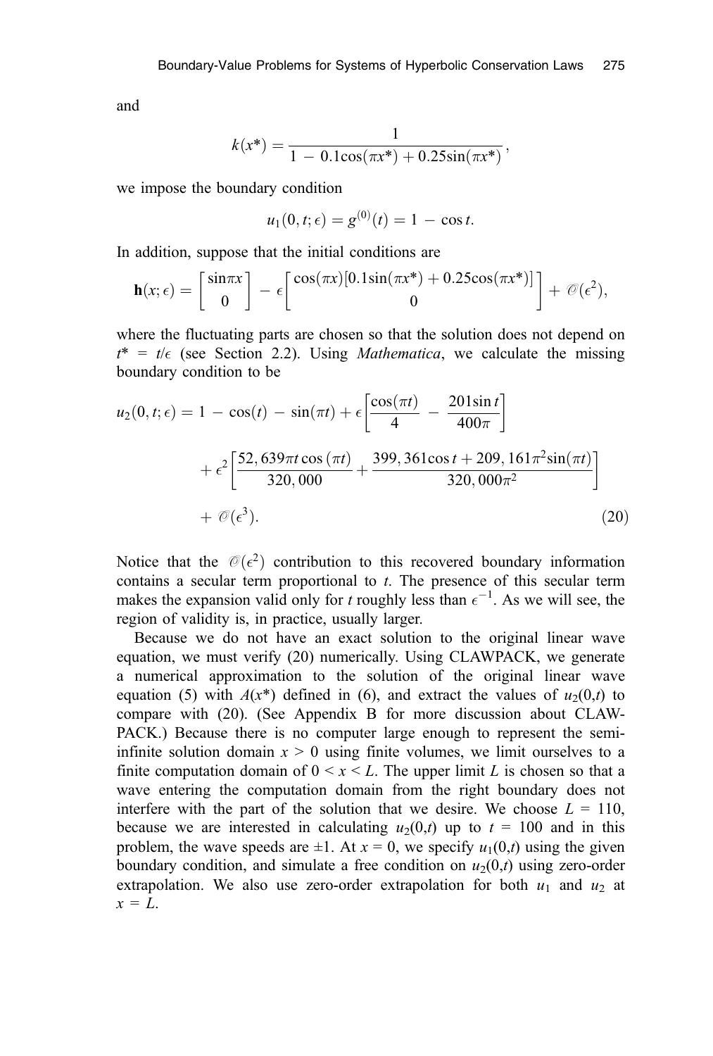and

$$k(x^*) = \frac{1}{1 - 0.1\cos(\pi x^*) + 0.25\sin(\pi x^*)},$$

we impose the boundary condition

$$u_1(0, t; \epsilon) = g^{(0)}(t) = 1 - \cos t.$$

In addition, suppose that the initial conditions are

$$\mathbf{h}(x; \epsilon) = \begin{bmatrix} \sin\pi x \\ 0 \end{bmatrix} - \epsilon \begin{bmatrix} \cos(\pi x)[0.1\sin(\pi x^*) + 0.25\cos(\pi x^*)] \\ 0 \end{bmatrix} + \mathcal{O}(\epsilon^2),$$

where the fluctuating parts are chosen so that the solution does not depend on $t^* = t/\epsilon$ (see Section 2.2). Using *Mathematica*, we calculate the missing boundary condition to be

$$\begin{aligned} u_2(0, t; \epsilon) = {} & 1 - \cos(t) - \sin(\pi t) + \epsilon\left[\frac{\cos(\pi t)}{4} - \frac{201\sin t}{400\pi}\right] \\ & + \epsilon^2\left[\frac{52,639\pi t\cos(\pi t)}{320,000} + \frac{399,361\cos t + 209,161\pi^2\sin(\pi t)}{320,000\pi^2}\right] \\ & + \mathcal{O}(\epsilon^3). \end{aligned} \tag{20}$$

Notice that the $\mathcal{O}(\epsilon^2)$ contribution to this recovered boundary information contains a secular term proportional to $t$. The presence of this secular term makes the expansion valid only for $t$ roughly less than $\epsilon^{-1}$. As we will see, the region of validity is, in practice, usually larger.

Because we do not have an exact solution to the original linear wave equation, we must verify (20) numerically. Using CLAWPACK, we generate a numerical approximation to the solution of the original linear wave equation (5) with $A(x^*)$ defined in (6), and extract the values of $u_2(0,t)$ to compare with (20). (See Appendix B for more discussion about CLAWPACK.) Because there is no computer large enough to represent the semi-infinite solution domain $x > 0$ using finite volumes, we limit ourselves to a finite computation domain of $0 < x < L$. The upper limit $L$ is chosen so that a wave entering the computation domain from the right boundary does not interfere with the part of the solution that we desire. We choose $L = 110$, because we are interested in calculating $u_2(0,t)$ up to $t = 100$ and in this problem, the wave speeds are $\pm 1$. At $x = 0$, we specify $u_1(0,t)$ using the given boundary condition, and simulate a free condition on $u_2(0,t)$ using zero-order extrapolation. We also use zero-order extrapolation for both $u_1$ and $u_2$ at $x = L$.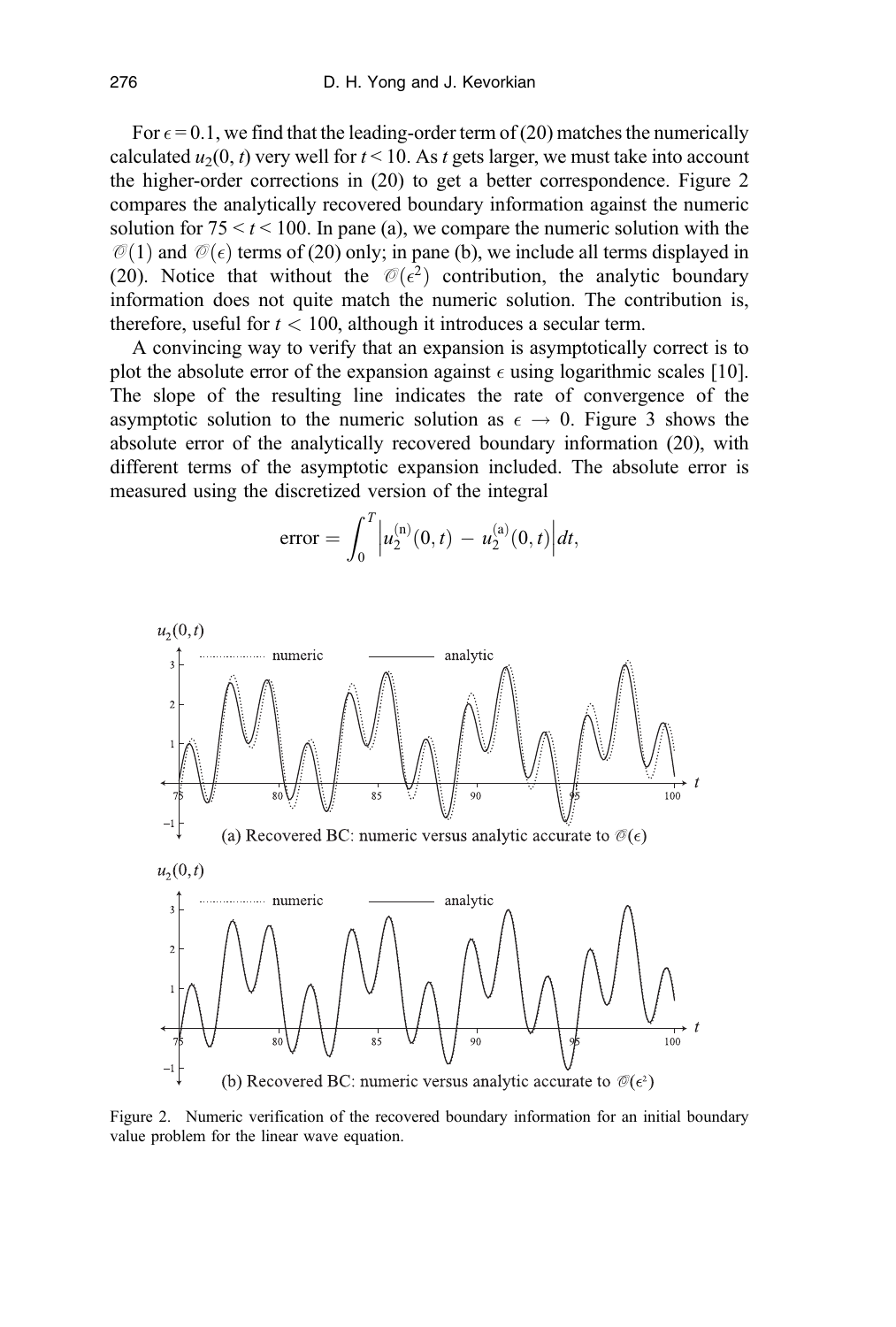For $\epsilon = 0.1$, we find that the leading-order term of (20) matches the numerically calculated $u_2(0, t)$ very well for $t < 10$. As $t$ gets larger, we must take into account the higher-order corrections in (20) to get a better correspondence. Figure 2 compares the analytically recovered boundary information against the numeric solution for $75 < t < 100$. In pane (a), we compare the numeric solution with the $\mathcal{O}(1)$ and $\mathcal{O}(\epsilon)$ terms of (20) only; in pane (b), we include all terms displayed in (20). Notice that without the $\mathcal{O}(\epsilon^2)$ contribution, the analytic boundary information does not quite match the numeric solution. The contribution is, therefore, useful for $t < 100$, although it introduces a secular term.

A convincing way to verify that an expansion is asymptotically correct is to plot the absolute error of the expansion against $\epsilon$ using logarithmic scales [10]. The slope of the resulting line indicates the rate of convergence of the asymptotic solution to the numeric solution as $\epsilon \to 0$. Figure 3 shows the absolute error of the analytically recovered boundary information (20), with different terms of the asymptotic expansion included. The absolute error is measured using the discretized version of the integral

$$\text{error} = \int_0^T \left| u_2^{(\text{n})}(0, t) - u_2^{(\text{a})}(0, t) \right| dt,$$

(a) Recovered BC: numeric versus analytic accurate to $\mathcal{O}(\epsilon)$

(b) Recovered BC: numeric versus analytic accurate to $\mathcal{O}(\epsilon^2)$

Figure 2. Numeric verification of the recovered boundary information for an initial boundary value problem for the linear wave equation.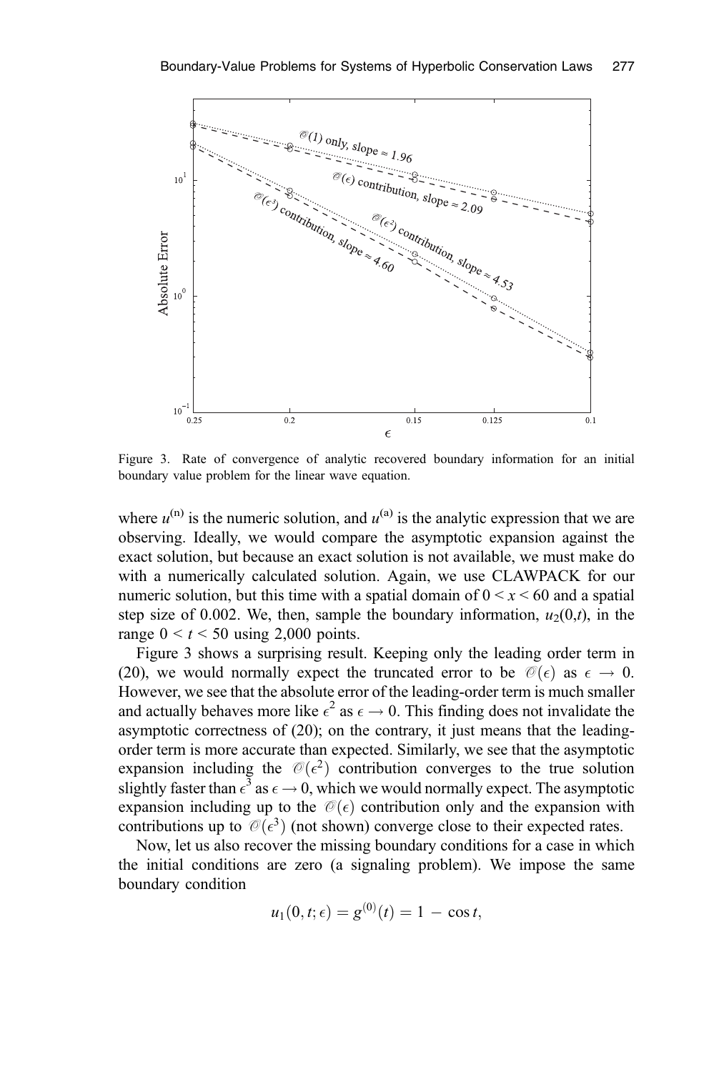Figure 3. Rate of convergence of analytic recovered boundary information for an initial boundary value problem for the linear wave equation.

where $u^{(n)}$ is the numeric solution, and $u^{(a)}$ is the analytic expression that we are observing. Ideally, we would compare the asymptotic expansion against the exact solution, but because an exact solution is not available, we must make do with a numerically calculated solution. Again, we use CLAWPACK for our numeric solution, but this time with a spatial domain of $0 < x < 60$ and a spatial step size of 0.002. We, then, sample the boundary information, $u_2(0,t)$, in the range $0 < t < 50$ using 2,000 points.

Figure 3 shows a surprising result. Keeping only the leading order term in (20), we would normally expect the truncated error to be $\mathcal{O}(\epsilon)$ as $\epsilon \to 0$. However, we see that the absolute error of the leading-order term is much smaller and actually behaves more like $\epsilon^2$ as $\epsilon \to 0$. This finding does not invalidate the asymptotic correctness of (20); on the contrary, it just means that the leading-order term is more accurate than expected. Similarly, we see that the asymptotic expansion including the $\mathcal{O}(\epsilon^2)$ contribution converges to the true solution slightly faster than $\epsilon^3$ as $\epsilon \to 0$, which we would normally expect. The asymptotic expansion including up to the $\mathcal{O}(\epsilon)$ contribution only and the expansion with contributions up to $\mathcal{O}(\epsilon^3)$ (not shown) converge close to their expected rates.

Now, let us also recover the missing boundary conditions for a case in which the initial conditions are zero (a signaling problem). We impose the same boundary condition

$$u_1(0, t; \epsilon) = g^{(0)}(t) = 1 - \cos t,$$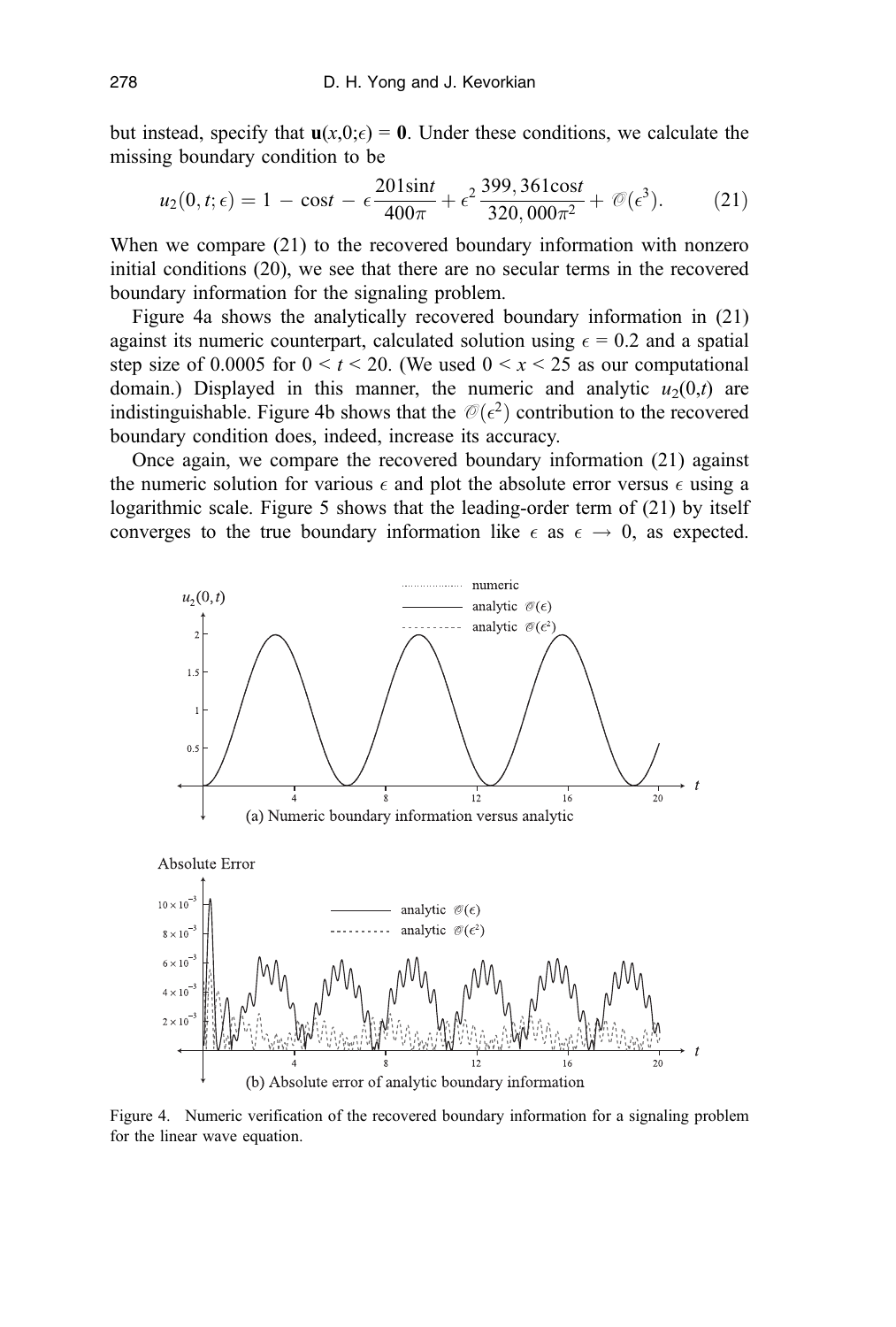but instead, specify that $\mathbf{u}(x,0;\epsilon) = \mathbf{0}$. Under these conditions, we calculate the missing boundary condition to be

$$u_2(0,t;\epsilon) = 1 - \cos t - \epsilon \frac{201 \sin t}{400\pi} + \epsilon^2 \frac{399{,}361 \cos t}{320{,}000\pi^2} + \mathcal{O}(\epsilon^3). \tag{21}$$

When we compare (21) to the recovered boundary information with nonzero initial conditions (20), we see that there are no secular terms in the recovered boundary information for the signaling problem.

Figure 4a shows the analytically recovered boundary information in (21) against its numeric counterpart, calculated solution using $\epsilon = 0.2$ and a spatial step size of 0.0005 for $0 < t < 20$. (We used $0 < x < 25$ as our computational domain.) Displayed in this manner, the numeric and analytic $u_2(0,t)$ are indistinguishable. Figure 4b shows that the $\mathcal{O}(\epsilon^2)$ contribution to the recovered boundary condition does, indeed, increase its accuracy.

Once again, we compare the recovered boundary information (21) against the numeric solution for various $\epsilon$ and plot the absolute error versus $\epsilon$ using a logarithmic scale. Figure 5 shows that the leading-order term of (21) by itself converges to the true boundary information like $\epsilon$ as $\epsilon \to 0$, as expected.

(a) Numeric boundary information versus analytic

(b) Absolute error of analytic boundary information

Figure 4. Numeric verification of the recovered boundary information for a signaling problem for the linear wave equation.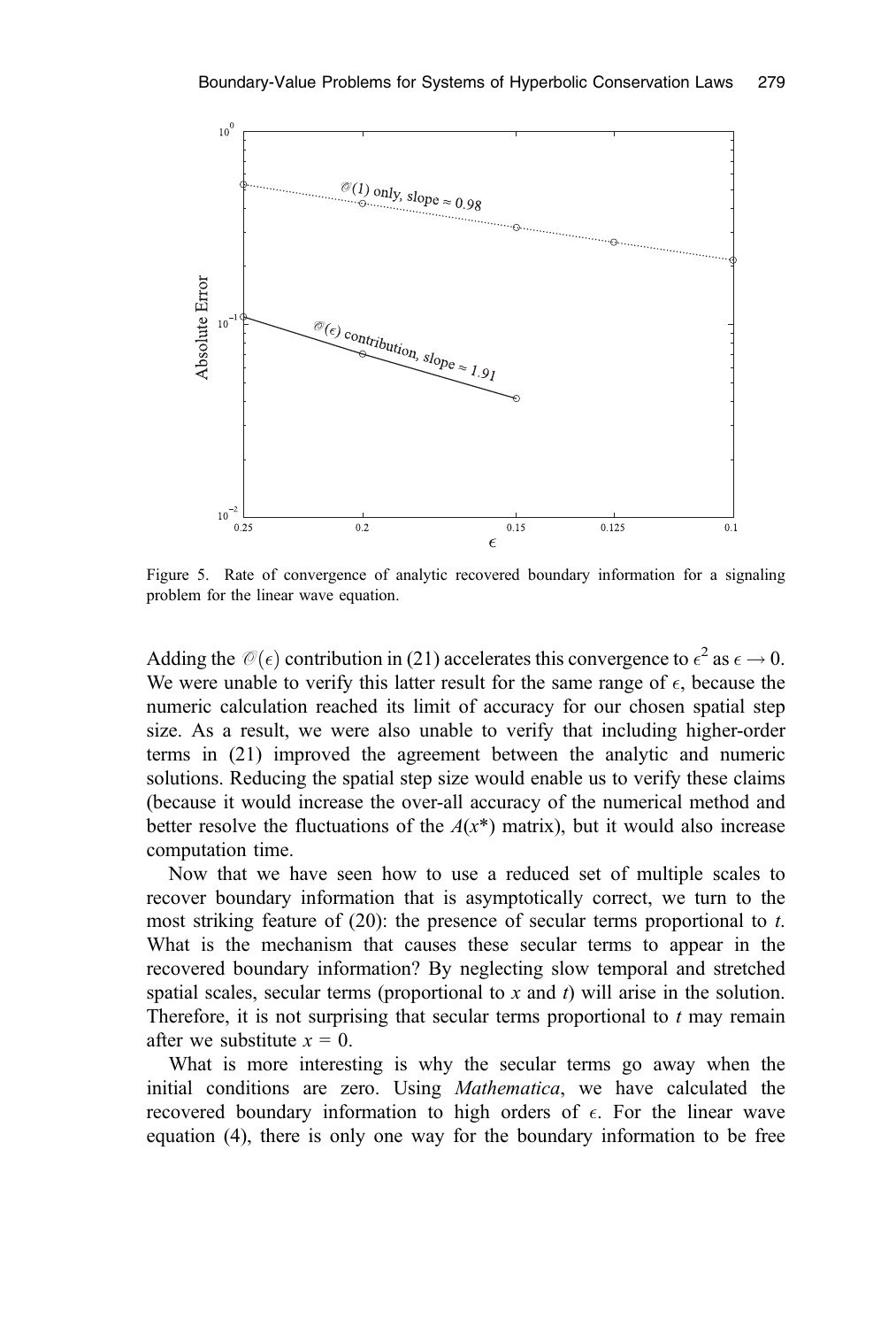Figure 5. Rate of convergence of analytic recovered boundary information for a signaling problem for the linear wave equation.

Adding the $\mathcal{O}(\epsilon)$ contribution in (21) accelerates this convergence to $\epsilon^2$ as $\epsilon \to 0$. We were unable to verify this latter result for the same range of $\epsilon$, because the numeric calculation reached its limit of accuracy for our chosen spatial step size. As a result, we were also unable to verify that including higher-order terms in (21) improved the agreement between the analytic and numeric solutions. Reducing the spatial step size would enable us to verify these claims (because it would increase the over-all accuracy of the numerical method and better resolve the fluctuations of the $A(x^*)$ matrix), but it would also increase computation time.

Now that we have seen how to use a reduced set of multiple scales to recover boundary information that is asymptotically correct, we turn to the most striking feature of (20): the presence of secular terms proportional to $t$. What is the mechanism that causes these secular terms to appear in the recovered boundary information? By neglecting slow temporal and stretched spatial scales, secular terms (proportional to $x$ and $t$) will arise in the solution. Therefore, it is not surprising that secular terms proportional to $t$ may remain after we substitute $x = 0$.

What is more interesting is why the secular terms go away when the initial conditions are zero. Using *Mathematica*, we have calculated the recovered boundary information to high orders of $\epsilon$. For the linear wave equation (4), there is only one way for the boundary information to be free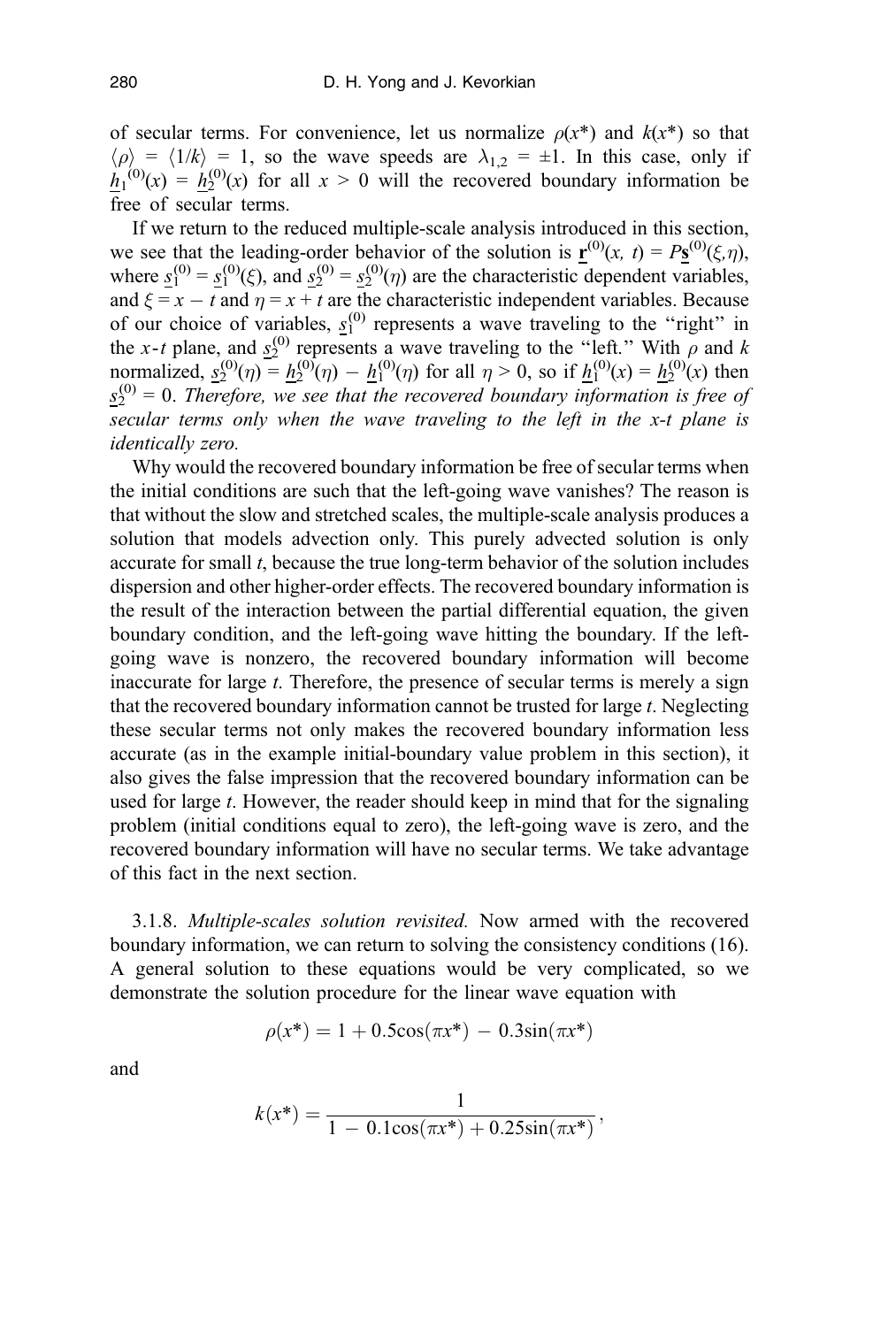of secular terms. For convenience, let us normalize $\rho(x^*)$ and $k(x^*)$ so that $\langle\rho\rangle = \langle 1/k\rangle = 1$, so the wave speeds are $\lambda_{1,2} = \pm 1$. In this case, only if $\underline{h}_1^{(0)}(x) = \underline{h}_2^{(0)}(x)$ for all $x > 0$ will the recovered boundary information be free of secular terms.

If we return to the reduced multiple-scale analysis introduced in this section, we see that the leading-order behavior of the solution is $\underline{\mathbf{r}}^{(0)}(x, t) = P\underline{\mathbf{s}}^{(0)}(\xi,\eta)$, where $\underline{s}_1^{(0)} = \underline{s}_1^{(0)}(\xi)$, and $\underline{s}_2^{(0)} = \underline{s}_2^{(0)}(\eta)$ are the characteristic dependent variables, and $\xi = x - t$ and $\eta = x + t$ are the characteristic independent variables. Because of our choice of variables, $\underline{s}_1^{(0)}$ represents a wave traveling to the "right" in the $x$-$t$ plane, and $\underline{s}_2^{(0)}$ represents a wave traveling to the "left." With $\rho$ and $k$ normalized, $\underline{s}_2^{(0)}(\eta) = \underline{h}_2^{(0)}(\eta) - \underline{h}_1^{(0)}(\eta)$ for all $\eta > 0$, so if $\underline{h}_1^{(0)}(x) = \underline{h}_2^{(0)}(x)$ then $\underline{s}_2^{(0)} = 0$. *Therefore, we see that the recovered boundary information is free of secular terms only when the wave traveling to the left in the x-t plane is identically zero.*

Why would the recovered boundary information be free of secular terms when the initial conditions are such that the left-going wave vanishes? The reason is that without the slow and stretched scales, the multiple-scale analysis produces a solution that models advection only. This purely advected solution is only accurate for small $t$, because the true long-term behavior of the solution includes dispersion and other higher-order effects. The recovered boundary information is the result of the interaction between the partial differential equation, the given boundary condition, and the left-going wave hitting the boundary. If the left-going wave is nonzero, the recovered boundary information will become inaccurate for large $t$. Therefore, the presence of secular terms is merely a sign that the recovered boundary information cannot be trusted for large $t$. Neglecting these secular terms not only makes the recovered boundary information less accurate (as in the example initial-boundary value problem in this section), it also gives the false impression that the recovered boundary information can be used for large $t$. However, the reader should keep in mind that for the signaling problem (initial conditions equal to zero), the left-going wave is zero, and the recovered boundary information will have no secular terms. We take advantage of this fact in the next section.

3.1.8. *Multiple-scales solution revisited.* Now armed with the recovered boundary information, we can return to solving the consistency conditions (16). A general solution to these equations would be very complicated, so we demonstrate the solution procedure for the linear wave equation with

$$\rho(x^*) = 1 + 0.5\cos(\pi x^*) - 0.3\sin(\pi x^*)$$

and

$$k(x^*) = \frac{1}{1 - 0.1\cos(\pi x^*) + 0.25\sin(\pi x^*)},$$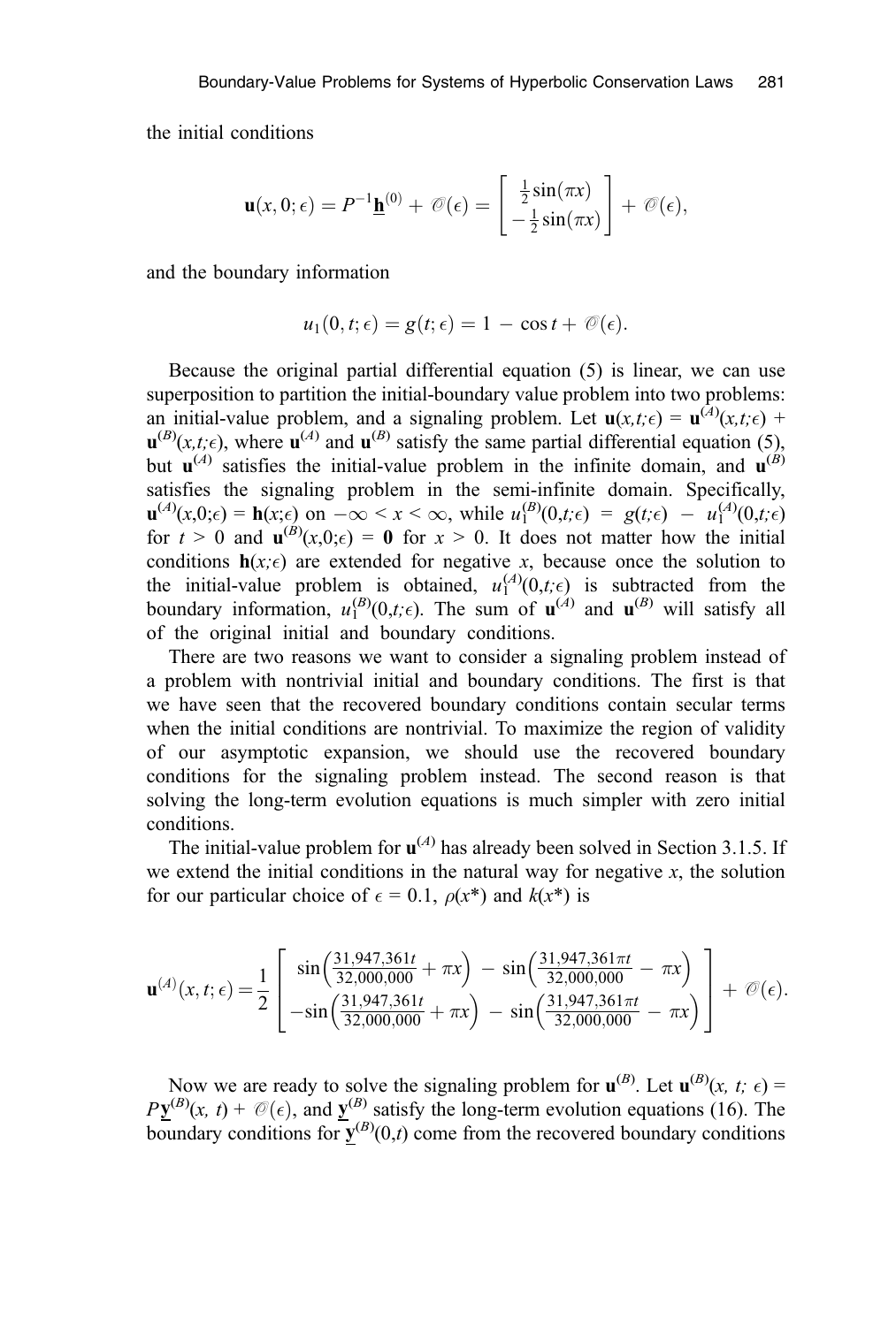the initial conditions

$$\mathbf{u}(x, 0; \epsilon) = P^{-1}\underline{\mathbf{h}}^{(0)} + \mathcal{O}(\epsilon) = \begin{bmatrix} \frac{1}{2}\sin(\pi x) \\ -\frac{1}{2}\sin(\pi x) \end{bmatrix} + \mathcal{O}(\epsilon),$$

and the boundary information

$$u_1(0, t; \epsilon) = g(t; \epsilon) = 1 - \cos t + \mathcal{O}(\epsilon).$$

Because the original partial differential equation (5) is linear, we can use superposition to partition the initial-boundary value problem into two problems: an initial-value problem, and a signaling problem. Let $\mathbf{u}(x,t;\epsilon) = \mathbf{u}^{(A)}(x,t;\epsilon) + \mathbf{u}^{(B)}(x,t;\epsilon)$, where $\mathbf{u}^{(A)}$ and $\mathbf{u}^{(B)}$ satisfy the same partial differential equation (5), but $\mathbf{u}^{(A)}$ satisfies the initial-value problem in the infinite domain, and $\mathbf{u}^{(B)}$ satisfies the signaling problem in the semi-infinite domain. Specifically, $\mathbf{u}^{(A)}(x,0;\epsilon) = \mathbf{h}(x;\epsilon)$ on $-\infty < x < \infty$, while $u_1^{(B)}(0,t;\epsilon) = g(t;\epsilon) - u_1^{(A)}(0,t;\epsilon)$ for $t > 0$ and $\mathbf{u}^{(B)}(x,0;\epsilon) = \mathbf{0}$ for $x > 0$. It does not matter how the initial conditions $\mathbf{h}(x;\epsilon)$ are extended for negative $x$, because once the solution to the initial-value problem is obtained, $u_1^{(A)}(0,t;\epsilon)$ is subtracted from the boundary information, $u_1^{(B)}(0,t;\epsilon)$. The sum of $\mathbf{u}^{(A)}$ and $\mathbf{u}^{(B)}$ will satisfy all of the original initial and boundary conditions.

There are two reasons we want to consider a signaling problem instead of a problem with nontrivial initial and boundary conditions. The first is that we have seen that the recovered boundary conditions contain secular terms when the initial conditions are nontrivial. To maximize the region of validity of our asymptotic expansion, we should use the recovered boundary conditions for the signaling problem instead. The second reason is that solving the long-term evolution equations is much simpler with zero initial conditions.

The initial-value problem for $\mathbf{u}^{(A)}$ has already been solved in Section 3.1.5. If we extend the initial conditions in the natural way for negative $x$, the solution for our particular choice of $\epsilon = 0.1$, $\rho(x^*)$ and $k(x^*)$ is

$$\mathbf{u}^{(A)}(x, t; \epsilon) = \frac{1}{2}\begin{bmatrix} \sin\left(\frac{31{,}947{,}361t}{32{,}000{,}000} + \pi x\right) - \sin\left(\frac{31{,}947{,}361\pi t}{32{,}000{,}000} - \pi x\right) \\ -\sin\left(\frac{31{,}947{,}361t}{32{,}000{,}000} + \pi x\right) - \sin\left(\frac{31{,}947{,}361\pi t}{32{,}000{,}000} - \pi x\right) \end{bmatrix} + \mathcal{O}(\epsilon).$$

Now we are ready to solve the signaling problem for $\mathbf{u}^{(B)}$. Let $\mathbf{u}^{(B)}(x, t; \epsilon) = P\underline{\mathbf{y}}^{(B)}(x, t) + \mathcal{O}(\epsilon)$, and $\underline{\mathbf{y}}^{(B)}$ satisfy the long-term evolution equations (16). The boundary conditions for $\underline{\mathbf{y}}^{(B)}(0,t)$ come from the recovered boundary conditions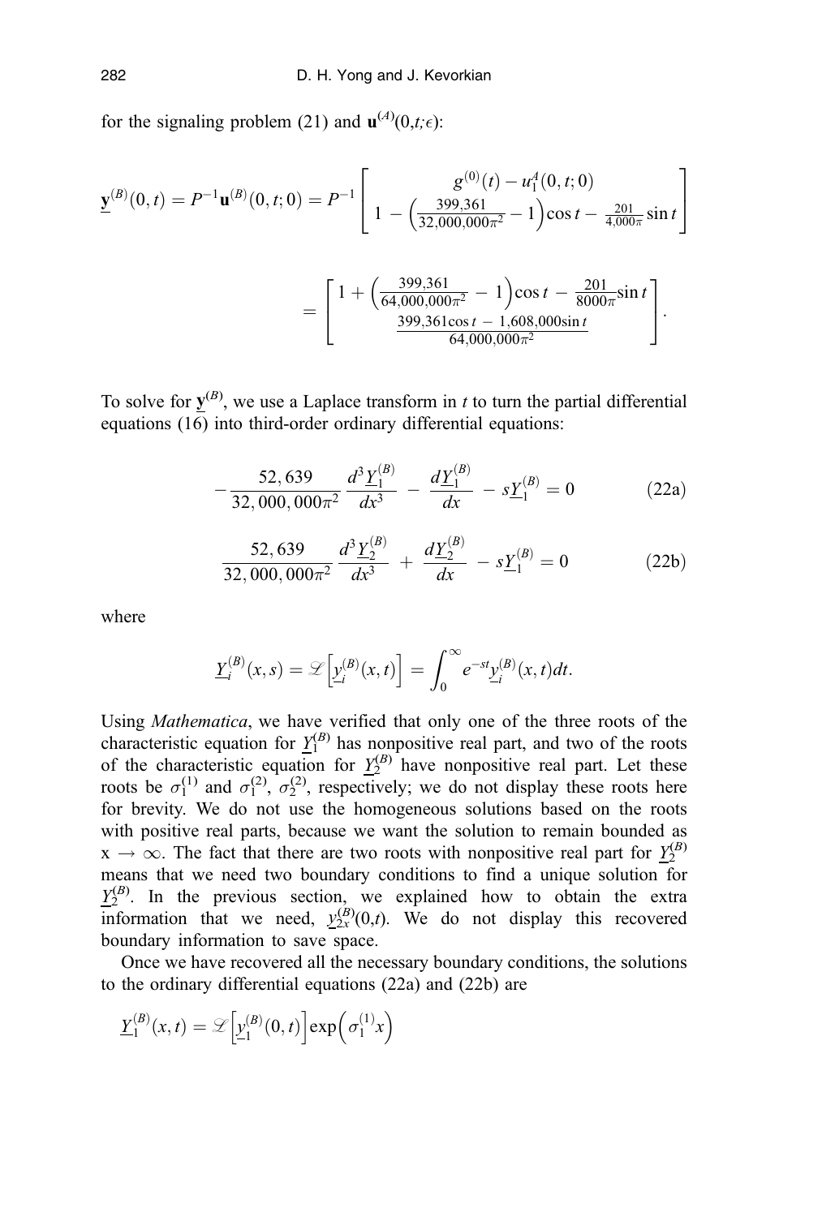for the signaling problem (21) and $\mathbf{u}^{(A)}(0,t;\epsilon)$:

$$
\underline{\mathbf{y}}^{(B)}(0,t) = P^{-1}\mathbf{u}^{(B)}(0,t;0) = P^{-1}\begin{bmatrix} g^{(0)}(t) - u_1^A(0,t;0) \\ 1 - \left(\frac{399{,}361}{32{,}000{,}000\pi^2} - 1\right)\cos t - \frac{201}{4{,}000\pi}\sin t \end{bmatrix}
$$

$$
= \begin{bmatrix} 1 + \left(\frac{399{,}361}{64{,}000{,}000\pi^2} - 1\right)\cos t - \frac{201}{8000\pi}\sin t \\ \frac{399{,}361\cos t - 1{,}608{,}000\sin t}{64{,}000{,}000\pi^2} \end{bmatrix}.
$$

To solve for $\underline{\mathbf{y}}^{(B)}$, we use a Laplace transform in $t$ to turn the partial differential equations (16) into third-order ordinary differential equations:

$$
-\frac{52{,}639}{32{,}000{,}000\pi^2}\frac{d^3\underline{Y}_1^{(B)}}{dx^3} - \frac{d\underline{Y}_1^{(B)}}{dx} - s\underline{Y}_1^{(B)} = 0 \tag{22a}
$$

$$
\frac{52{,}639}{32{,}000{,}000\pi^2}\frac{d^3\underline{Y}_2^{(B)}}{dx^3} + \frac{d\underline{Y}_2^{(B)}}{dx} - s\underline{Y}_1^{(B)} = 0 \tag{22b}
$$

where

$$
\underline{Y}_i^{(B)}(x,s) = \mathscr{L}\left[\underline{y}_i^{(B)}(x,t)\right] = \int_0^\infty e^{-st}\underline{y}_i^{(B)}(x,t)dt.
$$

Using *Mathematica*, we have verified that only one of the three roots of the characteristic equation for $\underline{Y}_1^{(B)}$ has nonpositive real part, and two of the roots of the characteristic equation for $\underline{Y}_2^{(B)}$ have nonpositive real part. Let these roots be $\sigma_1^{(1)}$ and $\sigma_1^{(2)}$, $\sigma_2^{(2)}$, respectively; we do not display these roots here for brevity. We do not use the homogeneous solutions based on the roots with positive real parts, because we want the solution to remain bounded as $x \to \infty$. The fact that there are two roots with nonpositive real part for $\underline{Y}_2^{(B)}$ means that we need two boundary conditions to find a unique solution for $\underline{Y}_2^{(B)}$. In the previous section, we explained how to obtain the extra information that we need, $\underline{y}_{2x}^{(B)}(0,t)$. We do not display this recovered boundary information to save space.

Once we have recovered all the necessary boundary conditions, the solutions to the ordinary differential equations (22a) and (22b) are

$$
\underline{Y}_1^{(B)}(x,t) = \mathscr{L}\left[\underline{y}_1^{(B)}(0,t)\right]\exp\left(\sigma_1^{(1)}x\right)
$$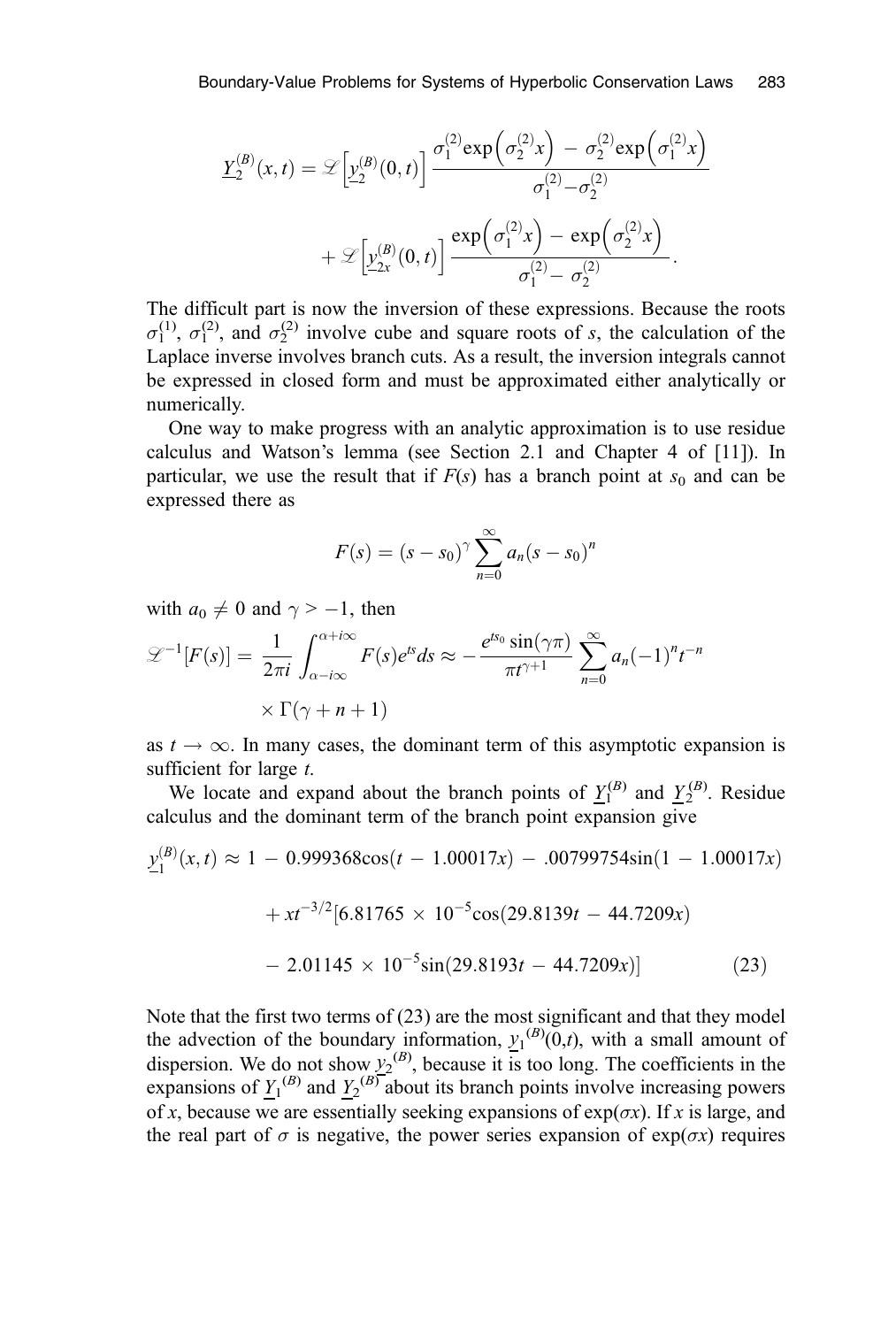$$\underline{Y}_2^{(B)}(x,t) = \mathscr{L}\left[\underline{y}_2^{(B)}(0,t)\right] \frac{\sigma_1^{(2)}\exp\left(\sigma_2^{(2)}x\right) - \sigma_2^{(2)}\exp\left(\sigma_1^{(2)}x\right)}{\sigma_1^{(2)} - \sigma_2^{(2)}}$$

$$+ \mathscr{L}\left[\underline{y}_{2x}^{(B)}(0,t)\right] \frac{\exp\left(\sigma_1^{(2)}x\right) - \exp\left(\sigma_2^{(2)}x\right)}{\sigma_1^{(2)} - \sigma_2^{(2)}}.$$

The difficult part is now the inversion of these expressions. Because the roots $\sigma_1^{(1)}$, $\sigma_1^{(2)}$, and $\sigma_2^{(2)}$ involve cube and square roots of $s$, the calculation of the Laplace inverse involves branch cuts. As a result, the inversion integrals cannot be expressed in closed form and must be approximated either analytically or numerically.

One way to make progress with an analytic approximation is to use residue calculus and Watson's lemma (see Section 2.1 and Chapter 4 of [11]). In particular, we use the result that if $F(s)$ has a branch point at $s_0$ and can be expressed there as

$$F(s) = (s - s_0)^{\gamma} \sum_{n=0}^{\infty} a_n (s - s_0)^n$$

with $a_0 \neq 0$ and $\gamma > -1$, then

$$\mathscr{L}^{-1}[F(s)] = \frac{1}{2\pi i}\int_{\alpha - i\infty}^{\alpha + i\infty} F(s)e^{ts}ds \approx -\frac{e^{ts_0}\sin(\gamma\pi)}{\pi t^{\gamma+1}} \sum_{n=0}^{\infty} a_n (-1)^n t^{-n} \times \Gamma(\gamma + n + 1)$$

as $t \to \infty$. In many cases, the dominant term of this asymptotic expansion is sufficient for large $t$.

We locate and expand about the branch points of $\underline{Y}_1^{(B)}$ and $\underline{Y}_2^{(B)}$. Residue calculus and the dominant term of the branch point expansion give

$$\underline{y}_1^{(B)}(x,t) \approx 1 - 0.999368\cos(t - 1.00017x) - .00799754\sin(1 - 1.00017x)$$
$$+ xt^{-3/2}[6.81765 \times 10^{-5}\cos(29.8139t - 44.7209x)$$
$$- 2.01145 \times 10^{-5}\sin(29.8193t - 44.7209x)] \tag{23}$$

Note that the first two terms of (23) are the most significant and that they model the advection of the boundary information, ${\underline{y}_1}^{(B)}(0,t)$, with a small amount of dispersion. We do not show ${\underline{y}_2}^{(B)}$, because it is too long. The coefficients in the expansions of ${\underline{Y}_1}^{(B)}$ and ${\underline{Y}_2}^{(B)}$ about its branch points involve increasing powers of $x$, because we are essentially seeking expansions of $\exp(\sigma x)$. If $x$ is large, and the real part of $\sigma$ is negative, the power series expansion of $\exp(\sigma x)$ requires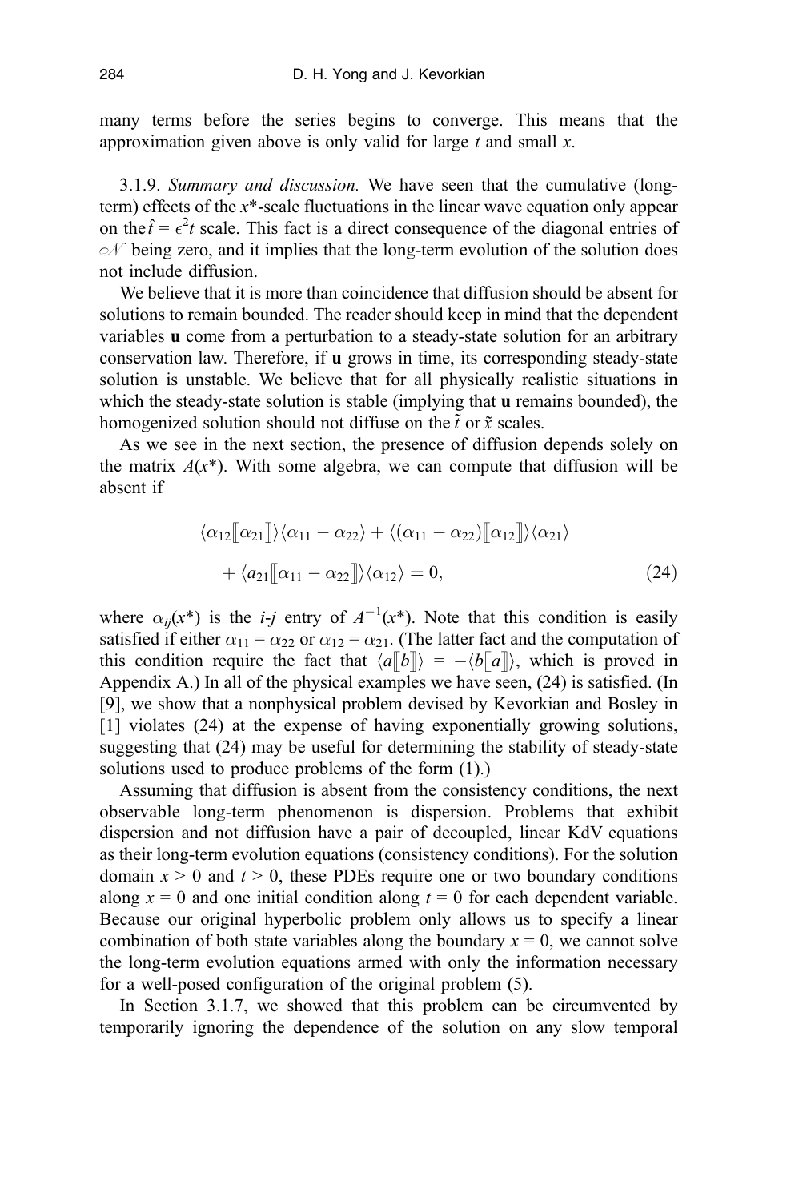many terms before the series begins to converge. This means that the approximation given above is only valid for large $t$ and small $x$.

3.1.9. *Summary and discussion.* We have seen that the cumulative (long-term) effects of the $x^*$-scale fluctuations in the linear wave equation only appear on the $\hat{t} = \epsilon^2 t$ scale. This fact is a direct consequence of the diagonal entries of $\mathcal{N}$ being zero, and it implies that the long-term evolution of the solution does not include diffusion.

We believe that it is more than coincidence that diffusion should be absent for solutions to remain bounded. The reader should keep in mind that the dependent variables **u** come from a perturbation to a steady-state solution for an arbitrary conservation law. Therefore, if **u** grows in time, its corresponding steady-state solution is unstable. We believe that for all physically realistic situations in which the steady-state solution is stable (implying that **u** remains bounded), the homogenized solution should not diffuse on the $\tilde{t}$ or $\tilde{x}$ scales.

As we see in the next section, the presence of diffusion depends solely on the matrix $A(x^*)$. With some algebra, we can compute that diffusion will be absent if

$$\langle \alpha_{12} [\![ \alpha_{21} ]\!] \rangle \langle \alpha_{11} - \alpha_{22} \rangle + \langle (\alpha_{11} - \alpha_{22}) [\![ \alpha_{12} ]\!] \rangle \langle \alpha_{21} \rangle + \langle a_{21} [\![ \alpha_{11} - \alpha_{22} ]\!] \rangle \langle \alpha_{12} \rangle = 0, \tag{24}$$

where $\alpha_{ij}(x^*)$ is the $i$-$j$ entry of $A^{-1}(x^*)$. Note that this condition is easily satisfied if either $\alpha_{11} = \alpha_{22}$ or $\alpha_{12} = \alpha_{21}$. (The latter fact and the computation of this condition require the fact that $\langle a [\![ b ]\!] \rangle = -\langle b [\![ a ]\!] \rangle$, which is proved in Appendix A.) In all of the physical examples we have seen, (24) is satisfied. (In [9], we show that a nonphysical problem devised by Kevorkian and Bosley in [1] violates (24) at the expense of having exponentially growing solutions, suggesting that (24) may be useful for determining the stability of steady-state solutions used to produce problems of the form (1).)

Assuming that diffusion is absent from the consistency conditions, the next observable long-term phenomenon is dispersion. Problems that exhibit dispersion and not diffusion have a pair of decoupled, linear KdV equations as their long-term evolution equations (consistency conditions). For the solution domain $x > 0$ and $t > 0$, these PDEs require one or two boundary conditions along $x = 0$ and one initial condition along $t = 0$ for each dependent variable. Because our original hyperbolic problem only allows us to specify a linear combination of both state variables along the boundary $x = 0$, we cannot solve the long-term evolution equations armed with only the information necessary for a well-posed configuration of the original problem (5).

In Section 3.1.7, we showed that this problem can be circumvented by temporarily ignoring the dependence of the solution on any slow temporal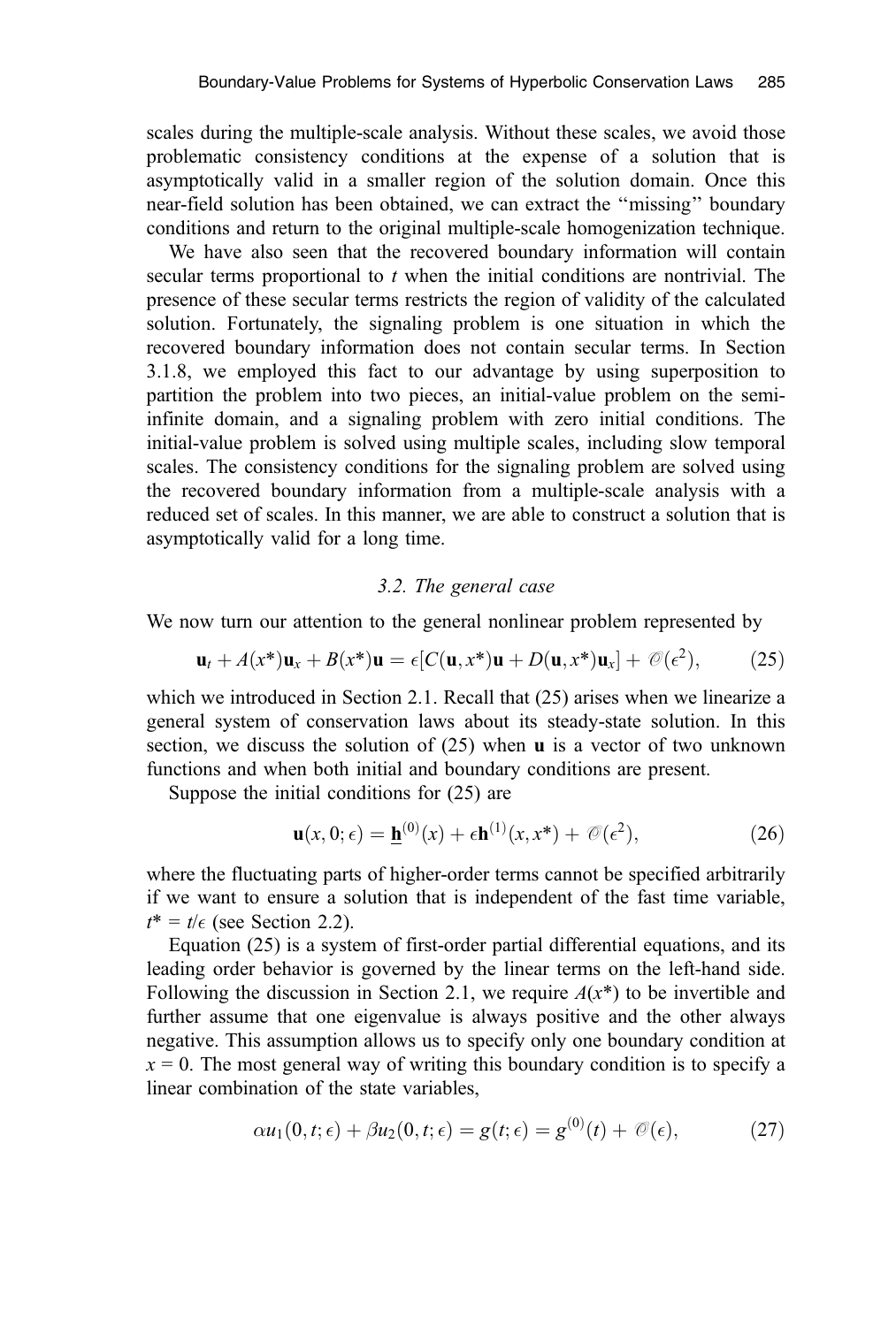scales during the multiple-scale analysis. Without these scales, we avoid those problematic consistency conditions at the expense of a solution that is asymptotically valid in a smaller region of the solution domain. Once this near-field solution has been obtained, we can extract the "missing" boundary conditions and return to the original multiple-scale homogenization technique.

We have also seen that the recovered boundary information will contain secular terms proportional to $t$ when the initial conditions are nontrivial. The presence of these secular terms restricts the region of validity of the calculated solution. Fortunately, the signaling problem is one situation in which the recovered boundary information does not contain secular terms. In Section 3.1.8, we employed this fact to our advantage by using superposition to partition the problem into two pieces, an initial-value problem on the semi-infinite domain, and a signaling problem with zero initial conditions. The initial-value problem is solved using multiple scales, including slow temporal scales. The consistency conditions for the signaling problem are solved using the recovered boundary information from a multiple-scale analysis with a reduced set of scales. In this manner, we are able to construct a solution that is asymptotically valid for a long time.

### 3.2. The general case

We now turn our attention to the general nonlinear problem represented by

$$\mathbf{u}_t + A(x^*)\mathbf{u}_x + B(x^*)\mathbf{u} = \epsilon[C(\mathbf{u}, x^*)\mathbf{u} + D(\mathbf{u}, x^*)\mathbf{u}_x] + \mathcal{O}(\epsilon^2), \qquad (25)$$

which we introduced in Section 2.1. Recall that (25) arises when we linearize a general system of conservation laws about its steady-state solution. In this section, we discuss the solution of (25) when $\mathbf{u}$ is a vector of two unknown functions and when both initial and boundary conditions are present.

Suppose the initial conditions for (25) are

$$\mathbf{u}(x, 0; \epsilon) = \underline{\mathbf{h}}^{(0)}(x) + \epsilon \mathbf{h}^{(1)}(x, x^*) + \mathcal{O}(\epsilon^2), \qquad (26)$$

where the fluctuating parts of higher-order terms cannot be specified arbitrarily if we want to ensure a solution that is independent of the fast time variable, $t^* = t/\epsilon$ (see Section 2.2).

Equation (25) is a system of first-order partial differential equations, and its leading order behavior is governed by the linear terms on the left-hand side. Following the discussion in Section 2.1, we require $A(x^*)$ to be invertible and further assume that one eigenvalue is always positive and the other always negative. This assumption allows us to specify only one boundary condition at $x = 0$. The most general way of writing this boundary condition is to specify a linear combination of the state variables,

$$\alpha u_1(0, t; \epsilon) + \beta u_2(0, t; \epsilon) = g(t; \epsilon) = g^{(0)}(t) + \mathcal{O}(\epsilon), \qquad (27)$$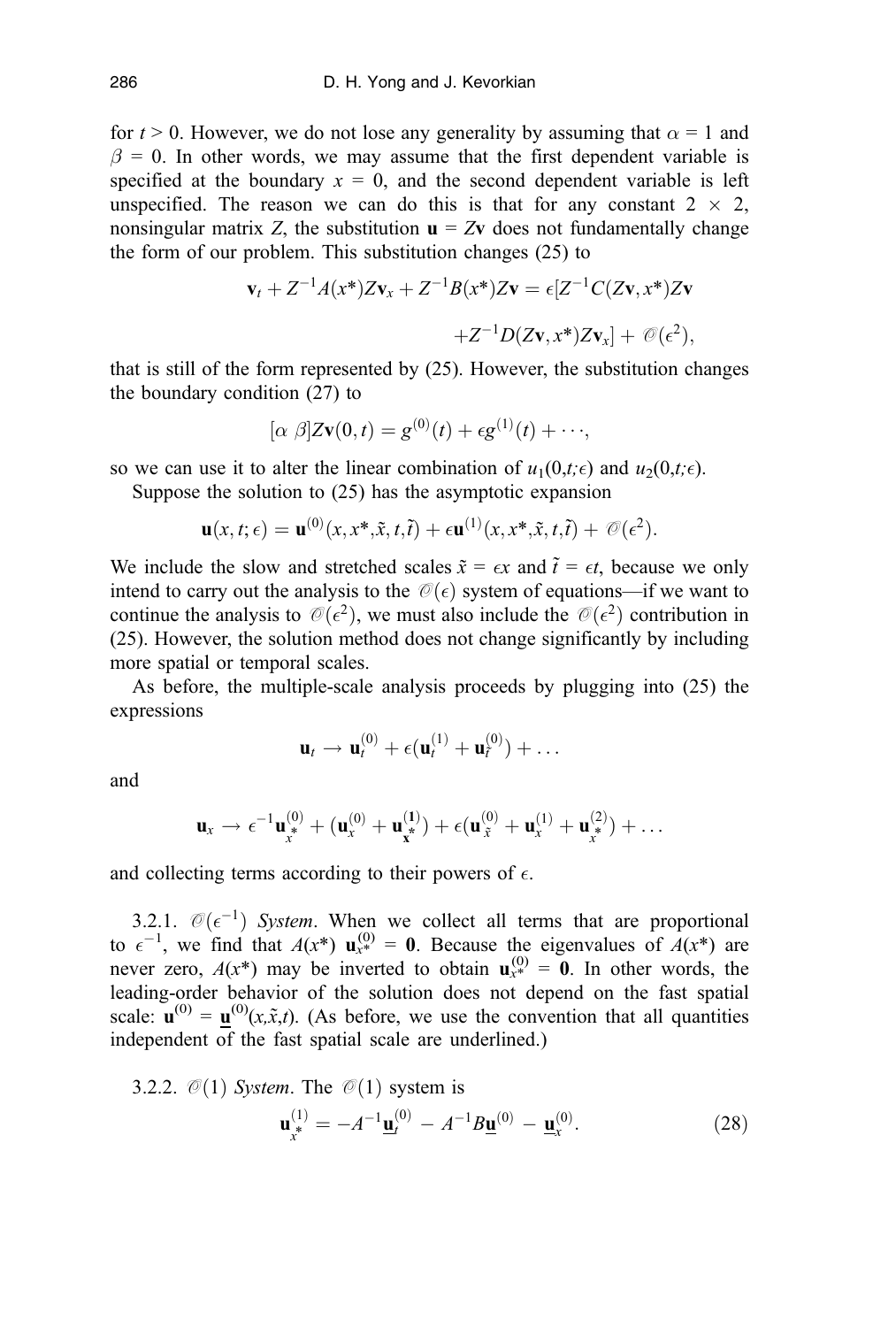for $t > 0$. However, we do not lose any generality by assuming that $\alpha = 1$ and $\beta = 0$. In other words, we may assume that the first dependent variable is specified at the boundary $x = 0$, and the second dependent variable is left unspecified. The reason we can do this is that for any constant $2 \times 2$, nonsingular matrix $Z$, the substitution $\mathbf{u} = Z\mathbf{v}$ does not fundamentally change the form of our problem. This substitution changes (25) to

$$\mathbf{v}_t + Z^{-1}A(x^*)Z\mathbf{v}_x + Z^{-1}B(x^*)Z\mathbf{v} = \epsilon[Z^{-1}C(Z\mathbf{v}, x^*)Z\mathbf{v} + Z^{-1}D(Z\mathbf{v}, x^*)Z\mathbf{v}_x] + \mathcal{O}(\epsilon^2),$$

that is still of the form represented by (25). However, the substitution changes the boundary condition (27) to

$$[\alpha\ \beta]Z\mathbf{v}(0,t) = g^{(0)}(t) + \epsilon g^{(1)}(t) + \cdots,$$

so we can use it to alter the linear combination of $u_1(0,t;\epsilon)$ and $u_2(0,t;\epsilon)$.

Suppose the solution to (25) has the asymptotic expansion

$$\mathbf{u}(x,t;\epsilon) = \mathbf{u}^{(0)}(x, x^*, \tilde{x}, t, \tilde{t}) + \epsilon\mathbf{u}^{(1)}(x, x^*, \tilde{x}, t, \tilde{t}) + \mathcal{O}(\epsilon^2).$$

We include the slow and stretched scales $\tilde{x} = \epsilon x$ and $\tilde{t} = \epsilon t$, because we only intend to carry out the analysis to the $\mathcal{O}(\epsilon)$ system of equations—if we want to continue the analysis to $\mathcal{O}(\epsilon^2)$, we must also include the $\mathcal{O}(\epsilon^2)$ contribution in (25). However, the solution method does not change significantly by including more spatial or temporal scales.

As before, the multiple-scale analysis proceeds by plugging into (25) the expressions

$$\mathbf{u}_t \rightarrow \mathbf{u}_t^{(0)} + \epsilon(\mathbf{u}_t^{(1)} + \mathbf{u}_{\tilde{t}}^{(0)}) + \dots$$

and

$$\mathbf{u}_x \rightarrow \epsilon^{-1}\mathbf{u}_{x^*}^{(0)} + (\mathbf{u}_x^{(0)} + \mathbf{u}_{x^*}^{(1)}) + \epsilon(\mathbf{u}_{\tilde{x}}^{(0)} + \mathbf{u}_x^{(1)} + \mathbf{u}_{x^*}^{(2)}) + \dots$$

and collecting terms according to their powers of $\epsilon$.

3.2.1. $\mathcal{O}(\epsilon^{-1})$ *System*. When we collect all terms that are proportional to $\epsilon^{-1}$, we find that $A(x^*)\ \mathbf{u}_{x^*}^{(0)} = \mathbf{0}$. Because the eigenvalues of $A(x^*)$ are never zero, $A(x^*)$ may be inverted to obtain $\mathbf{u}_{x^*}^{(0)} = \mathbf{0}$. In other words, the leading-order behavior of the solution does not depend on the fast spatial scale: $\mathbf{u}^{(0)} = \underline{\mathbf{u}}^{(0)}(x,\tilde{x},t)$. (As before, we use the convention that all quantities independent of the fast spatial scale are underlined.)

3.2.2. $\mathcal{O}(1)$ *System*. The $\mathcal{O}(1)$ system is

$$\mathbf{u}_{x^*}^{(1)} = -A^{-1}\underline{\mathbf{u}}_t^{(0)} - A^{-1}B\underline{\mathbf{u}}^{(0)} - \underline{\mathbf{u}}_x^{(0)}. \tag{28}$$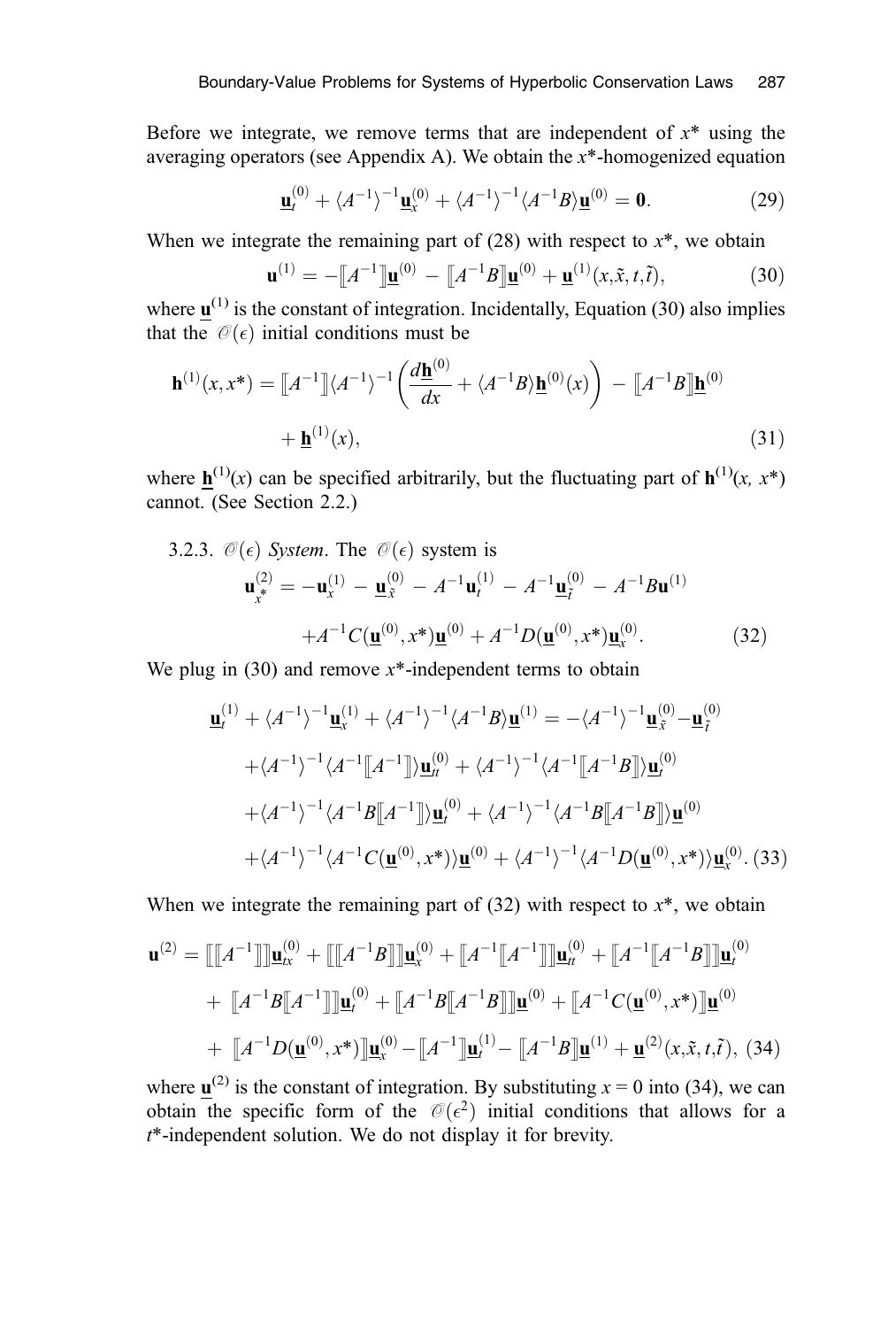Before we integrate, we remove terms that are independent of $x^*$ using the averaging operators (see Appendix A). We obtain the $x^*$-homogenized equation

$$\underline{\mathbf{u}}_t^{(0)} + \langle A^{-1}\rangle^{-1}\underline{\mathbf{u}}_x^{(0)} + \langle A^{-1}\rangle^{-1}\langle A^{-1}B\rangle\underline{\mathbf{u}}^{(0)} = \mathbf{0}. \tag{29}$$

When we integrate the remaining part of (28) with respect to $x^*$, we obtain

$$\mathbf{u}^{(1)} = -[\![A^{-1}]\!]\underline{\mathbf{u}}^{(0)} - [\![A^{-1}B]\!]\underline{\mathbf{u}}^{(0)} + \underline{\mathbf{u}}^{(1)}(x,\tilde{x},t,\tilde{t}), \tag{30}$$

where $\underline{\mathbf{u}}^{(1)}$ is the constant of integration. Incidentally, Equation (30) also implies that the $\mathcal{O}(\epsilon)$ initial conditions must be

$$\mathbf{h}^{(1)}(x,x^*) = [\![A^{-1}]\!]\langle A^{-1}\rangle^{-1}\left(\frac{d\underline{\mathbf{h}}^{(0)}}{dx} + \langle A^{-1}B\rangle\underline{\mathbf{h}}^{(0)}(x)\right) - [\![A^{-1}B]\!]\underline{\mathbf{h}}^{(0)} + \underline{\mathbf{h}}^{(1)}(x), \tag{31}$$

where $\underline{\mathbf{h}}^{(1)}(x)$ can be specified arbitrarily, but the fluctuating part of $\mathbf{h}^{(1)}(x, x^*)$ cannot. (See Section 2.2.)

3.2.3. $\mathcal{O}(\epsilon)$ *System*. The $\mathcal{O}(\epsilon)$ system is

$$\mathbf{u}_{x^*}^{(2)} = -\mathbf{u}_x^{(1)} - \underline{\mathbf{u}}_{\tilde{x}}^{(0)} - A^{-1}\mathbf{u}_t^{(1)} - A^{-1}\underline{\mathbf{u}}_{\tilde{t}}^{(0)} - A^{-1}B\mathbf{u}^{(1)} + A^{-1}C(\underline{\mathbf{u}}^{(0)},x^*)\underline{\mathbf{u}}^{(0)} + A^{-1}D(\underline{\mathbf{u}}^{(0)},x^*)\underline{\mathbf{u}}_x^{(0)}. \tag{32}$$

We plug in (30) and remove $x^*$-independent terms to obtain

$$\begin{aligned}
\underline{\mathbf{u}}_t^{(1)} + \langle A^{-1}\rangle^{-1}\underline{\mathbf{u}}_x^{(1)} + \langle A^{-1}\rangle^{-1}\langle A^{-1}B\rangle\underline{\mathbf{u}}^{(1)} &= -\langle A^{-1}\rangle^{-1}\underline{\mathbf{u}}_{\tilde{x}}^{(0)} - \underline{\mathbf{u}}_{\tilde{t}}^{(0)} \\
&+ \langle A^{-1}\rangle^{-1}\langle A^{-1}[\![A^{-1}]\!]\rangle\underline{\mathbf{u}}_{tt}^{(0)} + \langle A^{-1}\rangle^{-1}\langle A^{-1}[\![A^{-1}B]\!]\rangle\underline{\mathbf{u}}_t^{(0)} \\
&+ \langle A^{-1}\rangle^{-1}\langle A^{-1}B[\![A^{-1}]\!]\rangle\underline{\mathbf{u}}_t^{(0)} + \langle A^{-1}\rangle^{-1}\langle A^{-1}B[\![A^{-1}B]\!]\rangle\underline{\mathbf{u}}^{(0)} \\
&+ \langle A^{-1}\rangle^{-1}\langle A^{-1}C(\underline{\mathbf{u}}^{(0)},x^*)\rangle\underline{\mathbf{u}}^{(0)} + \langle A^{-1}\rangle^{-1}\langle A^{-1}D(\underline{\mathbf{u}}^{(0)},x^*)\rangle\underline{\mathbf{u}}_x^{(0)}.
\end{aligned} \tag{33}$$

When we integrate the remaining part of (32) with respect to $x^*$, we obtain

$$\begin{aligned}
\mathbf{u}^{(2)} &= [\![[\![A^{-1}]\!]]\!]\underline{\mathbf{u}}_{tx}^{(0)} + [\![[\![A^{-1}B]\!]]\!]\underline{\mathbf{u}}_x^{(0)} + [\![A^{-1}[\![A^{-1}]\!]]\!]\underline{\mathbf{u}}_{tt}^{(0)} + [\![A^{-1}[\![A^{-1}B]\!]]\!]\underline{\mathbf{u}}_t^{(0)} \\
&+ [\![A^{-1}B[\![A^{-1}]\!]]\!]\underline{\mathbf{u}}_t^{(0)} + [\![A^{-1}B[\![A^{-1}B]\!]]\!]\underline{\mathbf{u}}^{(0)} + [\![A^{-1}C(\underline{\mathbf{u}}^{(0)},x^*)]\!]\underline{\mathbf{u}}^{(0)} \\
&+ [\![A^{-1}D(\underline{\mathbf{u}}^{(0)},x^*)]\!]\underline{\mathbf{u}}_x^{(0)} - [\![A^{-1}]\!]\underline{\mathbf{u}}_t^{(1)} - [\![A^{-1}B]\!]\underline{\mathbf{u}}^{(1)} + \underline{\mathbf{u}}^{(2)}(x,\tilde{x},t,\tilde{t}),
\end{aligned} \tag{34}$$

where $\underline{\mathbf{u}}^{(2)}$ is the constant of integration. By substituting $x = 0$ into (34), we can obtain the specific form of the $\mathcal{O}(\epsilon^2)$ initial conditions that allows for a $t^*$-independent solution. We do not display it for brevity.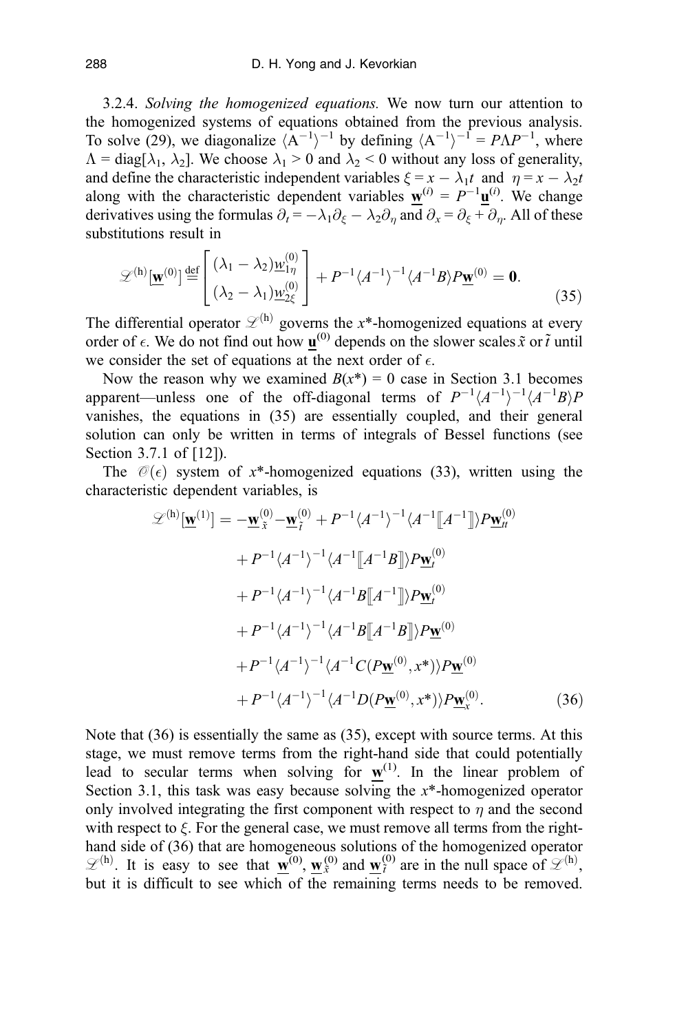3.2.4. *Solving the homogenized equations.* We now turn our attention to the homogenized systems of equations obtained from the previous analysis. To solve (29), we diagonalize $\langle A^{-1}\rangle^{-1}$ by defining $\langle A^{-1}\rangle^{-1} = P\Lambda P^{-1}$, where $\Lambda = \text{diag}[\lambda_1, \lambda_2]$. We choose $\lambda_1 > 0$ and $\lambda_2 < 0$ without any loss of generality, and define the characteristic independent variables $\xi = x - \lambda_1 t$ and $\eta = x - \lambda_2 t$ along with the characteristic dependent variables $\underline{\mathbf{w}}^{(i)} = P^{-1}\underline{\mathbf{u}}^{(i)}$. We change derivatives using the formulas $\partial_t = -\lambda_1\partial_\xi - \lambda_2\partial_\eta$ and $\partial_x = \partial_\xi + \partial_\eta$. All of these substitutions result in

$$
\mathscr{L}^{(h)}\left[\underline{\mathbf{w}}^{(0)}\right] \stackrel{\text{def}}{=} \begin{bmatrix} (\lambda_1 - \lambda_2)\underline{w}_{1\eta}^{(0)} \\ (\lambda_2 - \lambda_1)\underline{w}_{2\xi}^{(0)} \end{bmatrix} + P^{-1}\langle A^{-1}\rangle^{-1}\langle A^{-1}B\rangle P\underline{\mathbf{w}}^{(0)} = \mathbf{0}. \tag{35}
$$

The differential operator $\mathscr{L}^{(h)}$ governs the $x^*$-homogenized equations at every order of $\epsilon$. We do not find out how $\underline{\mathbf{u}}^{(0)}$ depends on the slower scales $\tilde{x}$ or $\tilde{t}$ until we consider the set of equations at the next order of $\epsilon$.

Now the reason why we examined $B(x^*) = 0$ case in Section 3.1 becomes apparent—unless one of the off-diagonal terms of $P^{-1}\langle A^{-1}\rangle^{-1}\langle A^{-1}B\rangle P$ vanishes, the equations in (35) are essentially coupled, and their general solution can only be written in terms of integrals of Bessel functions (see Section 3.7.1 of [12]).

The $\mathscr{O}(\epsilon)$ system of $x^*$-homogenized equations (33), written using the characteristic dependent variables, is

$$
\begin{aligned}
\mathscr{L}^{(h)}\left[\underline{\mathbf{w}}^{(1)}\right] = & -\underline{\mathbf{w}}_{\tilde{x}}^{(0)} - \underline{\mathbf{w}}_{\tilde{t}}^{(0)} + P^{-1}\langle A^{-1}\rangle^{-1}\langle A^{-1}[\![A^{-1}]\!]\rangle P\underline{\mathbf{w}}_{tt}^{(0)} \\
& + P^{-1}\langle A^{-1}\rangle^{-1}\langle A^{-1}[\![A^{-1}B]\!]\rangle P\underline{\mathbf{w}}_{t}^{(0)} \\
& + P^{-1}\langle A^{-1}\rangle^{-1}\langle A^{-1}B[\![A^{-1}]\!]\rangle P\underline{\mathbf{w}}_{t}^{(0)} \\
& + P^{-1}\langle A^{-1}\rangle^{-1}\langle A^{-1}B[\![A^{-1}B]\!]\rangle P\underline{\mathbf{w}}^{(0)} \\
& + P^{-1}\langle A^{-1}\rangle^{-1}\langle A^{-1}C(P\underline{\mathbf{w}}^{(0)}, x^*)\rangle P\underline{\mathbf{w}}^{(0)} \\
& + P^{-1}\langle A^{-1}\rangle^{-1}\langle A^{-1}D(P\underline{\mathbf{w}}^{(0)}, x^*)\rangle P\underline{\mathbf{w}}_{x}^{(0)}.
\end{aligned} \tag{36}
$$

Note that (36) is essentially the same as (35), except with source terms. At this stage, we must remove terms from the right-hand side that could potentially lead to secular terms when solving for $\underline{\mathbf{w}}^{(1)}$. In the linear problem of Section 3.1, this task was easy because solving the $x^*$-homogenized operator only involved integrating the first component with respect to $\eta$ and the second with respect to $\xi$. For the general case, we must remove all terms from the right-hand side of (36) that are homogeneous solutions of the homogenized operator $\mathscr{L}^{(h)}$. It is easy to see that $\underline{\mathbf{w}}^{(0)}$, $\underline{\mathbf{w}}_{\tilde{x}}^{(0)}$ and $\underline{\mathbf{w}}_{\tilde{t}}^{(0)}$ are in the null space of $\mathscr{L}^{(h)}$, but it is difficult to see which of the remaining terms needs to be removed.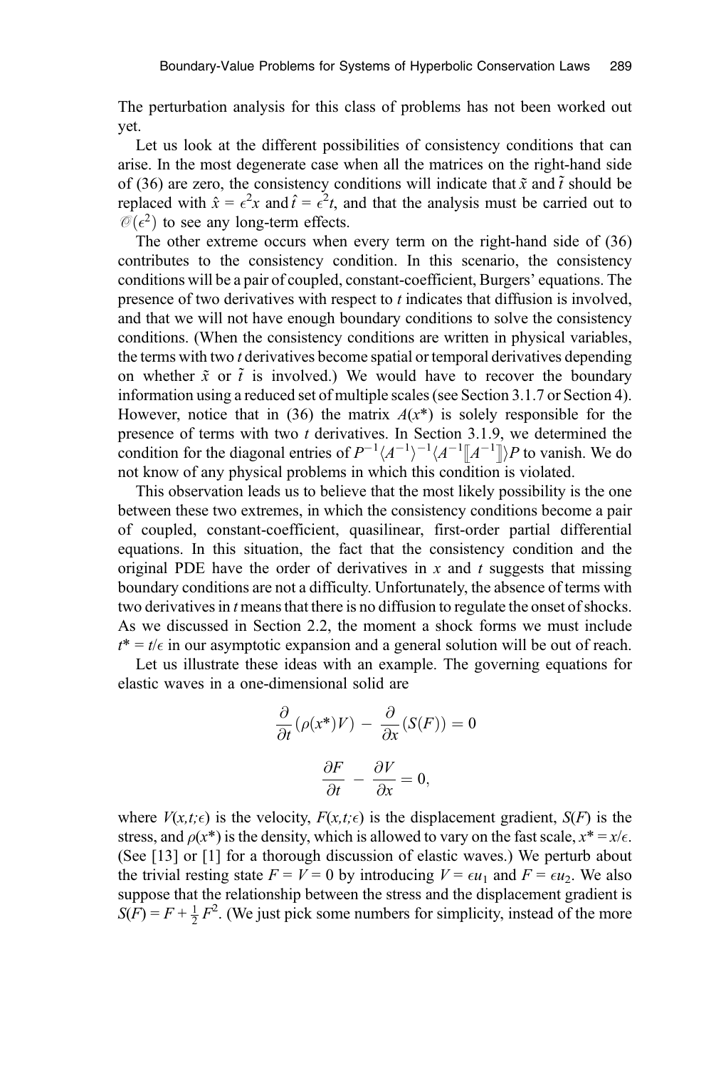The perturbation analysis for this class of problems has not been worked out yet.

Let us look at the different possibilities of consistency conditions that can arise. In the most degenerate case when all the matrices on the right-hand side of (36) are zero, the consistency conditions will indicate that $\tilde{x}$ and $\tilde{t}$ should be replaced with $\hat{x} = \epsilon^2 x$ and $\hat{t} = \epsilon^2 t$, and that the analysis must be carried out to $\mathcal{O}(\epsilon^2)$ to see any long-term effects.

The other extreme occurs when every term on the right-hand side of (36) contributes to the consistency condition. In this scenario, the consistency conditions will be a pair of coupled, constant-coefficient, Burgers' equations. The presence of two derivatives with respect to $t$ indicates that diffusion is involved, and that we will not have enough boundary conditions to solve the consistency conditions. (When the consistency conditions are written in physical variables, the terms with two $t$ derivatives become spatial or temporal derivatives depending on whether $\tilde{x}$ or $\tilde{t}$ is involved.) We would have to recover the boundary information using a reduced set of multiple scales (see Section 3.1.7 or Section 4). However, notice that in (36) the matrix $A(x^*)$ is solely responsible for the presence of terms with two $t$ derivatives. In Section 3.1.9, we determined the condition for the diagonal entries of $P^{-1}\langle A^{-1}\rangle^{-1}\langle A^{-1}[\![A^{-1}]\!]\rangle P$ to vanish. We do not know of any physical problems in which this condition is violated.

This observation leads us to believe that the most likely possibility is the one between these two extremes, in which the consistency conditions become a pair of coupled, constant-coefficient, quasilinear, first-order partial differential equations. In this situation, the fact that the consistency condition and the original PDE have the order of derivatives in $x$ and $t$ suggests that missing boundary conditions are not a difficulty. Unfortunately, the absence of terms with two derivatives in $t$ means that there is no diffusion to regulate the onset of shocks. As we discussed in Section 2.2, the moment a shock forms we must include $t^* = t/\epsilon$ in our asymptotic expansion and a general solution will be out of reach.

Let us illustrate these ideas with an example. The governing equations for elastic waves in a one-dimensional solid are

$$\frac{\partial}{\partial t}(\rho(x^*)V) - \frac{\partial}{\partial x}(S(F)) = 0$$

$$\frac{\partial F}{\partial t} - \frac{\partial V}{\partial x} = 0,$$

where $V(x,t;\epsilon)$ is the velocity, $F(x,t;\epsilon)$ is the displacement gradient, $S(F)$ is the stress, and $\rho(x^*)$ is the density, which is allowed to vary on the fast scale, $x^* = x/\epsilon$. (See [13] or [1] for a thorough discussion of elastic waves.) We perturb about the trivial resting state $F = V = 0$ by introducing $V = \epsilon u_1$ and $F = \epsilon u_2$. We also suppose that the relationship between the stress and the displacement gradient is $S(F) = F + \frac{1}{2}F^2$. (We just pick some numbers for simplicity, instead of the more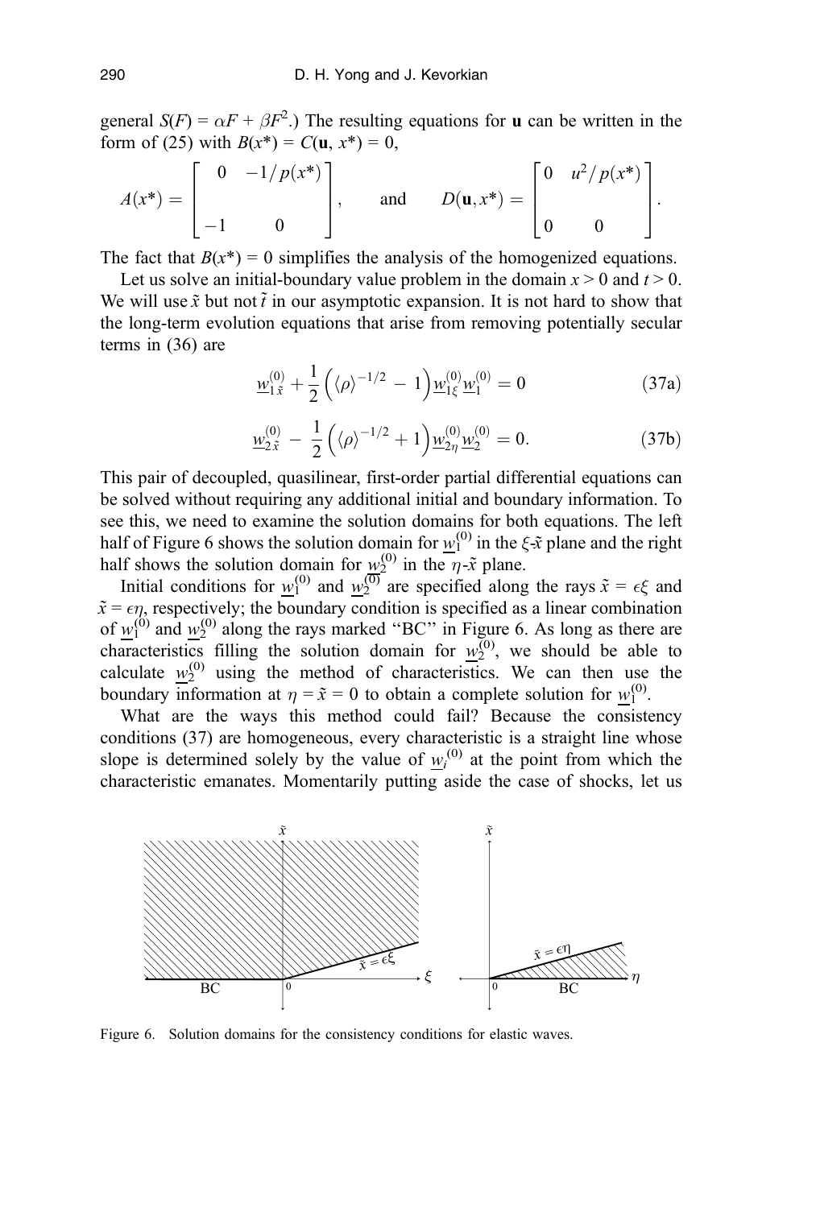general $S(F) = \alpha F + \beta F^2$.) The resulting equations for $\mathbf{u}$ can be written in the form of (25) with $B(x^*) = C(\mathbf{u}, x^*) = 0$,

$$A(x^*) = \begin{bmatrix} 0 & -1/p(x^*) \\ -1 & 0 \end{bmatrix}, \quad \text{and} \quad D(\mathbf{u}, x^*) = \begin{bmatrix} 0 & u^2/p(x^*) \\ 0 & 0 \end{bmatrix}.$$

The fact that $B(x^*) = 0$ simplifies the analysis of the homogenized equations.

Let us solve an initial-boundary value problem in the domain $x > 0$ and $t > 0$. We will use $\tilde{x}$ but not $\tilde{t}$ in our asymptotic expansion. It is not hard to show that the long-term evolution equations that arise from removing potentially secular terms in (36) are

$$\underline{w}^{(0)}_{1\tilde{x}} + \frac{1}{2}\left(\langle\rho\rangle^{-1/2} - 1\right)\underline{w}^{(0)}_{1\xi}\underline{w}^{(0)}_{1} = 0 \tag{37a}$$

$$\underline{w}^{(0)}_{2\tilde{x}} - \frac{1}{2}\left(\langle\rho\rangle^{-1/2} + 1\right)\underline{w}^{(0)}_{2\eta}\underline{w}^{(0)}_{2} = 0. \tag{37b}$$

This pair of decoupled, quasilinear, first-order partial differential equations can be solved without requiring any additional initial and boundary information. To see this, we need to examine the solution domains for both equations. The left half of Figure 6 shows the solution domain for $\underline{w}_1^{(0)}$ in the $\xi$-$\tilde{x}$ plane and the right half shows the solution domain for $\underline{w}_2^{(0)}$ in the $\eta$-$\tilde{x}$ plane.

Initial conditions for $\underline{w}_1^{(0)}$ and $\underline{w}_2^{(0)}$ are specified along the rays $\tilde{x} = \epsilon\xi$ and $\tilde{x} = \epsilon\eta$, respectively; the boundary condition is specified as a linear combination of $\underline{w}_1^{(0)}$ and $\underline{w}_2^{(0)}$ along the rays marked "BC" in Figure 6. As long as there are characteristics filling the solution domain for $\underline{w}_2^{(0)}$, we should be able to calculate $\underline{w}_2^{(0)}$ using the method of characteristics. We can then use the boundary information at $\eta = \tilde{x} = 0$ to obtain a complete solution for $\underline{w}_1^{(0)}$.

What are the ways this method could fail? Because the consistency conditions (37) are homogeneous, every characteristic is a straight line whose slope is determined solely by the value of $\underline{w}_i^{(0)}$ at the point from which the characteristic emanates. Momentarily putting aside the case of shocks, let us

Figure 6. Solution domains for the consistency conditions for elastic waves.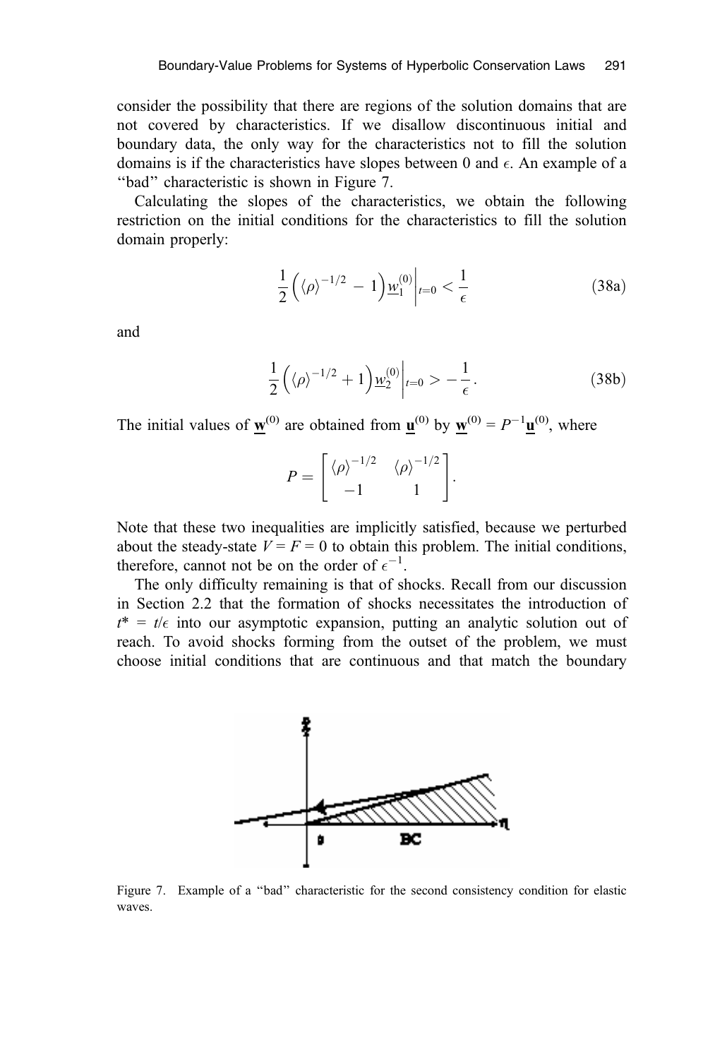consider the possibility that there are regions of the solution domains that are not covered by characteristics. If we disallow discontinuous initial and boundary data, the only way for the characteristics not to fill the solution domains is if the characteristics have slopes between 0 and $\epsilon$. An example of a "bad" characteristic is shown in Figure 7.

Calculating the slopes of the characteristics, we obtain the following restriction on the initial conditions for the characteristics to fill the solution domain properly:

$$\frac{1}{2}\left(\langle\rho\rangle^{-1/2} - 1\right)\underline{w}_1^{(0)}\Big|_{t=0} < \frac{1}{\epsilon} \tag{38a}$$

and

$$\frac{1}{2}\left(\langle\rho\rangle^{-1/2} + 1\right)\underline{w}_2^{(0)}\Big|_{t=0} > -\frac{1}{\epsilon}. \tag{38b}$$

The initial values of $\underline{\mathbf{w}}^{(0)}$ are obtained from $\underline{\mathbf{u}}^{(0)}$ by $\underline{\mathbf{w}}^{(0)} = P^{-1}\underline{\mathbf{u}}^{(0)}$, where

$$P = \begin{bmatrix} \langle\rho\rangle^{-1/2} & \langle\rho\rangle^{-1/2} \\ -1 & 1 \end{bmatrix}.$$

Note that these two inequalities are implicitly satisfied, because we perturbed about the steady-state $V = F = 0$ to obtain this problem. The initial conditions, therefore, cannot not be on the order of $\epsilon^{-1}$.

The only difficulty remaining is that of shocks. Recall from our discussion in Section 2.2 that the formation of shocks necessitates the introduction of $t^* = t/\epsilon$ into our asymptotic expansion, putting an analytic solution out of reach. To avoid shocks forming from the outset of the problem, we must choose initial conditions that are continuous and that match the boundary

Figure 7. Example of a "bad" characteristic for the second consistency condition for elastic waves.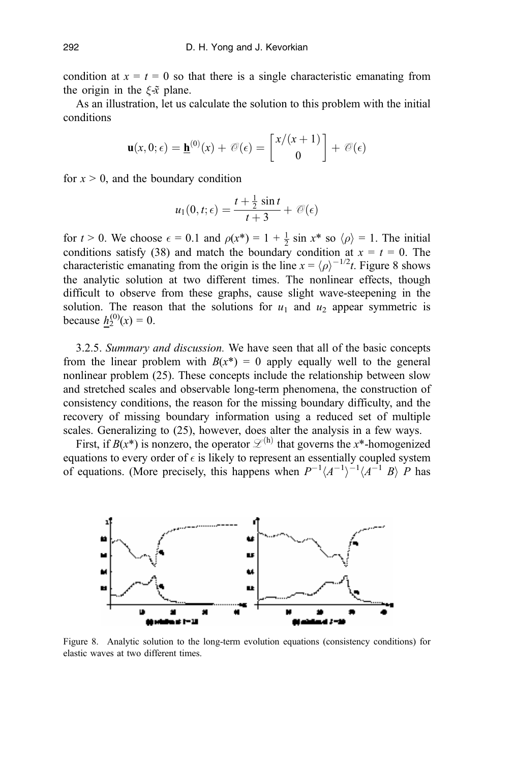condition at $x = t = 0$ so that there is a single characteristic emanating from the origin in the $\xi$-$\tilde{x}$ plane.

As an illustration, let us calculate the solution to this problem with the initial conditions

$$\mathbf{u}(x, 0; \epsilon) = \underline{\mathbf{h}}^{(0)}(x) + \mathcal{O}(\epsilon) = \begin{bmatrix} x/(x+1) \\ 0 \end{bmatrix} + \mathcal{O}(\epsilon)$$

for $x > 0$, and the boundary condition

$$u_1(0, t; \epsilon) = \frac{t + \frac{1}{2}\sin t}{t+3} + \mathcal{O}(\epsilon)$$

for $t > 0$. We choose $\epsilon = 0.1$ and $\rho(x^*) = 1 + \frac{1}{2}\sin x^*$ so $\langle \rho \rangle = 1$. The initial conditions satisfy (38) and match the boundary condition at $x = t = 0$. The characteristic emanating from the origin is the line $x = \langle \rho \rangle^{-1/2} t$. Figure 8 shows the analytic solution at two different times. The nonlinear effects, though difficult to observe from these graphs, cause slight wave-steepening in the solution. The reason that the solutions for $u_1$ and $u_2$ appear symmetric is because $\underline{h}_2^{(0)}(x) = 0$.

3.2.5. *Summary and discussion.* We have seen that all of the basic concepts from the linear problem with $B(x^*) = 0$ apply equally well to the general nonlinear problem (25). These concepts include the relationship between slow and stretched scales and observable long-term phenomena, the construction of consistency conditions, the reason for the missing boundary difficulty, and the recovery of missing boundary information using a reduced set of multiple scales. Generalizing to (25), however, does alter the analysis in a few ways.

First, if $B(x^*)$ is nonzero, the operator $\mathscr{L}^{(h)}$ that governs the $x^*$-homogenized equations to every order of $\epsilon$ is likely to represent an essentially coupled system of equations. (More precisely, this happens when $P^{-1}\langle A^{-1}\rangle^{-1}\langle A^{-1}\,B\rangle\,P$ has

Figure 8. Analytic solution to the long-term evolution equations (consistency conditions) for elastic waves at two different times.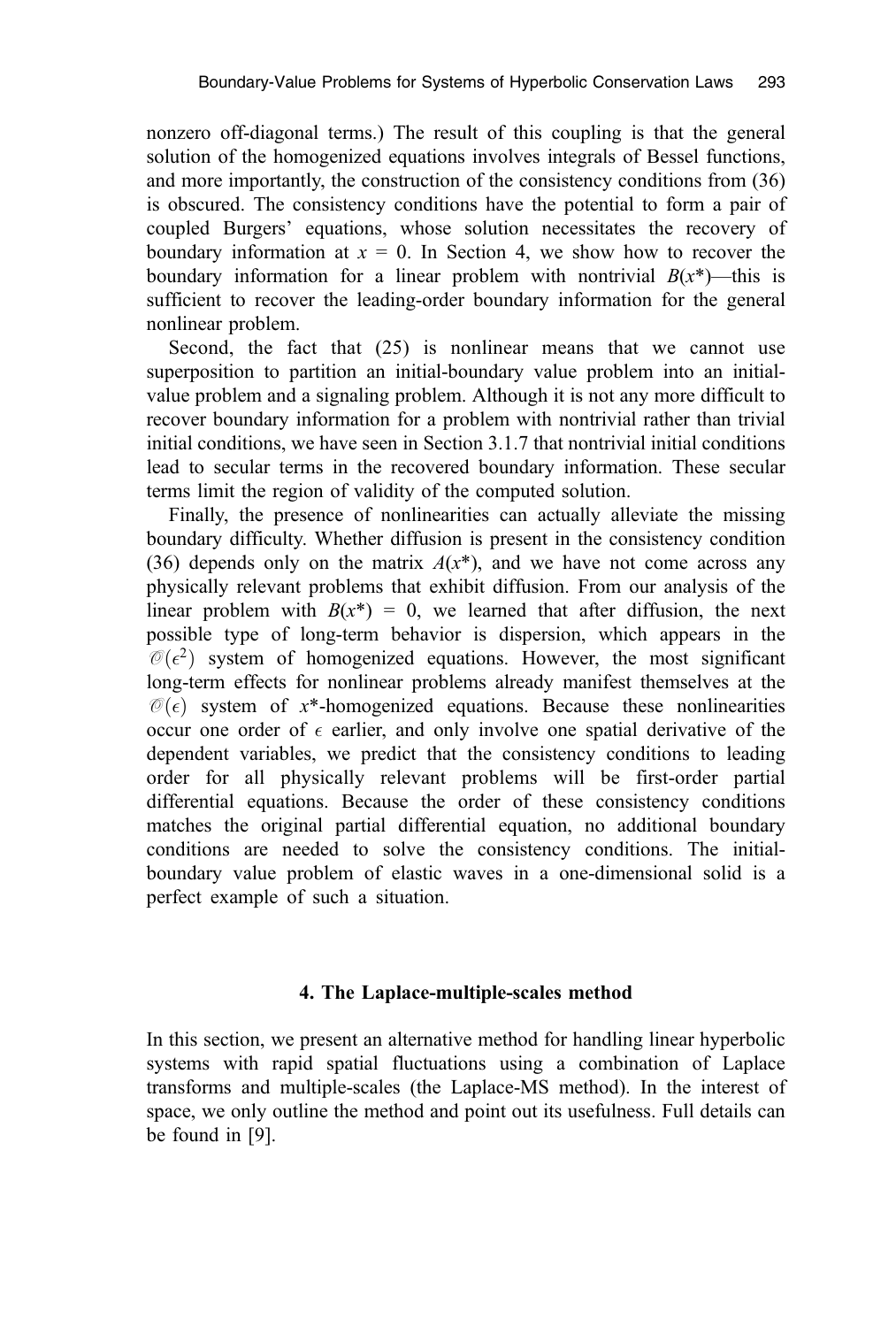nonzero off-diagonal terms.) The result of this coupling is that the general solution of the homogenized equations involves integrals of Bessel functions, and more importantly, the construction of the consistency conditions from (36) is obscured. The consistency conditions have the potential to form a pair of coupled Burgers' equations, whose solution necessitates the recovery of boundary information at $x = 0$. In Section 4, we show how to recover the boundary information for a linear problem with nontrivial $B(x^*)$—this is sufficient to recover the leading-order boundary information for the general nonlinear problem.

Second, the fact that (25) is nonlinear means that we cannot use superposition to partition an initial-boundary value problem into an initial-value problem and a signaling problem. Although it is not any more difficult to recover boundary information for a problem with nontrivial rather than trivial initial conditions, we have seen in Section 3.1.7 that nontrivial initial conditions lead to secular terms in the recovered boundary information. These secular terms limit the region of validity of the computed solution.

Finally, the presence of nonlinearities can actually alleviate the missing boundary difficulty. Whether diffusion is present in the consistency condition (36) depends only on the matrix $A(x^*)$, and we have not come across any physically relevant problems that exhibit diffusion. From our analysis of the linear problem with $B(x^*) = 0$, we learned that after diffusion, the next possible type of long-term behavior is dispersion, which appears in the $\mathcal{O}(\epsilon^2)$ system of homogenized equations. However, the most significant long-term effects for nonlinear problems already manifest themselves at the $\mathcal{O}(\epsilon)$ system of $x^*$-homogenized equations. Because these nonlinearities occur one order of $\epsilon$ earlier, and only involve one spatial derivative of the dependent variables, we predict that the consistency conditions to leading order for all physically relevant problems will be first-order partial differential equations. Because the order of these consistency conditions matches the original partial differential equation, no additional boundary conditions are needed to solve the consistency conditions. The initial-boundary value problem of elastic waves in a one-dimensional solid is a perfect example of such a situation.

## 4. The Laplace-multiple-scales method

In this section, we present an alternative method for handling linear hyperbolic systems with rapid spatial fluctuations using a combination of Laplace transforms and multiple-scales (the Laplace-MS method). In the interest of space, we only outline the method and point out its usefulness. Full details can be found in [9].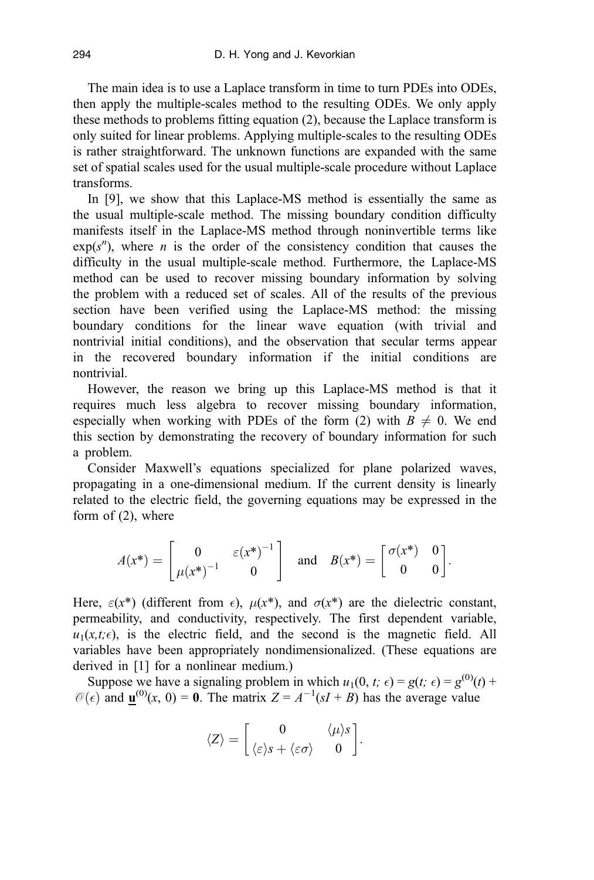The main idea is to use a Laplace transform in time to turn PDEs into ODEs, then apply the multiple-scales method to the resulting ODEs. We only apply these methods to problems fitting equation (2), because the Laplace transform is only suited for linear problems. Applying multiple-scales to the resulting ODEs is rather straightforward. The unknown functions are expanded with the same set of spatial scales used for the usual multiple-scale procedure without Laplace transforms.

In [9], we show that this Laplace-MS method is essentially the same as the usual multiple-scale method. The missing boundary condition difficulty manifests itself in the Laplace-MS method through noninvertible terms like $\exp(s^n)$, where $n$ is the order of the consistency condition that causes the difficulty in the usual multiple-scale method. Furthermore, the Laplace-MS method can be used to recover missing boundary information by solving the problem with a reduced set of scales. All of the results of the previous section have been verified using the Laplace-MS method: the missing boundary conditions for the linear wave equation (with trivial and nontrivial initial conditions), and the observation that secular terms appear in the recovered boundary information if the initial conditions are nontrivial.

However, the reason we bring up this Laplace-MS method is that it requires much less algebra to recover missing boundary information, especially when working with PDEs of the form (2) with $B \neq 0$. We end this section by demonstrating the recovery of boundary information for such a problem.

Consider Maxwell's equations specialized for plane polarized waves, propagating in a one-dimensional medium. If the current density is linearly related to the electric field, the governing equations may be expressed in the form of (2), where

$$A(x^*) = \begin{bmatrix} 0 & \varepsilon(x^*)^{-1} \\ \mu(x^*)^{-1} & 0 \end{bmatrix} \quad \text{and} \quad B(x^*) = \begin{bmatrix} \sigma(x^*) & 0 \\ 0 & 0 \end{bmatrix}.$$

Here, $\varepsilon(x^*)$ (different from $\epsilon$), $\mu(x^*)$, and $\sigma(x^*)$ are the dielectric constant, permeability, and conductivity, respectively. The first dependent variable, $u_1(x,t;\epsilon)$, is the electric field, and the second is the magnetic field. All variables have been appropriately nondimensionalized. (These equations are derived in [1] for a nonlinear medium.)

Suppose we have a signaling problem in which $u_1(0, t; \epsilon) = g(t; \epsilon) = g^{(0)}(t) + \mathcal{O}(\epsilon)$ and $\underline{\mathbf{u}}^{(0)}(x, 0) = \mathbf{0}$. The matrix $Z = A^{-1}(sI + B)$ has the average value

$$\langle Z \rangle = \begin{bmatrix} 0 & \langle \mu \rangle s \\ \langle \varepsilon \rangle s + \langle \varepsilon \sigma \rangle & 0 \end{bmatrix}.$$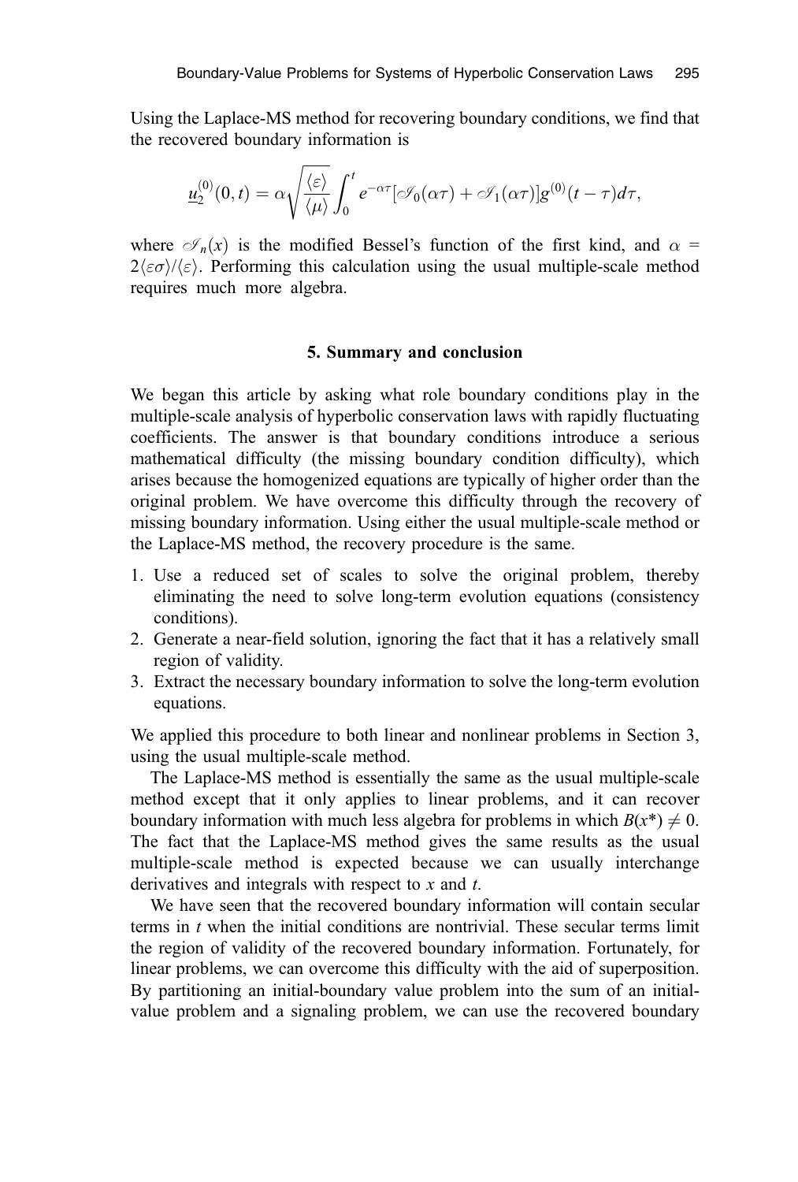Using the Laplace-MS method for recovering boundary conditions, we find that the recovered boundary information is

$$\underline{u}_2^{(0)}(0,t) = \alpha\sqrt{\frac{\langle\varepsilon\rangle}{\langle\mu\rangle}}\int_0^t e^{-\alpha\tau}[\mathscr{I}_0(\alpha\tau) + \mathscr{I}_1(\alpha\tau)]g^{(0)}(t-\tau)d\tau,$$

where $\mathscr{I}_n(x)$ is the modified Bessel's function of the first kind, and $\alpha = 2\langle\varepsilon\sigma\rangle/\langle\varepsilon\rangle$. Performing this calculation using the usual multiple-scale method requires much more algebra.

## 5. Summary and conclusion

We began this article by asking what role boundary conditions play in the multiple-scale analysis of hyperbolic conservation laws with rapidly fluctuating coefficients. The answer is that boundary conditions introduce a serious mathematical difficulty (the missing boundary condition difficulty), which arises because the homogenized equations are typically of higher order than the original problem. We have overcome this difficulty through the recovery of missing boundary information. Using either the usual multiple-scale method or the Laplace-MS method, the recovery procedure is the same.

1. Use a reduced set of scales to solve the original problem, thereby eliminating the need to solve long-term evolution equations (consistency conditions).
2. Generate a near-field solution, ignoring the fact that it has a relatively small region of validity.
3. Extract the necessary boundary information to solve the long-term evolution equations.

We applied this procedure to both linear and nonlinear problems in Section 3, using the usual multiple-scale method.

The Laplace-MS method is essentially the same as the usual multiple-scale method except that it only applies to linear problems, and it can recover boundary information with much less algebra for problems in which $B(x^*) \neq 0$. The fact that the Laplace-MS method gives the same results as the usual multiple-scale method is expected because we can usually interchange derivatives and integrals with respect to $x$ and $t$.

We have seen that the recovered boundary information will contain secular terms in $t$ when the initial conditions are nontrivial. These secular terms limit the region of validity of the recovered boundary information. Fortunately, for linear problems, we can overcome this difficulty with the aid of superposition. By partitioning an initial-boundary value problem into the sum of an initial-value problem and a signaling problem, we can use the recovered boundary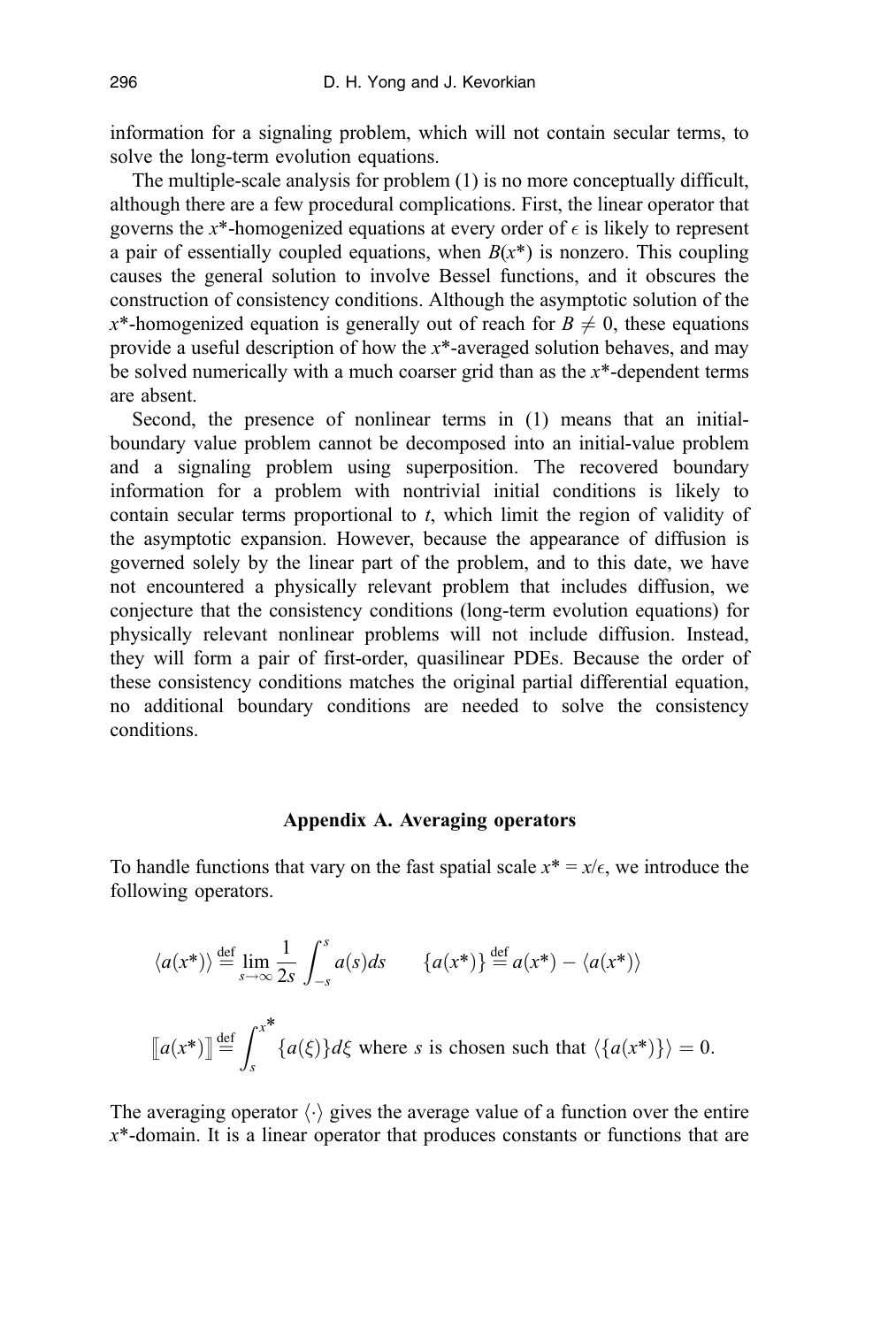information for a signaling problem, which will not contain secular terms, to solve the long-term evolution equations.

The multiple-scale analysis for problem (1) is no more conceptually difficult, although there are a few procedural complications. First, the linear operator that governs the $x^*$-homogenized equations at every order of $\epsilon$ is likely to represent a pair of essentially coupled equations, when $B(x^*)$ is nonzero. This coupling causes the general solution to involve Bessel functions, and it obscures the construction of consistency conditions. Although the asymptotic solution of the $x^*$-homogenized equation is generally out of reach for $B \neq 0$, these equations provide a useful description of how the $x^*$-averaged solution behaves, and may be solved numerically with a much coarser grid than as the $x^*$-dependent terms are absent.

Second, the presence of nonlinear terms in (1) means that an initial-boundary value problem cannot be decomposed into an initial-value problem and a signaling problem using superposition. The recovered boundary information for a problem with nontrivial initial conditions is likely to contain secular terms proportional to $t$, which limit the region of validity of the asymptotic expansion. However, because the appearance of diffusion is governed solely by the linear part of the problem, and to this date, we have not encountered a physically relevant problem that includes diffusion, we conjecture that the consistency conditions (long-term evolution equations) for physically relevant nonlinear problems will not include diffusion. Instead, they will form a pair of first-order, quasilinear PDEs. Because the order of these consistency conditions matches the original partial differential equation, no additional boundary conditions are needed to solve the consistency conditions.

## Appendix A. Averaging operators

To handle functions that vary on the fast spatial scale $x^* = x/\epsilon$, we introduce the following operators.

$$\langle a(x^*) \rangle \stackrel{\text{def}}{=} \lim_{s \to \infty} \frac{1}{2s} \int_{-s}^{s} a(s) ds \qquad \{a(x^*)\} \stackrel{\text{def}}{=} a(x^*) - \langle a(x^*) \rangle$$

$$[\![ a(x^*) ]\!] \stackrel{\text{def}}{=} \int_{s}^{x^*} \{a(\xi)\} d\xi \text{ where } s \text{ is chosen such that } \langle \{a(x^*)\} \rangle = 0.$$

The averaging operator $\langle \cdot \rangle$ gives the average value of a function over the entire $x^*$-domain. It is a linear operator that produces constants or functions that are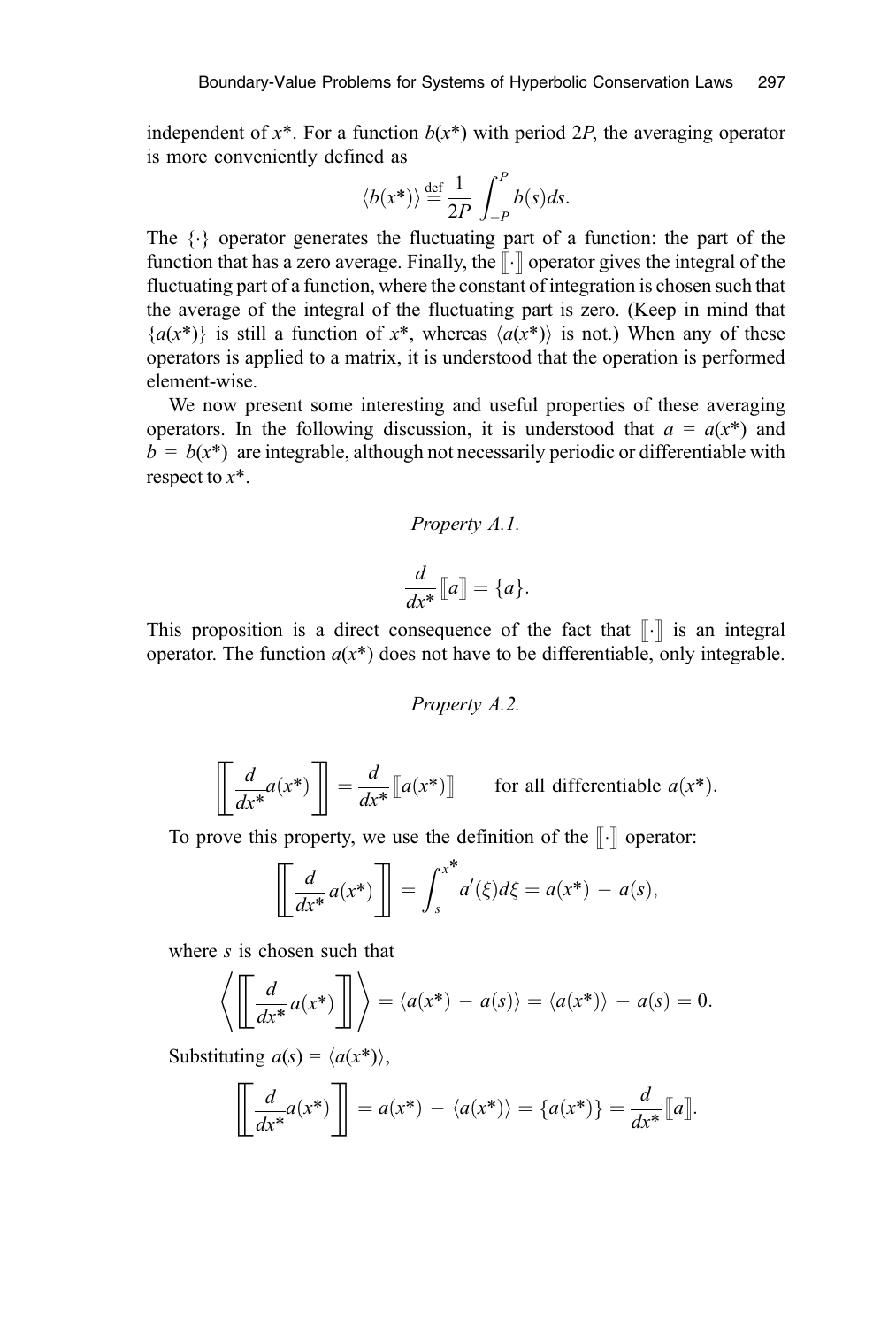independent of $x^*$. For a function $b(x^*)$ with period $2P$, the averaging operator is more conveniently defined as

$$\langle b(x^*)\rangle \stackrel{\text{def}}{=} \frac{1}{2P}\int_{-P}^{P} b(s)ds.$$

The $\{\cdot\}$ operator generates the fluctuating part of a function: the part of the function that has a zero average. Finally, the $[\![\cdot]\!]$ operator gives the integral of the fluctuating part of a function, where the constant of integration is chosen such that the average of the integral of the fluctuating part is zero. (Keep in mind that $\{a(x^*)\}$ is still a function of $x^*$, whereas $\langle a(x^*)\rangle$ is not.) When any of these operators is applied to a matrix, it is understood that the operation is performed element-wise.

We now present some interesting and useful properties of these averaging operators. In the following discussion, it is understood that $a = a(x^*)$ and $b = b(x^*)$ are integrable, although not necessarily periodic or differentiable with respect to $x^*$.

*Property A.1.*

$$\frac{d}{dx^*}[\![a]\!] = \{a\}.$$

This proposition is a direct consequence of the fact that $[\![\cdot]\!]$ is an integral operator. The function $a(x^*)$ does not have to be differentiable, only integrable.

*Property A.2.*

$$\left[\!\!\left[\frac{d}{dx^*}a(x^*)\right]\!\!\right] = \frac{d}{dx^*}[\![a(x^*)]\!] \qquad \text{for all differentiable } a(x^*).$$

To prove this property, we use the definition of the $[\![\cdot]\!]$ operator:

$$\left[\!\!\left[\frac{d}{dx^*}a(x^*)\right]\!\!\right] = \int_s^{x^*} a'(\xi)d\xi = a(x^*) - a(s),$$

where $s$ is chosen such that

$$\left\langle \left[\!\!\left[\frac{d}{dx^*}a(x^*)\right]\!\!\right] \right\rangle = \langle a(x^*) - a(s)\rangle = \langle a(x^*)\rangle - a(s) = 0.$$

Substituting $a(s) = \langle a(x^*)\rangle$,

$$\left[\!\!\left[\frac{d}{dx^*}a(x^*)\right]\!\!\right] = a(x^*) - \langle a(x^*)\rangle = \{a(x^*)\} = \frac{d}{dx^*}[\![a]\!].$$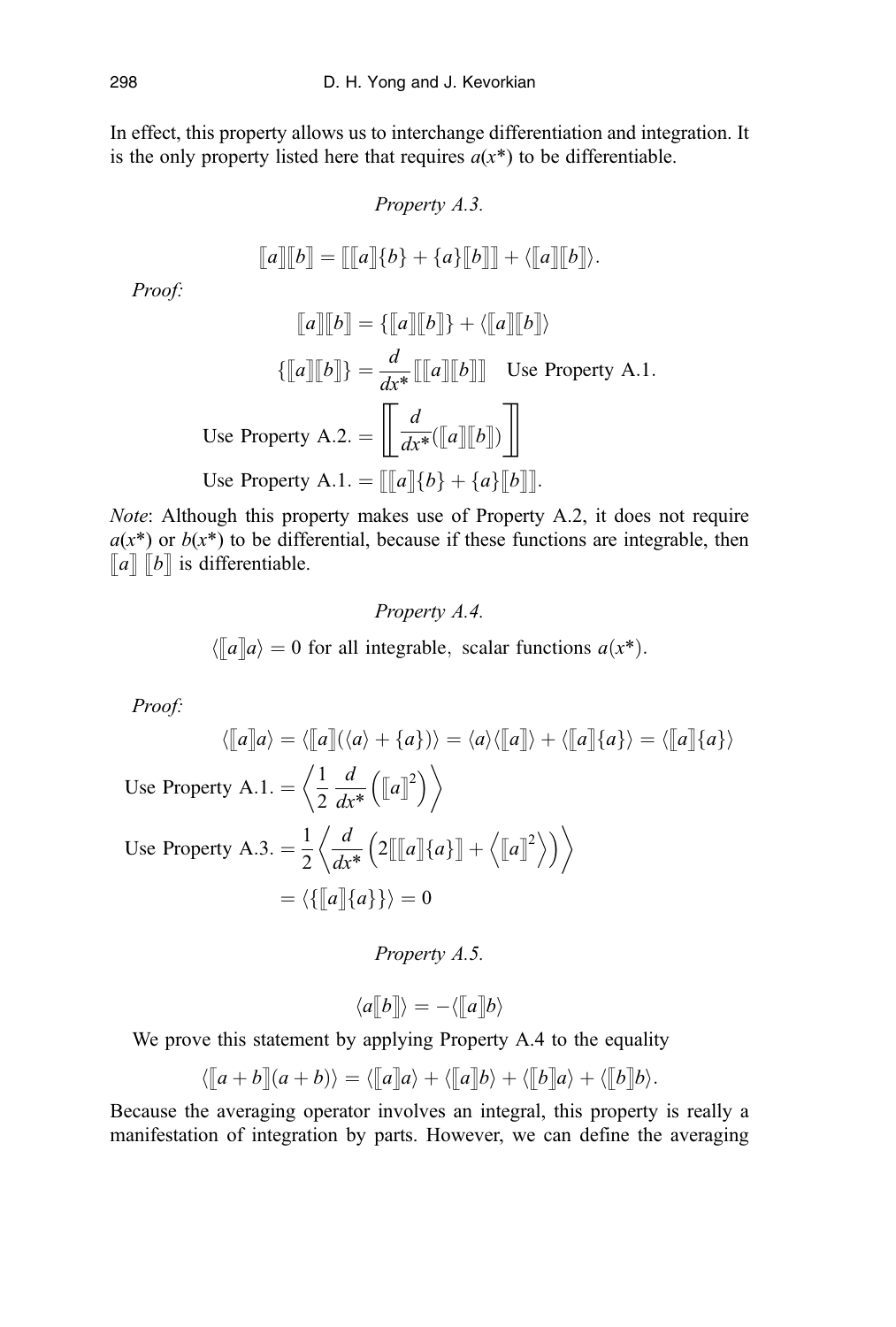In effect, this property allows us to interchange differentiation and integration. It is the only property listed here that requires $a(x^*)$ to be differentiable.

*Property A.3.*

$$[\![a]\!][\![b]\!] = [\![[\![a]\!]\{b\} + \{a\}[\![b]\!]]\!] + \langle [\![a]\!][\![b]\!] \rangle.$$

*Proof:*

$$[\![a]\!][\![b]\!] = \{[\![a]\!][\![b]\!]\} + \langle [\![a]\!][\![b]\!] \rangle$$

$$\{[\![a]\!][\![b]\!]\} = \frac{d}{dx^*}[\![[\![a]\!][\![b]\!]]\!] \quad \text{Use Property A.1.}$$

$$\text{Use Property A.2.} = \left[\!\!\left[ \frac{d}{dx^*}([\![a]\!][\![b]\!]) \right]\!\!\right]$$

$$\text{Use Property A.1.} = [\![[\![a]\!]\{b\} + \{a\}[\![b]\!]]\!].$$

*Note*: Although this property makes use of Property A.2, it does not require $a(x^*)$ or $b(x^*)$ to be differential, because if these functions are integrable, then $[\![a]\!]\ [\![b]\!]$ is differentiable.

*Property A.4.*

$$\langle [\![a]\!] a \rangle = 0 \text{ for all integrable, scalar functions } a(x^*).$$

*Proof:*

$$\langle [\![a]\!] a \rangle = \langle [\![a]\!](\langle a \rangle + \{a\}) \rangle = \langle a \rangle \langle [\![a]\!] \rangle + \langle [\![a]\!]\{a\} \rangle = \langle [\![a]\!]\{a\} \rangle$$

$$\text{Use Property A.1.} = \left\langle \frac{1}{2}\frac{d}{dx^*}\left([\![a]\!]^2\right) \right\rangle$$

$$\text{Use Property A.3.} = \frac{1}{2}\left\langle \frac{d}{dx^*}\left(2[\![[\![a]\!]\{a\}]\!] + \left\langle [\![a]\!]^2 \right\rangle\right) \right\rangle$$

$$= \langle \{[\![a]\!]\{a\}\} \rangle = 0$$

*Property A.5.*

$$\langle a[\![b]\!] \rangle = -\langle [\![a]\!] b \rangle$$

We prove this statement by applying Property A.4 to the equality

$$\langle [\![a+b]\!](a+b) \rangle = \langle [\![a]\!] a \rangle + \langle [\![a]\!] b \rangle + \langle [\![b]\!] a \rangle + \langle [\![b]\!] b \rangle.$$

Because the averaging operator involves an integral, this property is really a manifestation of integration by parts. However, we can define the averaging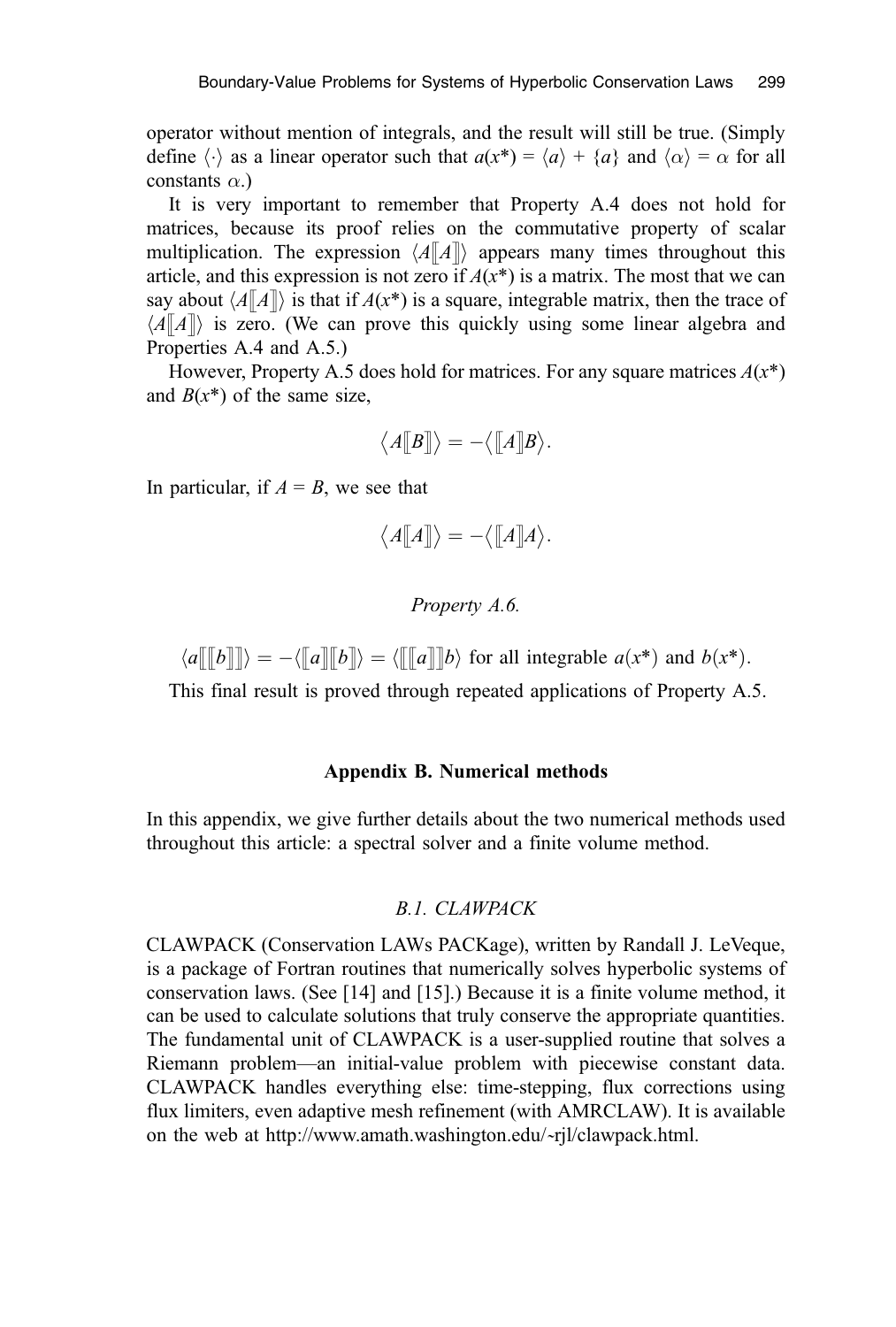operator without mention of integrals, and the result will still be true. (Simply define $\langle\cdot\rangle$ as a linear operator such that $a(x^*) = \langle a\rangle + \{a\}$ and $\langle\alpha\rangle = \alpha$ for all constants $\alpha$.)

It is very important to remember that Property A.4 does not hold for matrices, because its proof relies on the commutative property of scalar multiplication. The expression $\langle A[\![A]\!]\rangle$ appears many times throughout this article, and this expression is not zero if $A(x^*)$ is a matrix. The most that we can say about $\langle A[\![A]\!]\rangle$ is that if $A(x^*)$ is a square, integrable matrix, then the trace of $\langle A[\![A]\!]\rangle$ is zero. (We can prove this quickly using some linear algebra and Properties A.4 and A.5.)

However, Property A.5 does hold for matrices. For any square matrices $A(x^*)$ and $B(x^*)$ of the same size,

$$\big\langle A[\![B]\!]\big\rangle = -\big\langle [\![A]\!]B\big\rangle.$$

In particular, if $A = B$, we see that

$$\big\langle A[\![A]\!]\big\rangle = -\big\langle [\![A]\!]A\big\rangle.$$

*Property A.6.*

$\langle a[\![[\![b]\!]]\!]\rangle = -\langle [\![a]\!][\![b]\!]\rangle = \langle [\![[\![a]\!]]\!]b\rangle$ for all integrable $a(x^*)$ and $b(x^*)$.

This final result is proved through repeated applications of Property A.5.

## Appendix B. Numerical methods

In this appendix, we give further details about the two numerical methods used throughout this article: a spectral solver and a finite volume method.

### *B.1. CLAWPACK*

CLAWPACK (Conservation LAWs PACKage), written by Randall J. LeVeque, is a package of Fortran routines that numerically solves hyperbolic systems of conservation laws. (See [14] and [15].) Because it is a finite volume method, it can be used to calculate solutions that truly conserve the appropriate quantities. The fundamental unit of CLAWPACK is a user-supplied routine that solves a Riemann problem—an initial-value problem with piecewise constant data. CLAWPACK handles everything else: time-stepping, flux corrections using flux limiters, even adaptive mesh refinement (with AMRCLAW). It is available on the web at http://www.amath.washington.edu/~rjl/clawpack.html.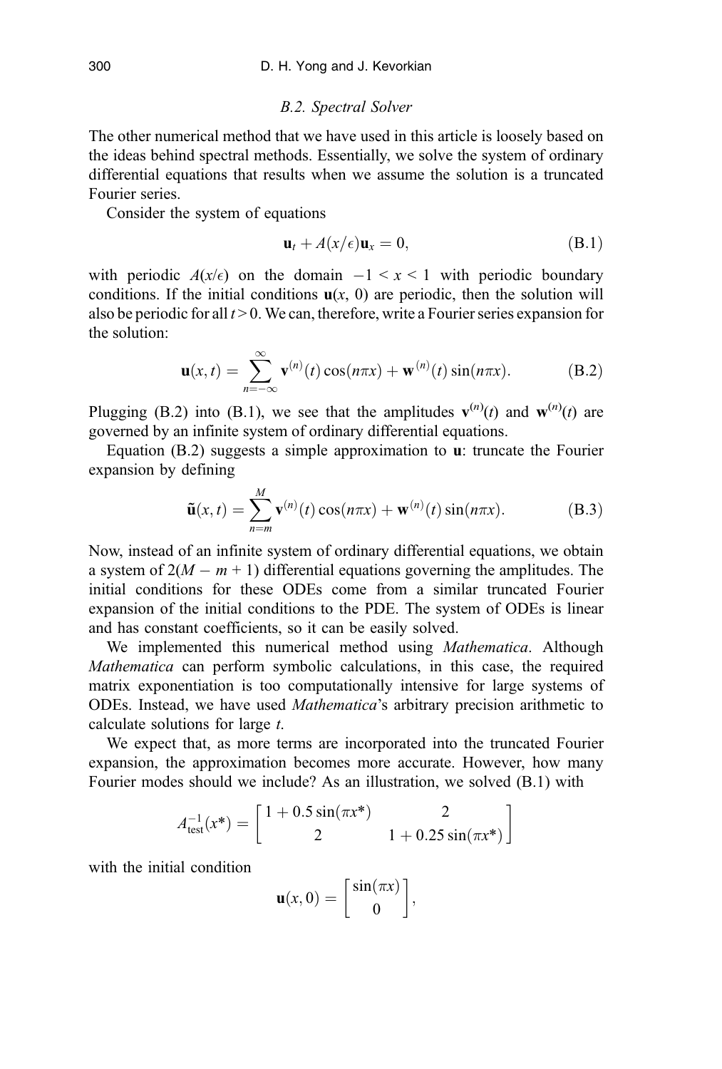### *B.2. Spectral Solver*

The other numerical method that we have used in this article is loosely based on the ideas behind spectral methods. Essentially, we solve the system of ordinary differential equations that results when we assume the solution is a truncated Fourier series.

Consider the system of equations

$$\mathbf{u}_t + A(x/\epsilon)\mathbf{u}_x = 0, \tag{B.1}$$

with periodic $A(x/\epsilon)$ on the domain $-1 < x < 1$ with periodic boundary conditions. If the initial conditions $\mathbf{u}(x, 0)$ are periodic, then the solution will also be periodic for all $t > 0$. We can, therefore, write a Fourier series expansion for the solution:

$$\mathbf{u}(x,t) = \sum_{n=-\infty}^{\infty} \mathbf{v}^{(n)}(t)\cos(n\pi x) + \mathbf{w}^{(n)}(t)\sin(n\pi x). \tag{B.2}$$

Plugging (B.2) into (B.1), we see that the amplitudes $\mathbf{v}^{(n)}(t)$ and $\mathbf{w}^{(n)}(t)$ are governed by an infinite system of ordinary differential equations.

Equation (B.2) suggests a simple approximation to $\mathbf{u}$: truncate the Fourier expansion by defining

$$\tilde{\mathbf{u}}(x,t) = \sum_{n=m}^{M} \mathbf{v}^{(n)}(t)\cos(n\pi x) + \mathbf{w}^{(n)}(t)\sin(n\pi x). \tag{B.3}$$

Now, instead of an infinite system of ordinary differential equations, we obtain a system of $2(M - m + 1)$ differential equations governing the amplitudes. The initial conditions for these ODEs come from a similar truncated Fourier expansion of the initial conditions to the PDE. The system of ODEs is linear and has constant coefficients, so it can be easily solved.

We implemented this numerical method using *Mathematica*. Although *Mathematica* can perform symbolic calculations, in this case, the required matrix exponentiation is too computationally intensive for large systems of ODEs. Instead, we have used *Mathematica*'s arbitrary precision arithmetic to calculate solutions for large $t$.

We expect that, as more terms are incorporated into the truncated Fourier expansion, the approximation becomes more accurate. However, how many Fourier modes should we include? As an illustration, we solved (B.1) with

$$A_{\text{test}}^{-1}(x^*) = \begin{bmatrix} 1 + 0.5\sin(\pi x^*) & 2 \\ 2 & 1 + 0.25\sin(\pi x^*) \end{bmatrix}$$

with the initial condition

$$\mathbf{u}(x,0) = \begin{bmatrix} \sin(\pi x) \\ 0 \end{bmatrix},$$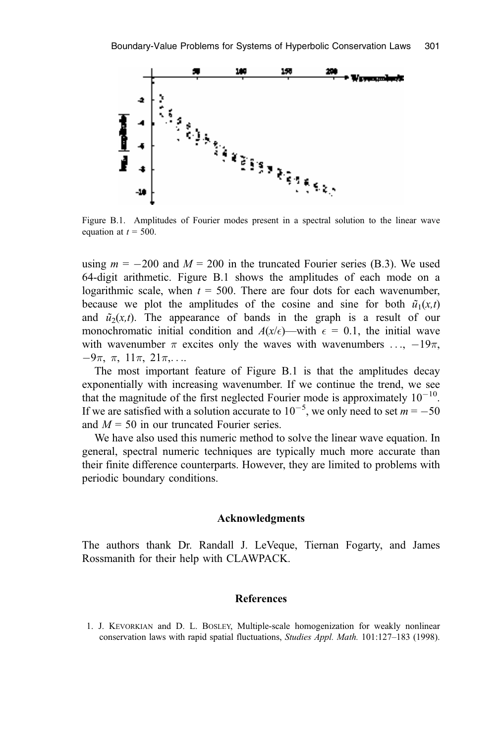Figure B.1. Amplitudes of Fourier modes present in a spectral solution to the linear wave equation at $t = 500$.

using $m = -200$ and $M = 200$ in the truncated Fourier series (B.3). We used 64-digit arithmetic. Figure B.1 shows the amplitudes of each mode on a logarithmic scale, when $t = 500$. There are four dots for each wavenumber, because we plot the amplitudes of the cosine and sine for both $\tilde{u}_1(x,t)$ and $\tilde{u}_2(x,t)$. The appearance of bands in the graph is a result of our monochromatic initial condition and $A(x/\epsilon)$—with $\epsilon = 0.1$, the initial wave with wavenumber $\pi$ excites only the waves with wavenumbers $\ldots, -19\pi, -9\pi, \pi, 11\pi, 21\pi, \ldots$.

The most important feature of Figure B.1 is that the amplitudes decay exponentially with increasing wavenumber. If we continue the trend, we see that the magnitude of the first neglected Fourier mode is approximately $10^{-10}$. If we are satisfied with a solution accurate to $10^{-5}$, we only need to set $m = -50$ and $M = 50$ in our truncated Fourier series.

We have also used this numeric method to solve the linear wave equation. In general, spectral numeric techniques are typically much more accurate than their finite difference counterparts. However, they are limited to problems with periodic boundary conditions.

## Acknowledgments

The authors thank Dr. Randall J. LeVeque, Tiernan Fogarty, and James Rossmanith for their help with CLAWPACK.

## References

1. J. KEVORKIAN and D. L. BOSLEY, Multiple-scale homogenization for weakly nonlinear conservation laws with rapid spatial fluctuations, *Studies Appl. Math.* 101:127–183 (1998).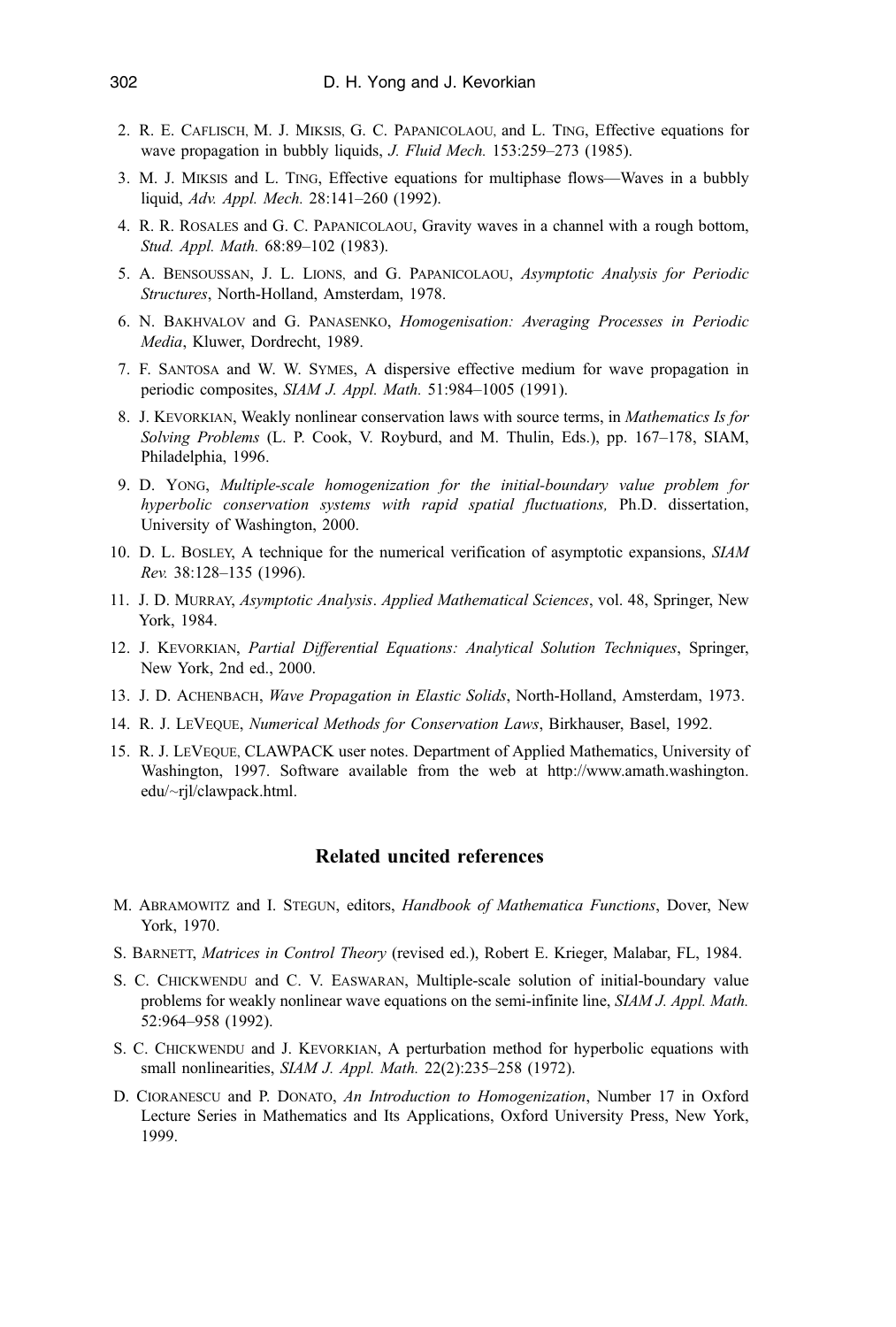2. R. E. Caflisch, M. J. Miksis, G. C. Papanicolaou, and L. Ting, Effective equations for wave propagation in bubbly liquids, *J. Fluid Mech.* 153:259–273 (1985).

3. M. J. Miksis and L. Ting, Effective equations for multiphase flows—Waves in a bubbly liquid, *Adv. Appl. Mech.* 28:141–260 (1992).

4. R. R. Rosales and G. C. Papanicolaou, Gravity waves in a channel with a rough bottom, *Stud. Appl. Math.* 68:89–102 (1983).

5. A. Bensoussan, J. L. Lions, and G. Papanicolaou, *Asymptotic Analysis for Periodic Structures*, North-Holland, Amsterdam, 1978.

6. N. Bakhvalov and G. Panasenko, *Homogenisation: Averaging Processes in Periodic Media*, Kluwer, Dordrecht, 1989.

7. F. Santosa and W. W. Symes, A dispersive effective medium for wave propagation in periodic composites, *SIAM J. Appl. Math.* 51:984–1005 (1991).

8. J. Kevorkian, Weakly nonlinear conservation laws with source terms, in *Mathematics Is for Solving Problems* (L. P. Cook, V. Royburd, and M. Thulin, Eds.), pp. 167–178, SIAM, Philadelphia, 1996.

9. D. Yong, *Multiple-scale homogenization for the initial-boundary value problem for hyperbolic conservation systems with rapid spatial fluctuations,* Ph.D. dissertation, University of Washington, 2000.

10. D. L. Bosley, A technique for the numerical verification of asymptotic expansions, *SIAM Rev.* 38:128–135 (1996).

11. J. D. Murray, *Asymptotic Analysis*. *Applied Mathematical Sciences*, vol. 48, Springer, New York, 1984.

12. J. Kevorkian, *Partial Differential Equations: Analytical Solution Techniques*, Springer, New York, 2nd ed., 2000.

13. J. D. Achenbach, *Wave Propagation in Elastic Solids*, North-Holland, Amsterdam, 1973.

14. R. J. LeVeque, *Numerical Methods for Conservation Laws*, Birkhauser, Basel, 1992.

15. R. J. LeVeque, CLAWPACK user notes. Department of Applied Mathematics, University of Washington, 1997. Software available from the web at http://www.amath.washington.edu/~rjl/clawpack.html.

## Related uncited references

M. Abramowitz and I. Stegun, editors, *Handbook of Mathematica Functions*, Dover, New York, 1970.

S. Barnett, *Matrices in Control Theory* (revised ed.), Robert E. Krieger, Malabar, FL, 1984.

S. C. Chickwendu and C. V. Easwaran, Multiple-scale solution of initial-boundary value problems for weakly nonlinear wave equations on the semi-infinite line, *SIAM J. Appl. Math.* 52:964–958 (1992).

S. C. Chickwendu and J. Kevorkian, A perturbation method for hyperbolic equations with small nonlinearities, *SIAM J. Appl. Math.* 22(2):235–258 (1972).

D. Cioranescu and P. Donato, *An Introduction to Homogenization*, Number 17 in Oxford Lecture Series in Mathematics and Its Applications, Oxford University Press, New York, 1999.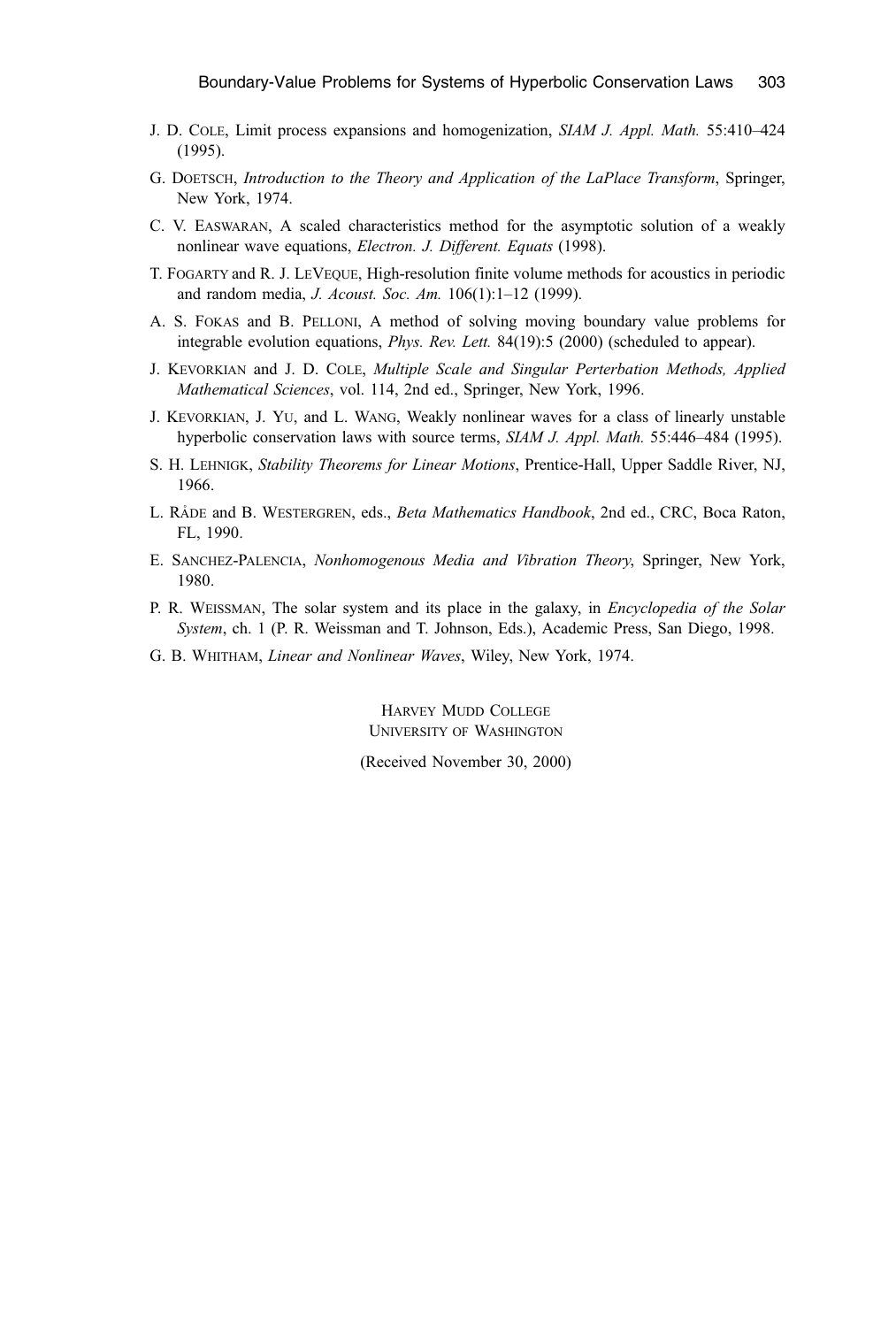J. D. Cole, Limit process expansions and homogenization, *SIAM J. Appl. Math.* 55:410–424 (1995).

G. Doetsch, *Introduction to the Theory and Application of the LaPlace Transform*, Springer, New York, 1974.

C. V. Easwaran, A scaled characteristics method for the asymptotic solution of a weakly nonlinear wave equations, *Electron. J. Different. Equats* (1998).

T. Fogarty and R. J. LeVeque, High-resolution finite volume methods for acoustics in periodic and random media, *J. Acoust. Soc. Am.* 106(1):1–12 (1999).

A. S. Fokas and B. Pelloni, A method of solving moving boundary value problems for integrable evolution equations, *Phys. Rev. Lett.* 84(19):5 (2000) (scheduled to appear).

J. Kevorkian and J. D. Cole, *Multiple Scale and Singular Perterbation Methods, Applied Mathematical Sciences*, vol. 114, 2nd ed., Springer, New York, 1996.

J. Kevorkian, J. Yu, and L. Wang, Weakly nonlinear waves for a class of linearly unstable hyperbolic conservation laws with source terms, *SIAM J. Appl. Math.* 55:446–484 (1995).

S. H. Lehnigk, *Stability Theorems for Linear Motions*, Prentice-Hall, Upper Saddle River, NJ, 1966.

L. Råde and B. Westergren, eds., *Beta Mathematics Handbook*, 2nd ed., CRC, Boca Raton, FL, 1990.

E. Sanchez-Palencia, *Nonhomogenous Media and Vibration Theory*, Springer, New York, 1980.

P. R. Weissman, The solar system and its place in the galaxy, in *Encyclopedia of the Solar System*, ch. 1 (P. R. Weissman and T. Johnson, Eds.), Academic Press, San Diego, 1998.

G. B. Whitham, *Linear and Nonlinear Waves*, Wiley, New York, 1974.

Harvey Mudd College
University of Washington

(Received November 30, 2000)